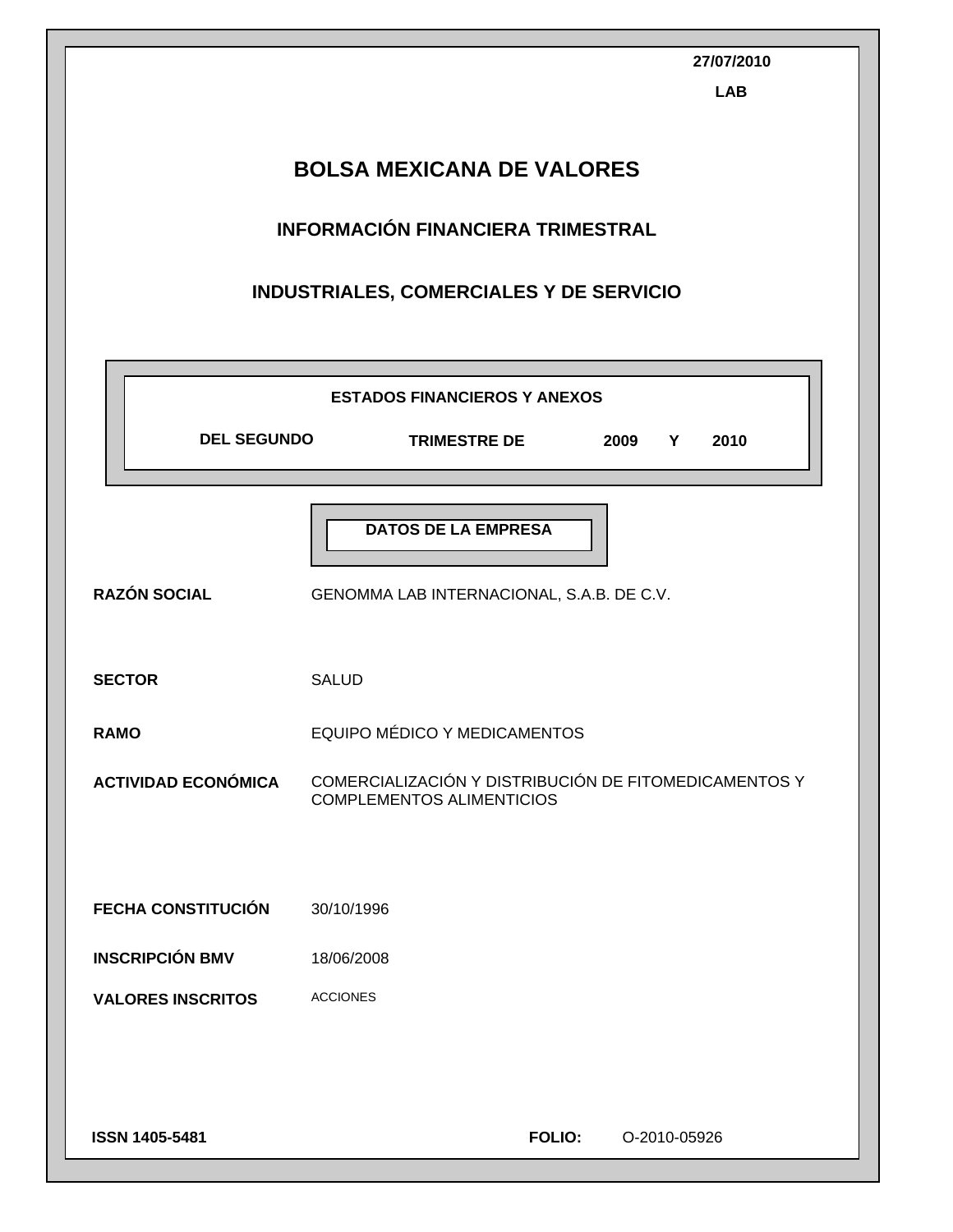27/07/2010

LAB

# BOLSA MEXICANA DE VALORES

## INFORMACIÓN FINANCIERA TRIMESTRAL

## INDUSTRIALES, COMERCIALES Y DE SERVICIO

**ESTADOS FINANCIEROS Y ANEXOS**

**DEL SEGUNDO TRIMESTRE DE 2009 Y 2010**

**DATOS DE LA EMPRESA**

| | |
|---|---|
| **RAZÓN SOCIAL** | GENOMMA LAB INTERNACIONAL, S.A.B. DE C.V. |
| **SECTOR** | SALUD |
| **RAMO** | EQUIPO MÉDICO Y MEDICAMENTOS |
| **ACTIVIDAD ECONÓMICA** | COMERCIALIZACIÓN Y DISTRIBUCIÓN DE FITOMEDICAMENTOS Y COMPLEMENTOS ALIMENTICIOS |
| **FECHA CONSTITUCIÓN** | 30/10/1996 |
| **INSCRIPCIÓN BMV** | 18/06/2008 |
| **VALORES INSCRITOS** | ACCIONES |

**ISSN 1405-5481**

**FOLIO:** O-2010-05926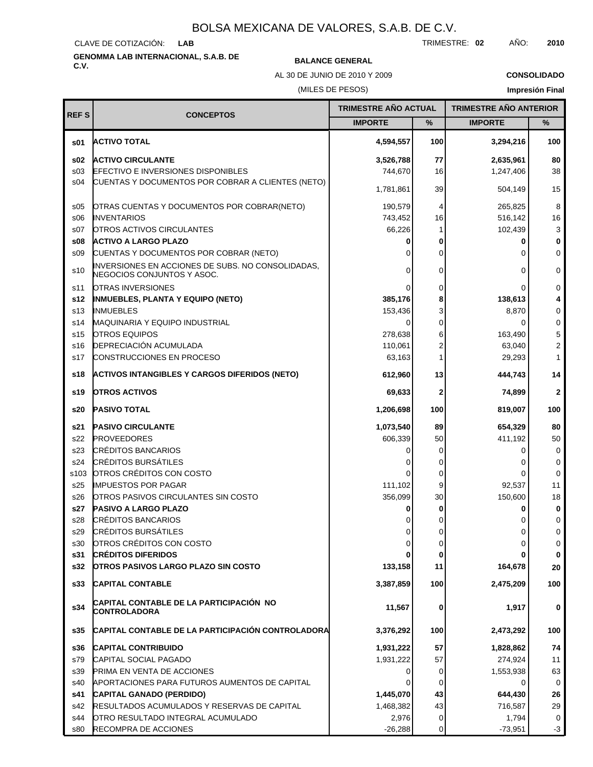# BOLSA MEXICANA DE VALORES, S.A.B. DE C.V.

CLAVE DE COTIZACIÓN: **LAB**

TRIMESTRE: **02** AÑO: **2010**

**GENOMMA LAB INTERNACIONAL, S.A.B. DE C.V.**

**BALANCE GENERAL**

AL 30 DE JUNIO DE 2010 Y 2009

(MILES DE PESOS)

**CONSOLIDADO**

**Impresión Final**

| REF S | CONCEPTOS | TRIMESTRE AÑO ACTUAL | | TRIMESTRE AÑO ANTERIOR | |
|---|---|---|---|---|---|
| | | IMPORTE | % | IMPORTE | % |
| **s01** | **ACTIVO TOTAL** | **4,594,557** | **100** | **3,294,216** | **100** |
| **s02** | **ACTIVO CIRCULANTE** | **3,526,788** | **77** | **2,635,961** | **80** |
| s03 | EFECTIVO E INVERSIONES DISPONIBLES | 744,670 | 16 | 1,247,406 | 38 |
| s04 | CUENTAS Y DOCUMENTOS POR COBRAR A CLIENTES (NETO) | 1,781,861 | 39 | 504,149 | 15 |
| s05 | OTRAS CUENTAS Y DOCUMENTOS POR COBRAR(NETO) | 190,579 | 4 | 265,825 | 8 |
| s06 | INVENTARIOS | 743,452 | 16 | 516,142 | 16 |
| s07 | OTROS ACTIVOS CIRCULANTES | 66,226 | 1 | 102,439 | 3 |
| **s08** | **ACTIVO A LARGO PLAZO** | **0** | **0** | **0** | **0** |
| s09 | CUENTAS Y DOCUMENTOS POR COBRAR (NETO) | 0 | 0 | 0 | 0 |
| s10 | INVERSIONES EN ACCIONES DE SUBS. NO CONSOLIDADAS, NEGOCIOS CONJUNTOS Y ASOC. | 0 | 0 | 0 | 0 |
| s11 | OTRAS INVERSIONES | 0 | 0 | 0 | 0 |
| **s12** | **INMUEBLES, PLANTA Y EQUIPO (NETO)** | **385,176** | **8** | **138,613** | **4** |
| s13 | INMUEBLES | 153,436 | 3 | 8,870 | 0 |
| s14 | MAQUINARIA Y EQUIPO INDUSTRIAL | 0 | 0 | 0 | 0 |
| s15 | OTROS EQUIPOS | 278,638 | 6 | 163,490 | 5 |
| s16 | DEPRECIACIÓN ACUMULADA | 110,061 | 2 | 63,040 | 2 |
| s17 | CONSTRUCCIONES EN PROCESO | 63,163 | 1 | 29,293 | 1 |
| **s18** | **ACTIVOS INTANGIBLES Y CARGOS DIFERIDOS (NETO)** | **612,960** | **13** | **444,743** | **14** |
| **s19** | **OTROS ACTIVOS** | **69,633** | **2** | **74,899** | **2** |
| **s20** | **PASIVO TOTAL** | **1,206,698** | **100** | **819,007** | **100** |
| **s21** | **PASIVO CIRCULANTE** | **1,073,540** | **89** | **654,329** | **80** |
| s22 | PROVEEDORES | 606,339 | 50 | 411,192 | 50 |
| s23 | CRÉDITOS BANCARIOS | 0 | 0 | 0 | 0 |
| s24 | CRÉDITOS BURSÁTILES | 0 | 0 | 0 | 0 |
| s103 | OTROS CRÉDITOS CON COSTO | 0 | 0 | 0 | 0 |
| s25 | IMPUESTOS POR PAGAR | 111,102 | 9 | 92,537 | 11 |
| s26 | OTROS PASIVOS CIRCULANTES SIN COSTO | 356,099 | 30 | 150,600 | 18 |
| **s27** | **PASIVO A LARGO PLAZO** | **0** | **0** | **0** | **0** |
| s28 | CRÉDITOS BANCARIOS | 0 | 0 | 0 | 0 |
| s29 | CRÉDITOS BURSÁTILES | 0 | 0 | 0 | 0 |
| s30 | OTROS CRÉDITOS CON COSTO | 0 | 0 | 0 | 0 |
| **s31** | **CRÉDITOS DIFERIDOS** | **0** | **0** | **0** | **0** |
| **s32** | **OTROS PASIVOS LARGO PLAZO SIN COSTO** | **133,158** | **11** | **164,678** | **20** |
| **s33** | **CAPITAL CONTABLE** | **3,387,859** | **100** | **2,475,209** | **100** |
| **s34** | **CAPITAL CONTABLE DE LA PARTICIPACIÓN NO CONTROLADORA** | **11,567** | **0** | **1,917** | **0** |
| **s35** | **CAPITAL CONTABLE DE LA PARTICIPACIÓN CONTROLADORA** | **3,376,292** | **100** | **2,473,292** | **100** |
| **s36** | **CAPITAL CONTRIBUIDO** | **1,931,222** | **57** | **1,828,862** | **74** |
| s79 | CAPITAL SOCIAL PAGADO | 1,931,222 | 57 | 274,924 | 11 |
| s39 | PRIMA EN VENTA DE ACCIONES | 0 | 0 | 1,553,938 | 63 |
| s40 | APORTACIONES PARA FUTUROS AUMENTOS DE CAPITAL | 0 | 0 | 0 | 0 |
| **s41** | **CAPITAL GANADO (PERDIDO)** | **1,445,070** | **43** | **644,430** | **26** |
| s42 | RESULTADOS ACUMULADOS Y RESERVAS DE CAPITAL | 1,468,382 | 43 | 716,587 | 29 |
| s44 | OTRO RESULTADO INTEGRAL ACUMULADO | 2,976 | 0 | 1,794 | 0 |
| s80 | RECOMPRA DE ACCIONES | -26,288 | 0 | -73,951 | -3 |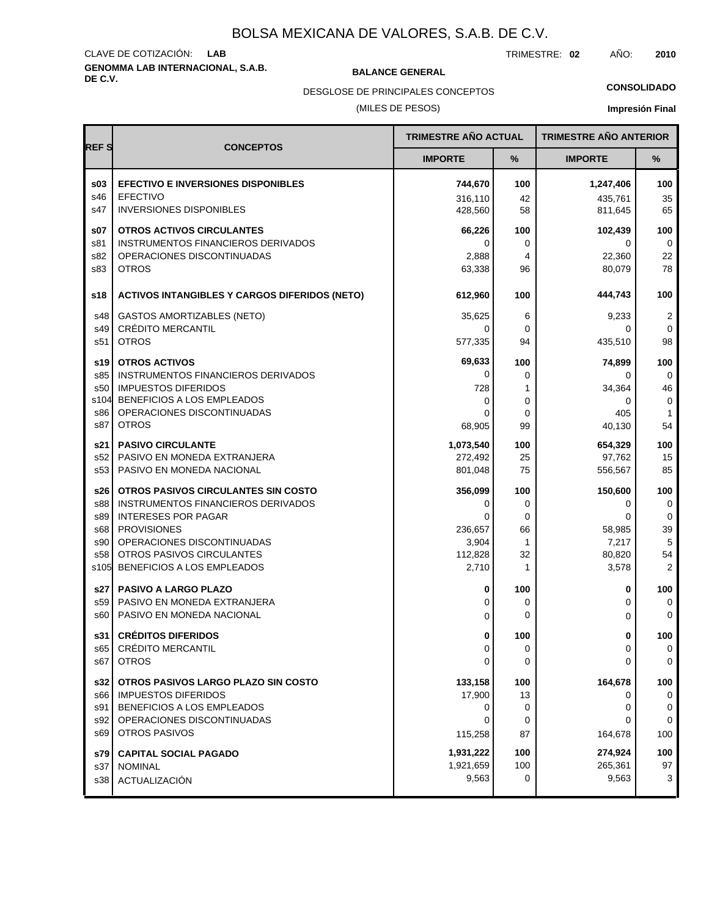# BOLSA MEXICANA DE VALORES, S.A.B. DE C.V.

CLAVE DE COTIZACIÓN: **LAB**

TRIMESTRE: **02** AÑO: **2010**

**GENOMMA LAB INTERNACIONAL, S.A.B. DE C.V.**

**BALANCE GENERAL**

DESGLOSE DE PRINCIPALES CONCEPTOS

(MILES DE PESOS)

**CONSOLIDADO**

**Impresión Final**

| REF S | CONCEPTOS | TRIMESTRE AÑO ACTUAL | | TRIMESTRE AÑO ANTERIOR | |
|---|---|---|---|---|---|
| | | IMPORTE | % | IMPORTE | % |
| **s03** | **EFECTIVO E INVERSIONES DISPONIBLES** | **744,670** | **100** | **1,247,406** | **100** |
| s46 | EFECTIVO | 316,110 | 42 | 435,761 | 35 |
| s47 | INVERSIONES DISPONIBLES | 428,560 | 58 | 811,645 | 65 |
| **s07** | **OTROS ACTIVOS CIRCULANTES** | **66,226** | **100** | **102,439** | **100** |
| s81 | INSTRUMENTOS FINANCIEROS DERIVADOS | 0 | 0 | 0 | 0 |
| s82 | OPERACIONES DISCONTINUADAS | 2,888 | 4 | 22,360 | 22 |
| s83 | OTROS | 63,338 | 96 | 80,079 | 78 |
| **s18** | **ACTIVOS INTANGIBLES Y CARGOS DIFERIDOS (NETO)** | **612,960** | **100** | **444,743** | **100** |
| s48 | GASTOS AMORTIZABLES (NETO) | 35,625 | 6 | 9,233 | 2 |
| s49 | CRÉDITO MERCANTIL | 0 | 0 | 0 | 0 |
| s51 | OTROS | 577,335 | 94 | 435,510 | 98 |
| **s19** | **OTROS ACTIVOS** | **69,633** | **100** | **74,899** | **100** |
| s85 | INSTRUMENTOS FINANCIEROS DERIVADOS | 0 | 0 | 0 | 0 |
| s50 | IMPUESTOS DIFERIDOS | 728 | 1 | 34,364 | 46 |
| s104 | BENEFICIOS A LOS EMPLEADOS | 0 | 0 | 0 | 0 |
| s86 | OPERACIONES DISCONTINUADAS | 0 | 0 | 405 | 1 |
| s87 | OTROS | 68,905 | 99 | 40,130 | 54 |
| **s21** | **PASIVO CIRCULANTE** | **1,073,540** | **100** | **654,329** | **100** |
| s52 | PASIVO EN MONEDA EXTRANJERA | 272,492 | 25 | 97,762 | 15 |
| s53 | PASIVO EN MONEDA NACIONAL | 801,048 | 75 | 556,567 | 85 |
| **s26** | **OTROS PASIVOS CIRCULANTES SIN COSTO** | **356,099** | **100** | **150,600** | **100** |
| s88 | INSTRUMENTOS FINANCIEROS DERIVADOS | 0 | 0 | 0 | 0 |
| s89 | INTERESES POR PAGAR | 0 | 0 | 0 | 0 |
| s68 | PROVISIONES | 236,657 | 66 | 58,985 | 39 |
| s90 | OPERACIONES DISCONTINUADAS | 3,904 | 1 | 7,217 | 5 |
| s58 | OTROS PASIVOS CIRCULANTES | 112,828 | 32 | 80,820 | 54 |
| s105 | BENEFICIOS A LOS EMPLEADOS | 2,710 | 1 | 3,578 | 2 |
| **s27** | **PASIVO A LARGO PLAZO** | **0** | **100** | **0** | **100** |
| s59 | PASIVO EN MONEDA EXTRANJERA | 0 | 0 | 0 | 0 |
| s60 | PASIVO EN MONEDA NACIONAL | 0 | 0 | 0 | 0 |
| **s31** | **CRÉDITOS DIFERIDOS** | **0** | **100** | **0** | **100** |
| s65 | CRÉDITO MERCANTIL | 0 | 0 | 0 | 0 |
| s67 | OTROS | 0 | 0 | 0 | 0 |
| **s32** | **OTROS PASIVOS LARGO PLAZO SIN COSTO** | **133,158** | **100** | **164,678** | **100** |
| s66 | IMPUESTOS DIFERIDOS | 17,900 | 13 | 0 | 0 |
| s91 | BENEFICIOS A LOS EMPLEADOS | 0 | 0 | 0 | 0 |
| s92 | OPERACIONES DISCONTINUADAS | 0 | 0 | 0 | 0 |
| s69 | OTROS PASIVOS | 115,258 | 87 | 164,678 | 100 |
| **s79** | **CAPITAL SOCIAL PAGADO** | **1,931,222** | **100** | **274,924** | **100** |
| s37 | NOMINAL | 1,921,659 | 100 | 265,361 | 97 |
| s38 | ACTUALIZACIÓN | 9,563 | 0 | 9,563 | 3 |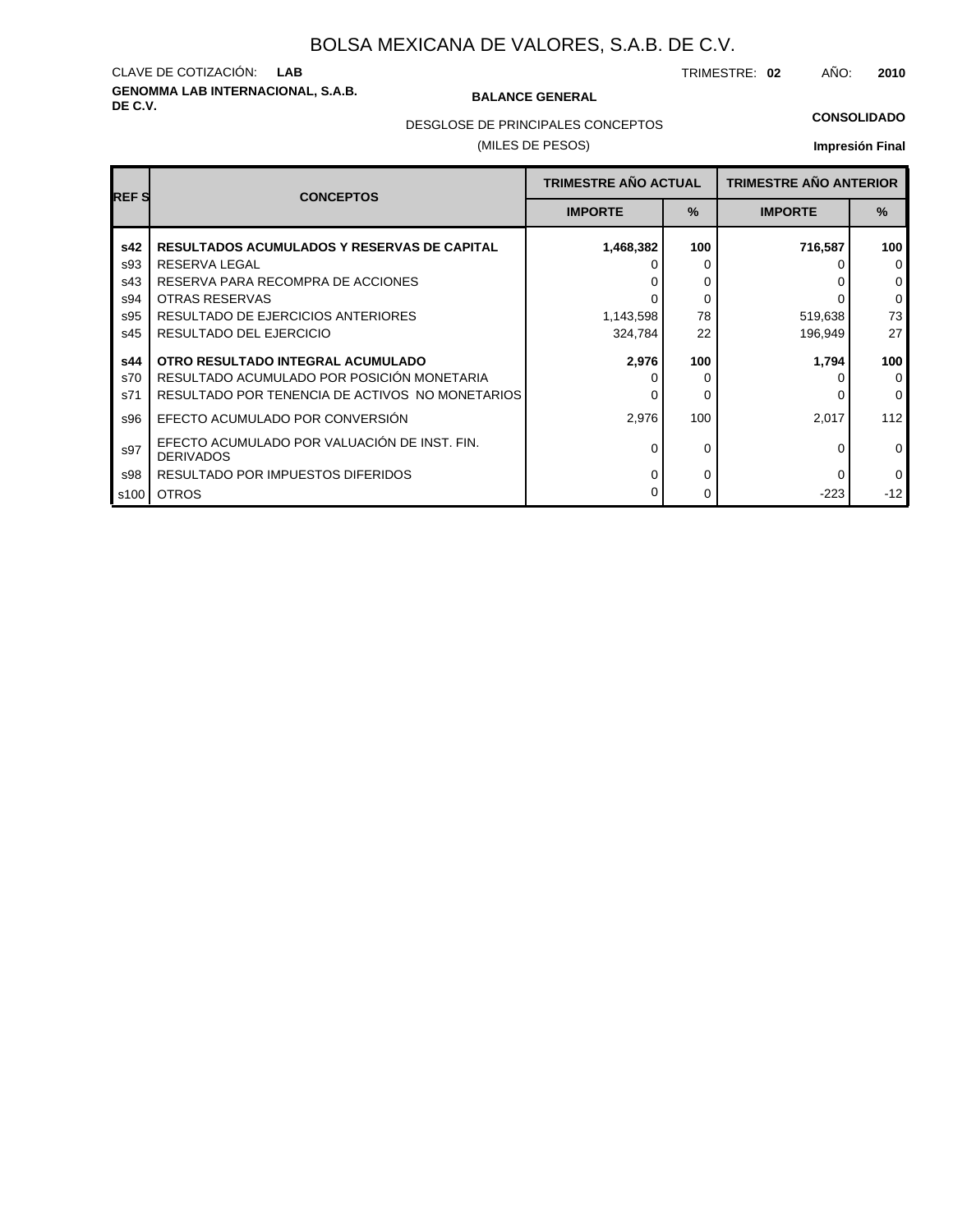# BOLSA MEXICANA DE VALORES, S.A.B. DE C.V.

CLAVE DE COTIZACIÓN: **LAB**

TRIMESTRE: **02** AÑO: **2010**

**GENOMMA LAB INTERNACIONAL, S.A.B. DE C.V.**

**BALANCE GENERAL**

DESGLOSE DE PRINCIPALES CONCEPTOS

(MILES DE PESOS)

**CONSOLIDADO**

**Impresión Final**

| REF S | CONCEPTOS | TRIMESTRE AÑO ACTUAL | | TRIMESTRE AÑO ANTERIOR | |
|---|---|---|---|---|---|
| | | IMPORTE | % | IMPORTE | % |
| **s42** | **RESULTADOS ACUMULADOS Y RESERVAS DE CAPITAL** | **1,468,382** | **100** | **716,587** | **100** |
| s93 | RESERVA LEGAL | 0 | 0 | 0 | 0 |
| s43 | RESERVA PARA RECOMPRA DE ACCIONES | 0 | 0 | 0 | 0 |
| s94 | OTRAS RESERVAS | 0 | 0 | 0 | 0 |
| s95 | RESULTADO DE EJERCICIOS ANTERIORES | 1,143,598 | 78 | 519,638 | 73 |
| s45 | RESULTADO DEL EJERCICIO | 324,784 | 22 | 196,949 | 27 |
| **s44** | **OTRO RESULTADO INTEGRAL ACUMULADO** | **2,976** | **100** | **1,794** | **100** |
| s70 | RESULTADO ACUMULADO POR POSICIÓN MONETARIA | 0 | 0 | 0 | 0 |
| s71 | RESULTADO POR TENENCIA DE ACTIVOS NO MONETARIOS | 0 | 0 | 0 | 0 |
| s96 | EFECTO ACUMULADO POR CONVERSIÓN | 2,976 | 100 | 2,017 | 112 |
| s97 | EFECTO ACUMULADO POR VALUACIÓN DE INST. FIN. DERIVADOS | 0 | 0 | 0 | 0 |
| s98 | RESULTADO POR IMPUESTOS DIFERIDOS | 0 | 0 | 0 | 0 |
| s100 | OTROS | 0 | 0 | -223 | -12 |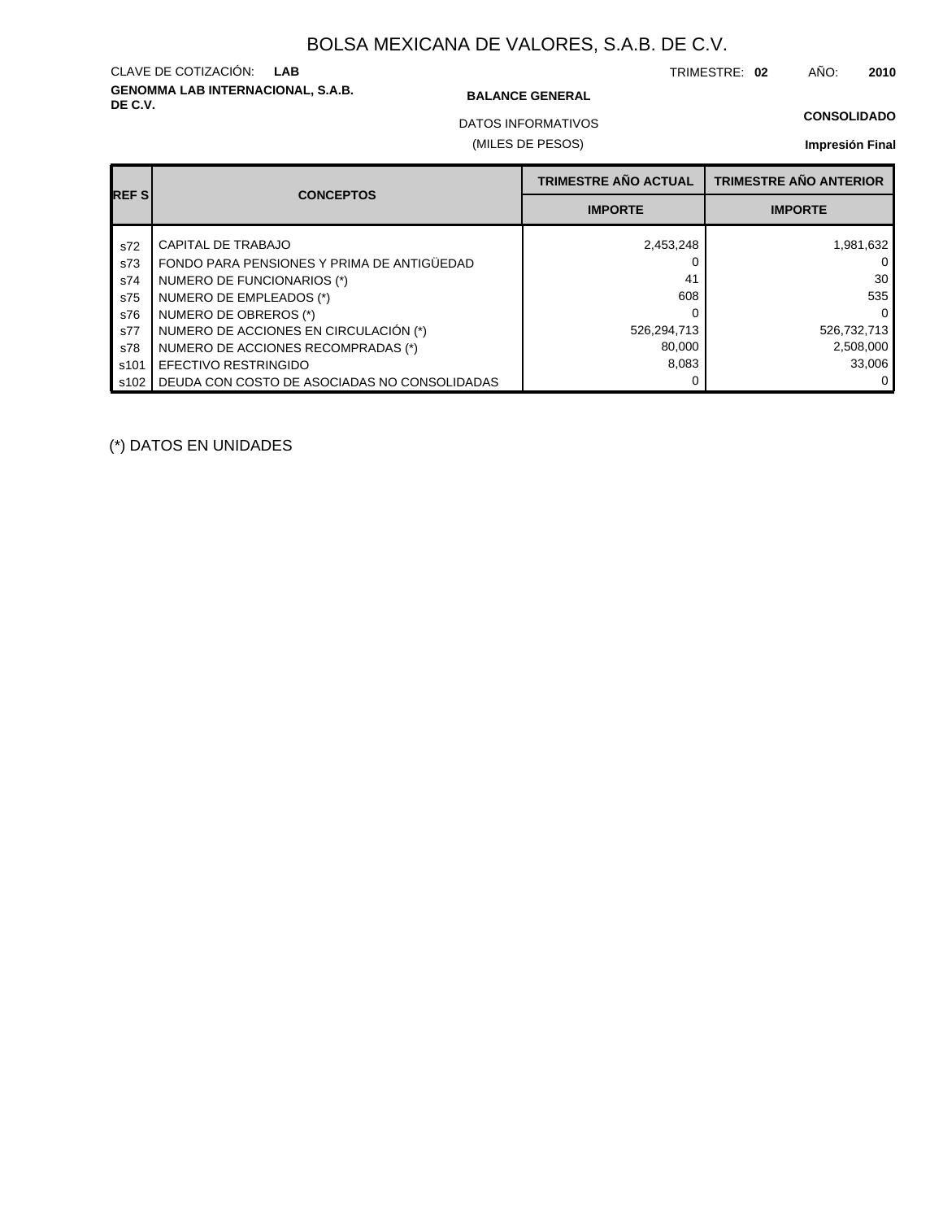# BOLSA MEXICANA DE VALORES, S.A.B. DE C.V.

CLAVE DE COTIZACIÓN: **LAB**

TRIMESTRE: **02** AÑO: **2010**

**GENOMMA LAB INTERNACIONAL, S.A.B. DE C.V.**

**BALANCE GENERAL**

**CONSOLIDADO**

DATOS INFORMATIVOS

(MILES DE PESOS)

**Impresión Final**

| REF S | CONCEPTOS | TRIMESTRE AÑO ACTUAL | TRIMESTRE AÑO ANTERIOR |
|---|---|---|---|
| | | IMPORTE | IMPORTE |
| s72 | CAPITAL DE TRABAJO | 2,453,248 | 1,981,632 |
| s73 | FONDO PARA PENSIONES Y PRIMA DE ANTIGÜEDAD | 0 | 0 |
| s74 | NUMERO DE FUNCIONARIOS (*) | 41 | 30 |
| s75 | NUMERO DE EMPLEADOS (*) | 608 | 535 |
| s76 | NUMERO DE OBREROS (*) | 0 | 0 |
| s77 | NUMERO DE ACCIONES EN CIRCULACIÓN (*) | 526,294,713 | 526,732,713 |
| s78 | NUMERO DE ACCIONES RECOMPRADAS (*) | 80,000 | 2,508,000 |
| s101 | EFECTIVO RESTRINGIDO | 8,083 | 33,006 |
| s102 | DEUDA CON COSTO DE ASOCIADAS NO CONSOLIDADAS | 0 | 0 |

(*) DATOS EN UNIDADES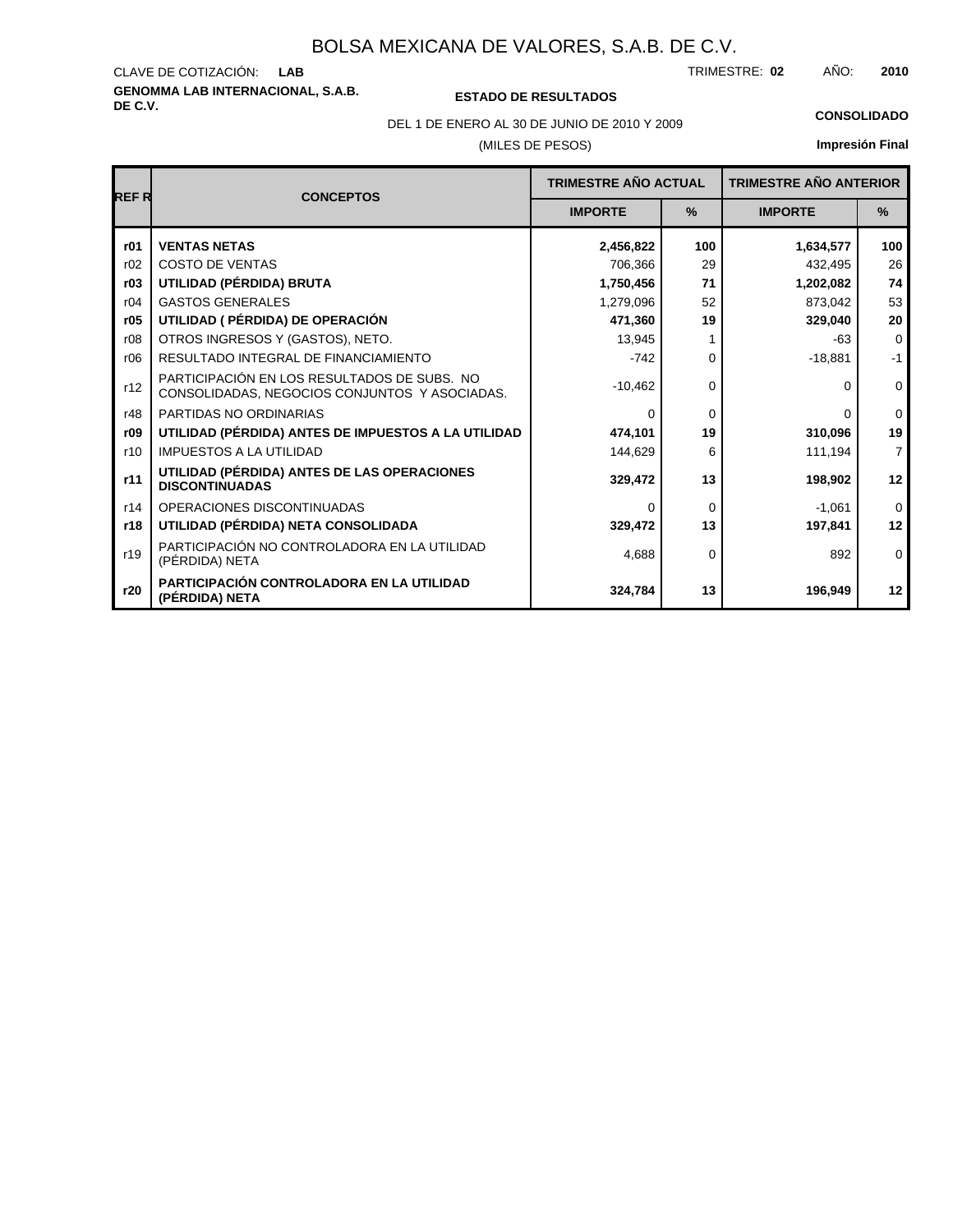# BOLSA MEXICANA DE VALORES, S.A.B. DE C.V.

CLAVE DE COTIZACIÓN: **LAB**

TRIMESTRE: **02** AÑO: **2010**

**GENOMMA LAB INTERNACIONAL, S.A.B. DE C.V.**

**ESTADO DE RESULTADOS**

DEL 1 DE ENERO AL 30 DE JUNIO DE 2010 Y 2009

(MILES DE PESOS)

**CONSOLIDADO**

**Impresión Final**

| REF R | CONCEPTOS | TRIMESTRE AÑO ACTUAL | | TRIMESTRE AÑO ANTERIOR | |
|---|---|---|---|---|---|
| | | IMPORTE | % | IMPORTE | % |
| **r01** | **VENTAS NETAS** | **2,456,822** | **100** | **1,634,577** | **100** |
| r02 | COSTO DE VENTAS | 706,366 | 29 | 432,495 | 26 |
| **r03** | **UTILIDAD (PÉRDIDA) BRUTA** | **1,750,456** | **71** | **1,202,082** | **74** |
| r04 | GASTOS GENERALES | 1,279,096 | 52 | 873,042 | 53 |
| **r05** | **UTILIDAD ( PÉRDIDA) DE OPERACIÓN** | **471,360** | **19** | **329,040** | **20** |
| r08 | OTROS INGRESOS Y (GASTOS), NETO. | 13,945 | 1 | -63 | 0 |
| r06 | RESULTADO INTEGRAL DE FINANCIAMIENTO | -742 | 0 | -18,881 | -1 |
| r12 | PARTICIPACIÓN EN LOS RESULTADOS DE SUBS. NO CONSOLIDADAS, NEGOCIOS CONJUNTOS Y ASOCIADAS. | -10,462 | 0 | 0 | 0 |
| r48 | PARTIDAS NO ORDINARIAS | 0 | 0 | 0 | 0 |
| **r09** | **UTILIDAD (PÉRDIDA) ANTES DE IMPUESTOS A LA UTILIDAD** | **474,101** | **19** | **310,096** | **19** |
| r10 | IMPUESTOS A LA UTILIDAD | 144,629 | 6 | 111,194 | 7 |
| **r11** | **UTILIDAD (PÉRDIDA) ANTES DE LAS OPERACIONES DISCONTINUADAS** | **329,472** | **13** | **198,902** | **12** |
| r14 | OPERACIONES DISCONTINUADAS | 0 | 0 | -1,061 | 0 |
| **r18** | **UTILIDAD (PÉRDIDA) NETA CONSOLIDADA** | **329,472** | **13** | **197,841** | **12** |
| r19 | PARTICIPACIÓN NO CONTROLADORA EN LA UTILIDAD (PÉRDIDA) NETA | 4,688 | 0 | 892 | 0 |
| **r20** | **PARTICIPACIÓN CONTROLADORA EN LA UTILIDAD (PÉRDIDA) NETA** | **324,784** | **13** | **196,949** | **12** |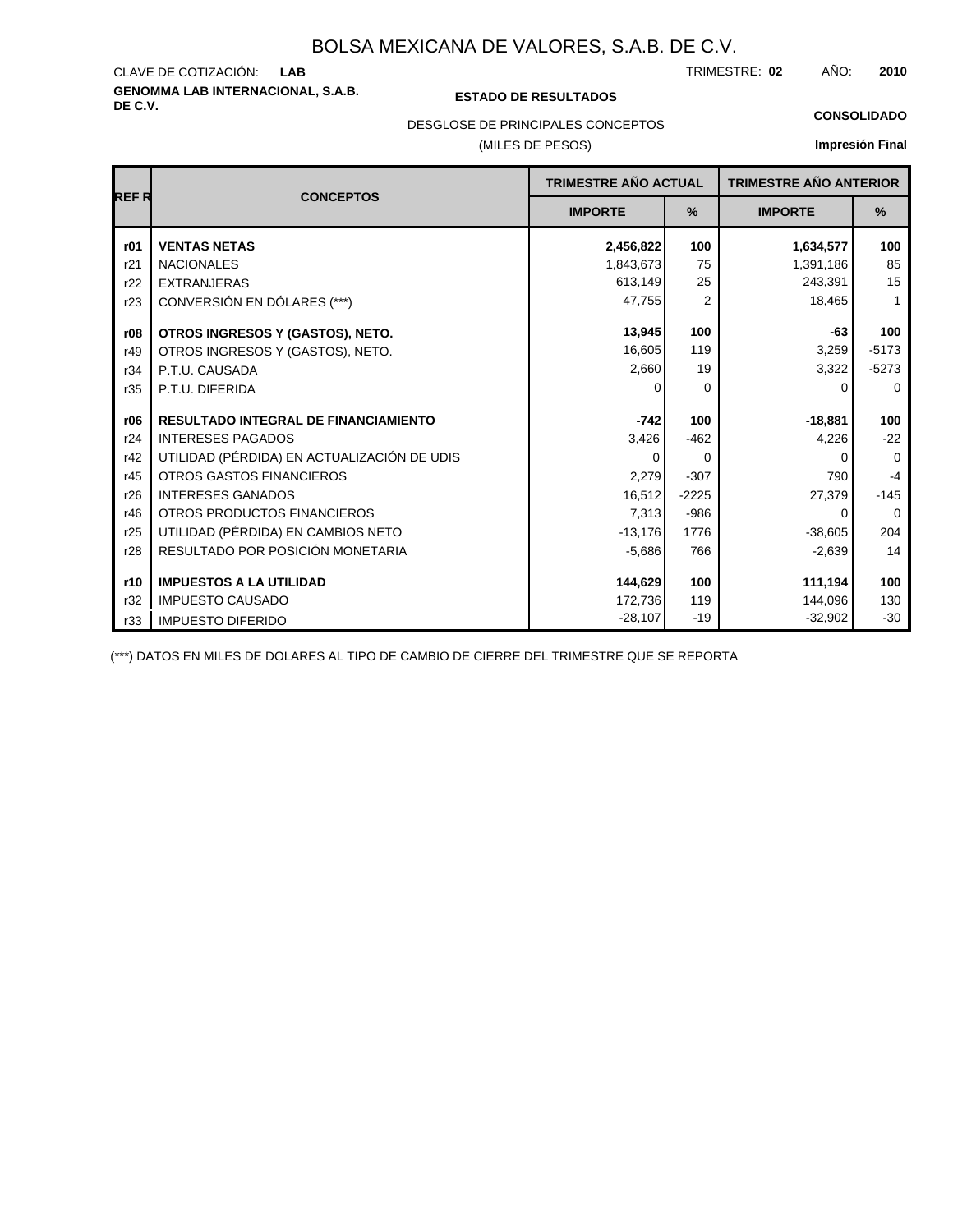# BOLSA MEXICANA DE VALORES, S.A.B. DE C.V.

CLAVE DE COTIZACIÓN: **LAB**

TRIMESTRE: **02** AÑO: **2010**

**GENOMMA LAB INTERNACIONAL, S.A.B. DE C.V.**

**ESTADO DE RESULTADOS**

**CONSOLIDADO**

DESGLOSE DE PRINCIPALES CONCEPTOS

(MILES DE PESOS)

**Impresión Final**

| REF R | CONCEPTOS | TRIMESTRE AÑO ACTUAL | | TRIMESTRE AÑO ANTERIOR | |
|---|---|---|---|---|---|
| | | IMPORTE | % | IMPORTE | % |
| **r01** | **VENTAS NETAS** | **2,456,822** | **100** | **1,634,577** | **100** |
| r21 | NACIONALES | 1,843,673 | 75 | 1,391,186 | 85 |
| r22 | EXTRANJERAS | 613,149 | 25 | 243,391 | 15 |
| r23 | CONVERSIÓN EN DÓLARES (***) | 47,755 | 2 | 18,465 | 1 |
| **r08** | **OTROS INGRESOS Y (GASTOS), NETO.** | **13,945** | **100** | **-63** | **100** |
| r49 | OTROS INGRESOS Y (GASTOS), NETO. | 16,605 | 119 | 3,259 | -5173 |
| r34 | P.T.U. CAUSADA | 2,660 | 19 | 3,322 | -5273 |
| r35 | P.T.U. DIFERIDA | 0 | 0 | 0 | 0 |
| **r06** | **RESULTADO INTEGRAL DE FINANCIAMIENTO** | **-742** | **100** | **-18,881** | **100** |
| r24 | INTERESES PAGADOS | 3,426 | -462 | 4,226 | -22 |
| r42 | UTILIDAD (PÉRDIDA) EN ACTUALIZACIÓN DE UDIS | 0 | 0 | 0 | 0 |
| r45 | OTROS GASTOS FINANCIEROS | 2,279 | -307 | 790 | -4 |
| r26 | INTERESES GANADOS | 16,512 | -2225 | 27,379 | -145 |
| r46 | OTROS PRODUCTOS FINANCIEROS | 7,313 | -986 | 0 | 0 |
| r25 | UTILIDAD (PÉRDIDA) EN CAMBIOS NETO | -13,176 | 1776 | -38,605 | 204 |
| r28 | RESULTADO POR POSICIÓN MONETARIA | -5,686 | 766 | -2,639 | 14 |
| **r10** | **IMPUESTOS A LA UTILIDAD** | **144,629** | **100** | **111,194** | **100** |
| r32 | IMPUESTO CAUSADO | 172,736 | 119 | 144,096 | 130 |
| r33 | IMPUESTO DIFERIDO | -28,107 | -19 | -32,902 | -30 |

(***) DATOS EN MILES DE DOLARES AL TIPO DE CAMBIO DE CIERRE DEL TRIMESTRE QUE SE REPORTA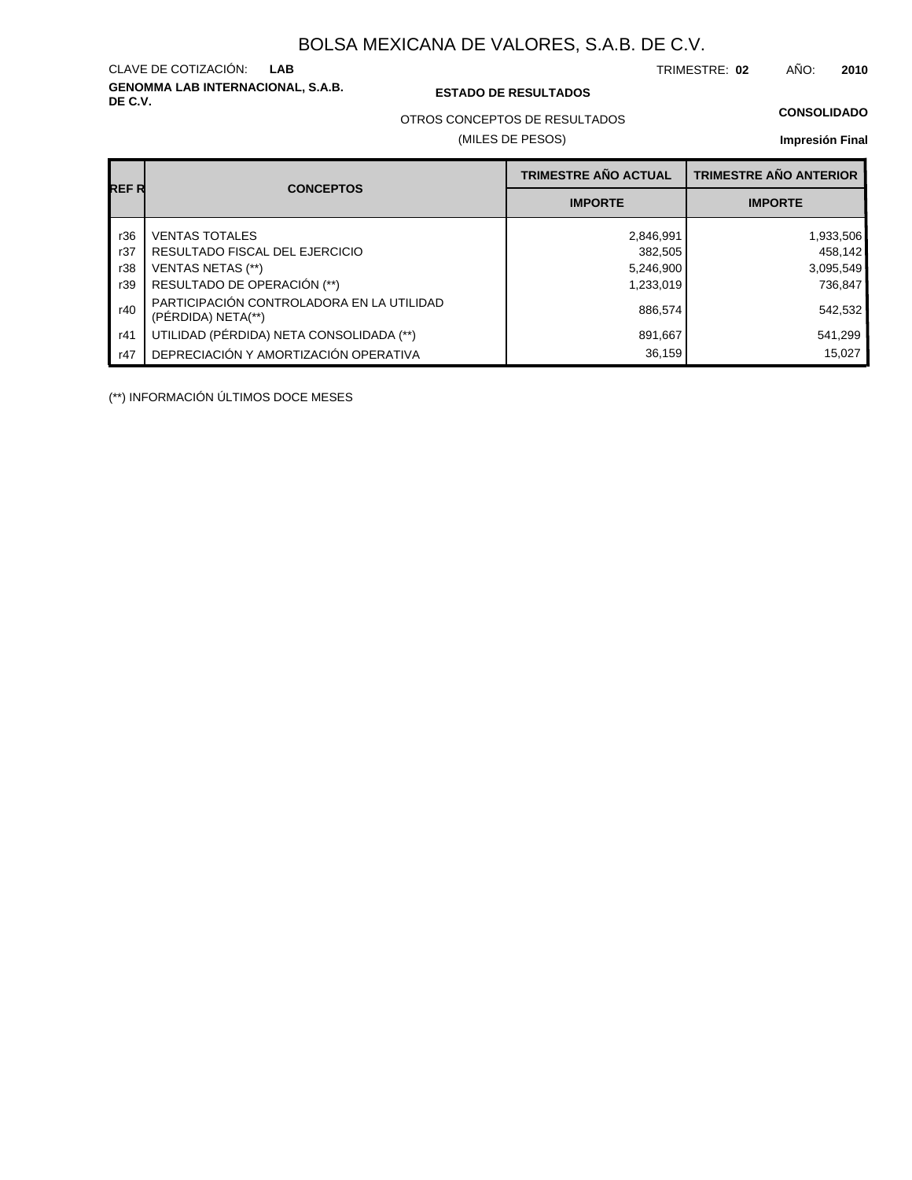# BOLSA MEXICANA DE VALORES, S.A.B. DE C.V.

CLAVE DE COTIZACIÓN: **LAB**

TRIMESTRE: **02** AÑO: **2010**

**GENOMMA LAB INTERNACIONAL, S.A.B. DE C.V.**

**ESTADO DE RESULTADOS**

OTROS CONCEPTOS DE RESULTADOS

(MILES DE PESOS)

**CONSOLIDADO**

**Impresión Final**

| REF R | CONCEPTOS | TRIMESTRE AÑO ACTUAL | TRIMESTRE AÑO ANTERIOR |
|---|---|---|---|
| | | IMPORTE | IMPORTE |
| r36 | VENTAS TOTALES | 2,846,991 | 1,933,506 |
| r37 | RESULTADO FISCAL DEL EJERCICIO | 382,505 | 458,142 |
| r38 | VENTAS NETAS (**) | 5,246,900 | 3,095,549 |
| r39 | RESULTADO DE OPERACIÓN (**) | 1,233,019 | 736,847 |
| r40 | PARTICIPACIÓN CONTROLADORA EN LA UTILIDAD (PÉRDIDA) NETA(**) | 886,574 | 542,532 |
| r41 | UTILIDAD (PÉRDIDA) NETA CONSOLIDADA (**) | 891,667 | 541,299 |
| r47 | DEPRECIACIÓN Y AMORTIZACIÓN OPERATIVA | 36,159 | 15,027 |

(**) INFORMACIÓN ÚLTIMOS DOCE MESES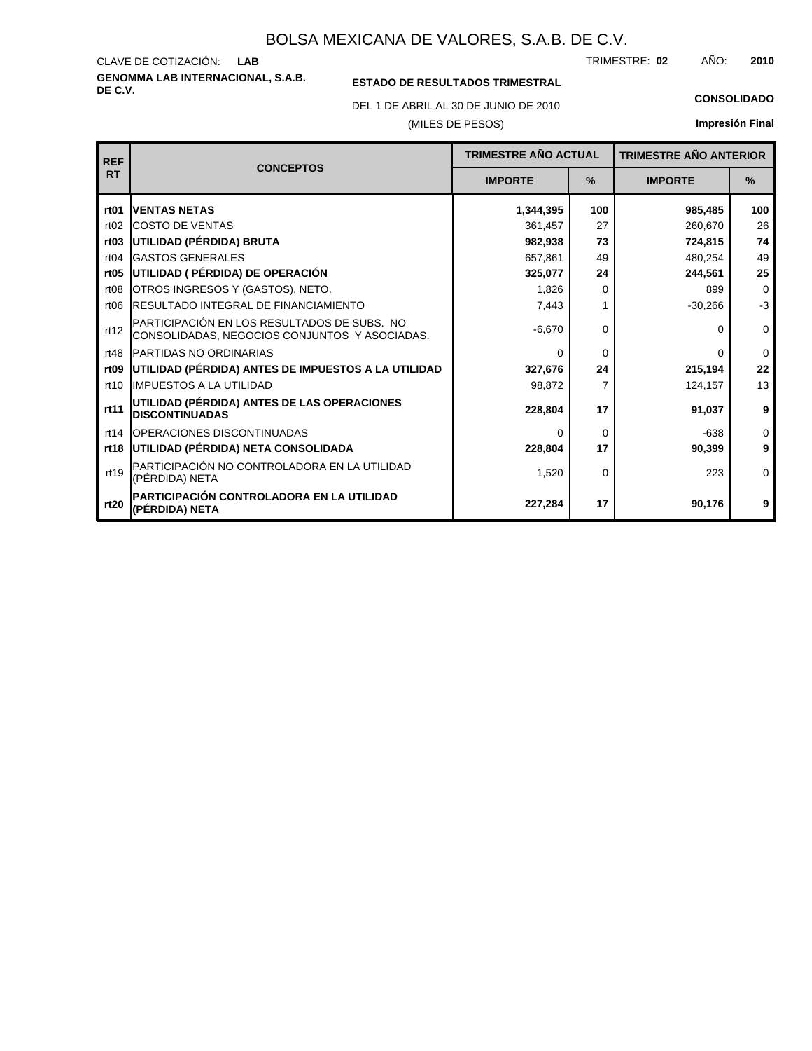# BOLSA MEXICANA DE VALORES, S.A.B. DE C.V.

CLAVE DE COTIZACIÓN: **LAB**

TRIMESTRE: **02** AÑO: **2010**

**GENOMMA LAB INTERNACIONAL, S.A.B. DE C.V.**

**ESTADO DE RESULTADOS TRIMESTRAL**

DEL 1 DE ABRIL AL 30 DE JUNIO DE 2010

(MILES DE PESOS)

**CONSOLIDADO**

**Impresión Final**

| REF RT | CONCEPTOS | TRIMESTRE AÑO ACTUAL | | TRIMESTRE AÑO ANTERIOR | |
|---|---|---|---|---|---|
| | | IMPORTE | % | IMPORTE | % |
| **rt01** | **VENTAS NETAS** | **1,344,395** | **100** | **985,485** | **100** |
| rt02 | COSTO DE VENTAS | 361,457 | 27 | 260,670 | 26 |
| **rt03** | **UTILIDAD (PÉRDIDA) BRUTA** | **982,938** | **73** | **724,815** | **74** |
| rt04 | GASTOS GENERALES | 657,861 | 49 | 480,254 | 49 |
| **rt05** | **UTILIDAD ( PÉRDIDA) DE OPERACIÓN** | **325,077** | **24** | **244,561** | **25** |
| rt08 | OTROS INGRESOS Y (GASTOS), NETO. | 1,826 | 0 | 899 | 0 |
| rt06 | RESULTADO INTEGRAL DE FINANCIAMIENTO | 7,443 | 1 | -30,266 | -3 |
| rt12 | PARTICIPACIÓN EN LOS RESULTADOS DE SUBS. NO CONSOLIDADAS, NEGOCIOS CONJUNTOS Y ASOCIADAS. | -6,670 | 0 | 0 | 0 |
| rt48 | PARTIDAS NO ORDINARIAS | 0 | 0 | 0 | 0 |
| **rt09** | **UTILIDAD (PÉRDIDA) ANTES DE IMPUESTOS A LA UTILIDAD** | **327,676** | **24** | **215,194** | **22** |
| rt10 | IMPUESTOS A LA UTILIDAD | 98,872 | 7 | 124,157 | 13 |
| **rt11** | **UTILIDAD (PÉRDIDA) ANTES DE LAS OPERACIONES DISCONTINUADAS** | **228,804** | **17** | **91,037** | **9** |
| rt14 | OPERACIONES DISCONTINUADAS | 0 | 0 | -638 | 0 |
| **rt18** | **UTILIDAD (PÉRDIDA) NETA CONSOLIDADA** | **228,804** | **17** | **90,399** | **9** |
| rt19 | PARTICIPACIÓN NO CONTROLADORA EN LA UTILIDAD (PÉRDIDA) NETA | 1,520 | 0 | 223 | 0 |
| **rt20** | **PARTICIPACIÓN CONTROLADORA EN LA UTILIDAD (PÉRDIDA) NETA** | **227,284** | **17** | **90,176** | **9** |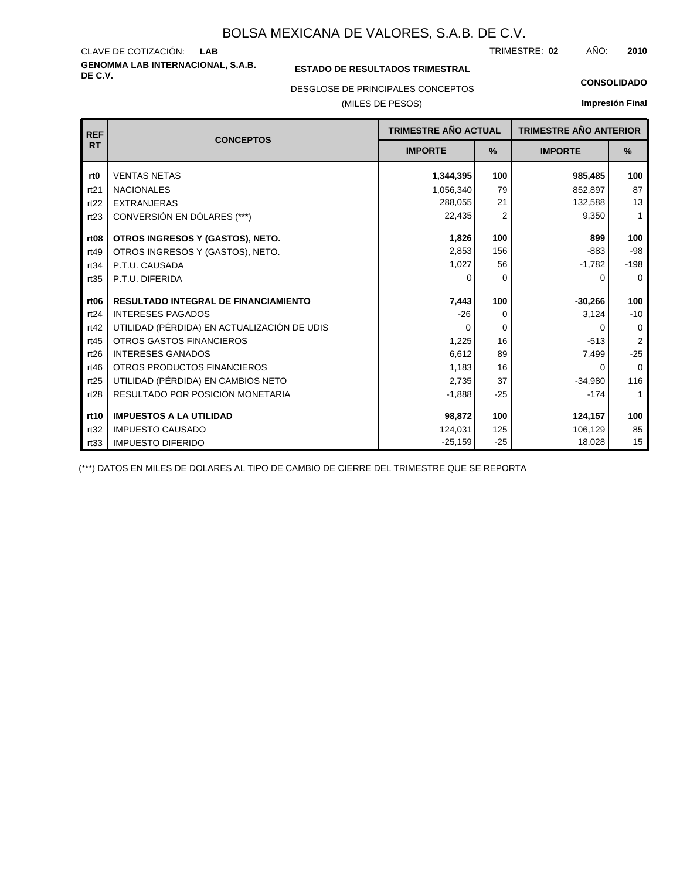# BOLSA MEXICANA DE VALORES, S.A.B. DE C.V.

CLAVE DE COTIZACIÓN: **LAB**

TRIMESTRE: **02** AÑO: **2010**

**GENOMMA LAB INTERNACIONAL, S.A.B. DE C.V.**

**ESTADO DE RESULTADOS TRIMESTRAL**

**CONSOLIDADO**

DESGLOSE DE PRINCIPALES CONCEPTOS

(MILES DE PESOS)

**Impresión Final**

| REF RT | CONCEPTOS | TRIMESTRE AÑO ACTUAL | | TRIMESTRE AÑO ANTERIOR | |
|---|---|---|---|---|---|
| | | IMPORTE | % | IMPORTE | % |
| **rt0** | VENTAS NETAS | **1,344,395** | **100** | **985,485** | **100** |
| rt21 | NACIONALES | 1,056,340 | 79 | 852,897 | 87 |
| rt22 | EXTRANJERAS | 288,055 | 21 | 132,588 | 13 |
| rt23 | CONVERSIÓN EN DÓLARES (***) | 22,435 | 2 | 9,350 | 1 |
| **rt08** | **OTROS INGRESOS Y (GASTOS), NETO.** | **1,826** | **100** | **899** | **100** |
| rt49 | OTROS INGRESOS Y (GASTOS), NETO. | 2,853 | 156 | -883 | -98 |
| rt34 | P.T.U. CAUSADA | 1,027 | 56 | -1,782 | -198 |
| rt35 | P.T.U. DIFERIDA | 0 | 0 | 0 | 0 |
| **rt06** | **RESULTADO INTEGRAL DE FINANCIAMIENTO** | **7,443** | **100** | **-30,266** | **100** |
| rt24 | INTERESES PAGADOS | -26 | 0 | 3,124 | -10 |
| rt42 | UTILIDAD (PÉRDIDA) EN ACTUALIZACIÓN DE UDIS | 0 | 0 | 0 | 0 |
| rt45 | OTROS GASTOS FINANCIEROS | 1,225 | 16 | -513 | 2 |
| rt26 | INTERESES GANADOS | 6,612 | 89 | 7,499 | -25 |
| rt46 | OTROS PRODUCTOS FINANCIEROS | 1,183 | 16 | 0 | 0 |
| rt25 | UTILIDAD (PÉRDIDA) EN CAMBIOS NETO | 2,735 | 37 | -34,980 | 116 |
| rt28 | RESULTADO POR POSICIÓN MONETARIA | -1,888 | -25 | -174 | 1 |
| **rt10** | **IMPUESTOS A LA UTILIDAD** | **98,872** | **100** | **124,157** | **100** |
| rt32 | IMPUESTO CAUSADO | 124,031 | 125 | 106,129 | 85 |
| rt33 | IMPUESTO DIFERIDO | -25,159 | -25 | 18,028 | 15 |

(***) DATOS EN MILES DE DOLARES AL TIPO DE CAMBIO DE CIERRE DEL TRIMESTRE QUE SE REPORTA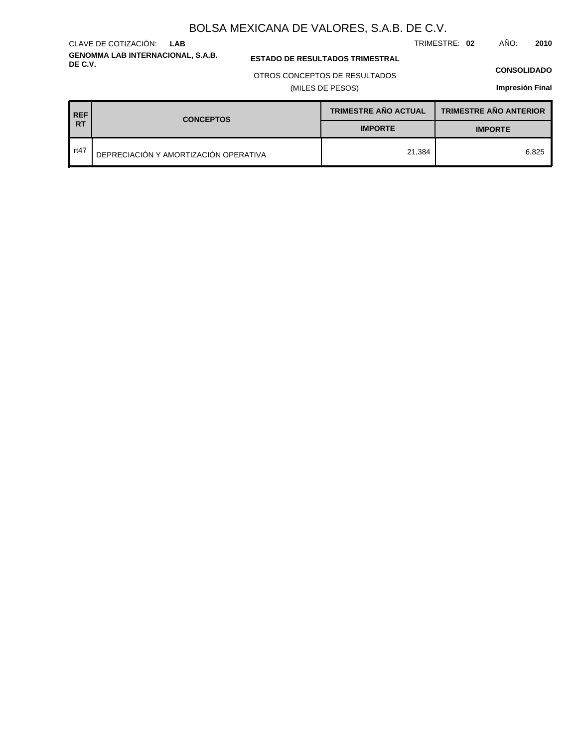# BOLSA MEXICANA DE VALORES, S.A.B. DE C.V.

CLAVE DE COTIZACIÓN: **LAB**

TRIMESTRE: **02** AÑO: **2010**

**GENOMMA LAB INTERNACIONAL, S.A.B. DE C.V.**

**ESTADO DE RESULTADOS TRIMESTRAL**

OTROS CONCEPTOS DE RESULTADOS

(MILES DE PESOS)

**CONSOLIDADO**

**Impresión Final**

| REF RT | CONCEPTOS | TRIMESTRE AÑO ACTUAL | TRIMESTRE AÑO ANTERIOR |
|---|---|---|---|
| | | IMPORTE | IMPORTE |
| rt47 | DEPRECIACIÓN Y AMORTIZACIÓN OPERATIVA | 21,384 | 6,825 |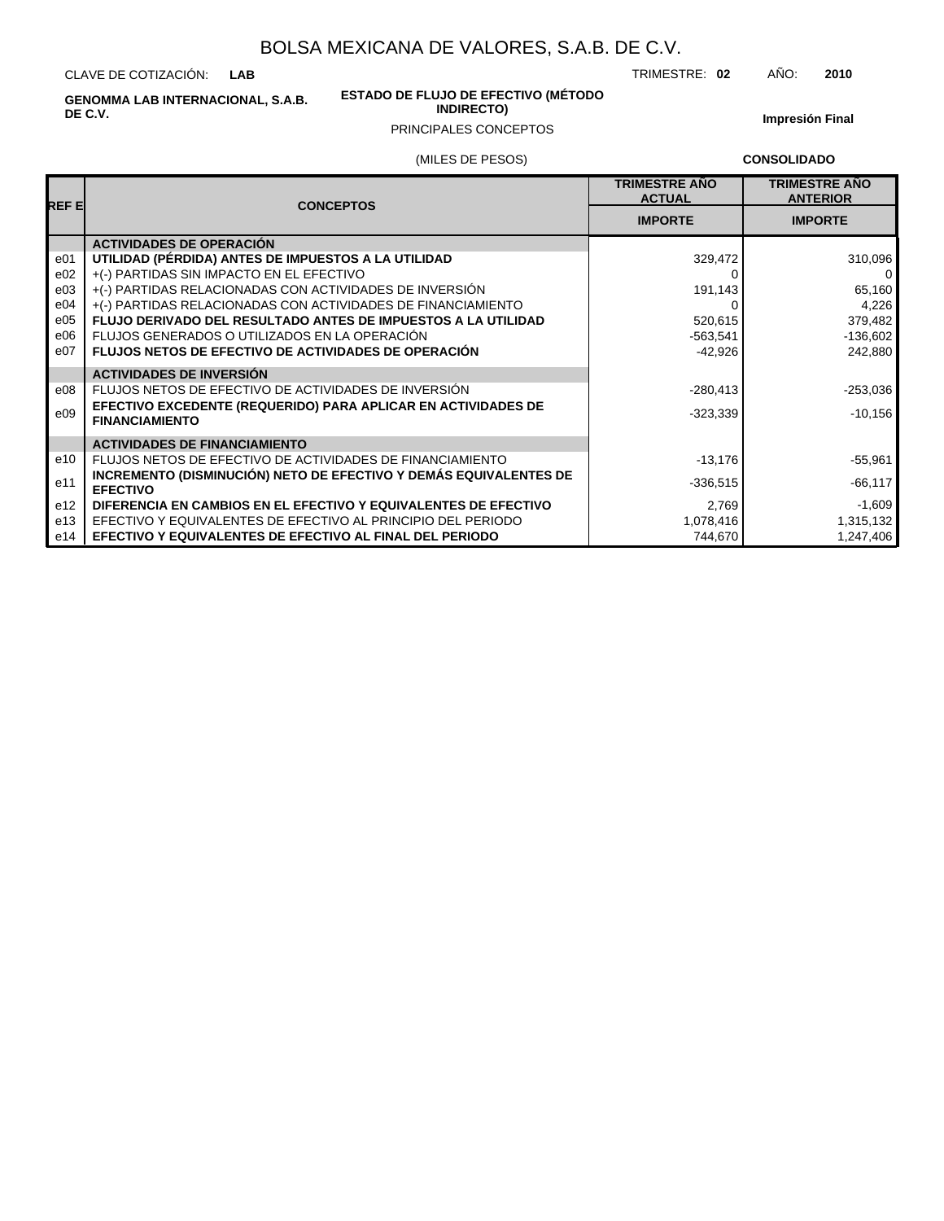# BOLSA MEXICANA DE VALORES, S.A.B. DE C.V.

CLAVE DE COTIZACIÓN: **LAB** TRIMESTRE: **02** AÑO: **2010**

**GENOMMA LAB INTERNACIONAL, S.A.B. DE C.V.**

**ESTADO DE FLUJO DE EFECTIVO (MÉTODO INDIRECTO)**

PRINCIPALES CONCEPTOS

**Impresión Final**

(MILES DE PESOS) **CONSOLIDADO**

| REF E | CONCEPTOS | TRIMESTRE AÑO ACTUAL | TRIMESTRE AÑO ANTERIOR |
|---|---|---|---|
| | | IMPORTE | IMPORTE |
| | **ACTIVIDADES DE OPERACIÓN** | | |
| e01 | **UTILIDAD (PÉRDIDA) ANTES DE IMPUESTOS A LA UTILIDAD** | 329,472 | 310,096 |
| e02 | +(-) PARTIDAS SIN IMPACTO EN EL EFECTIVO | 0 | 0 |
| e03 | +(-) PARTIDAS RELACIONADAS CON ACTIVIDADES DE INVERSIÓN | 191,143 | 65,160 |
| e04 | +(-) PARTIDAS RELACIONADAS CON ACTIVIDADES DE FINANCIAMIENTO | 0 | 4,226 |
| e05 | **FLUJO DERIVADO DEL RESULTADO ANTES DE IMPUESTOS A LA UTILIDAD** | 520,615 | 379,482 |
| e06 | FLUJOS GENERADOS O UTILIZADOS EN LA OPERACIÓN | -563,541 | -136,602 |
| e07 | **FLUJOS NETOS DE EFECTIVO DE ACTIVIDADES DE OPERACIÓN** | -42,926 | 242,880 |
| | **ACTIVIDADES DE INVERSIÓN** | | |
| e08 | FLUJOS NETOS DE EFECTIVO DE ACTIVIDADES DE INVERSIÓN | -280,413 | -253,036 |
| e09 | **EFECTIVO EXCEDENTE (REQUERIDO) PARA APLICAR EN ACTIVIDADES DE FINANCIAMIENTO** | -323,339 | -10,156 |
| | **ACTIVIDADES DE FINANCIAMIENTO** | | |
| e10 | FLUJOS NETOS DE EFECTIVO DE ACTIVIDADES DE FINANCIAMIENTO | -13,176 | -55,961 |
| e11 | **INCREMENTO (DISMINUCIÓN) NETO DE EFECTIVO Y DEMÁS EQUIVALENTES DE EFECTIVO** | -336,515 | -66,117 |
| e12 | **DIFERENCIA EN CAMBIOS EN EL EFECTIVO Y EQUIVALENTES DE EFECTIVO** | 2,769 | -1,609 |
| e13 | EFECTIVO Y EQUIVALENTES DE EFECTIVO AL PRINCIPIO DEL PERIODO | 1,078,416 | 1,315,132 |
| e14 | **EFECTIVO Y EQUIVALENTES DE EFECTIVO AL FINAL DEL PERIODO** | 744,670 | 1,247,406 |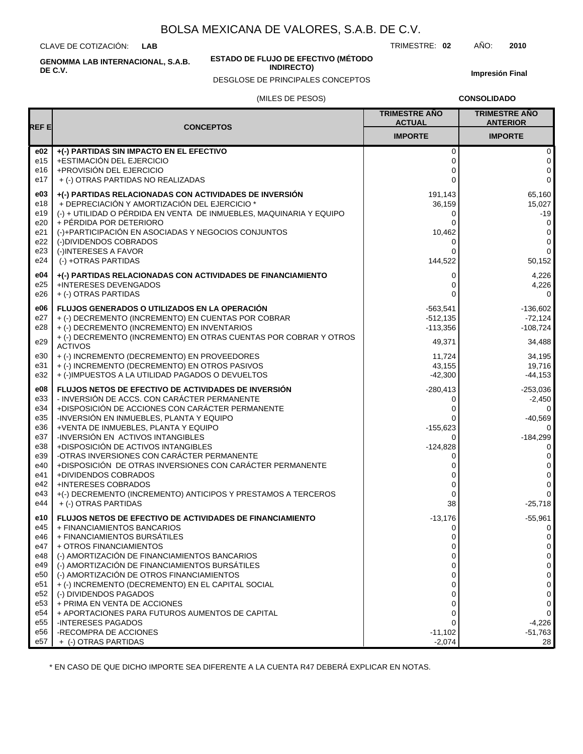# BOLSA MEXICANA DE VALORES, S.A.B. DE C.V.

CLAVE DE COTIZACIÓN: **LAB**

TRIMESTRE: **02** AÑO: **2010**

**GENOMMA LAB INTERNACIONAL, S.A.B. DE C.V.**

**ESTADO DE FLUJO DE EFECTIVO (MÉTODO INDIRECTO)**

DESGLOSE DE PRINCIPALES CONCEPTOS

**Impresión Final**

(MILES DE PESOS)

**CONSOLIDADO**

| REF E | CONCEPTOS | TRIMESTRE AÑO ACTUAL | TRIMESTRE AÑO ANTERIOR |
|---|---|---|---|
| | | IMPORTE | IMPORTE |
| **e02** | **+(-) PARTIDAS SIN IMPACTO EN EL EFECTIVO** | 0 | 0 |
| e15 | +ESTIMACIÓN DEL EJERCICIO | 0 | 0 |
| e16 | +PROVISIÓN DEL EJERCICIO | 0 | 0 |
| e17 | + (-) OTRAS PARTIDAS NO REALIZADAS | 0 | 0 |
| **e03** | **+(-) PARTIDAS RELACIONADAS CON ACTIVIDADES DE INVERSIÓN** | 191,143 | 65,160 |
| e18 | + DEPRECIACIÓN Y AMORTIZACIÓN DEL EJERCICIO * | 36,159 | 15,027 |
| e19 | (-) + UTILIDAD O PÉRDIDA EN VENTA DE INMUEBLES, MAQUINARIA Y EQUIPO | 0 | -19 |
| e20 | + PÉRDIDA POR DETERIORO | 0 | 0 |
| e21 | (-)+PARTICIPACIÓN EN ASOCIADAS Y NEGOCIOS CONJUNTOS | 10,462 | 0 |
| e22 | (-)DIVIDENDOS COBRADOS | 0 | 0 |
| e23 | (-)INTERESES A FAVOR | 0 | 0 |
| e24 | (-) +OTRAS PARTIDAS | 144,522 | 50,152 |
| **e04** | **+(-) PARTIDAS RELACIONADAS CON ACTIVIDADES DE FINANCIAMIENTO** | 0 | 4,226 |
| e25 | +INTERESES DEVENGADOS | 0 | 4,226 |
| e26 | + (-) OTRAS PARTIDAS | 0 | 0 |
| **e06** | **FLUJOS GENERADOS O UTILIZADOS EN LA OPERACIÓN** | -563,541 | -136,602 |
| e27 | + (-) DECREMENTO (INCREMENTO) EN CUENTAS POR COBRAR | -512,135 | -72,124 |
| e28 | + (-) DECREMENTO (INCREMENTO) EN INVENTARIOS | -113,356 | -108,724 |
| e29 | + (-) DECREMENTO (INCREMENTO) EN OTRAS CUENTAS POR COBRAR Y OTROS ACTIVOS | 49,371 | 34,488 |
| e30 | + (-) INCREMENTO (DECREMENTO) EN PROVEEDORES | 11,724 | 34,195 |
| e31 | + (-) INCREMENTO (DECREMENTO) EN OTROS PASIVOS | 43,155 | 19,716 |
| e32 | + (-)IMPUESTOS A LA UTILIDAD PAGADOS O DEVUELTOS | -42,300 | -44,153 |
| **e08** | **FLUJOS NETOS DE EFECTIVO DE ACTIVIDADES DE INVERSIÓN** | -280,413 | -253,036 |
| e33 | - INVERSIÓN DE ACCS. CON CARÁCTER PERMANENTE | 0 | -2,450 |
| e34 | +DISPOSICIÓN DE ACCIONES CON CARÁCTER PERMANENTE | 0 | 0 |
| e35 | -INVERSIÓN EN INMUEBLES, PLANTA Y EQUIPO | 0 | -40,569 |
| e36 | +VENTA DE INMUEBLES, PLANTA Y EQUIPO | -155,623 | 0 |
| e37 | -INVERSIÓN EN ACTIVOS INTANGIBLES | 0 | -184,299 |
| e38 | +DISPOSICIÓN DE ACTIVOS INTANGIBLES | -124,828 | 0 |
| e39 | -OTRAS INVERSIONES CON CARÁCTER PERMANENTE | 0 | 0 |
| e40 | +DISPOSICIÓN DE OTRAS INVERSIONES CON CARÁCTER PERMANENTE | 0 | 0 |
| e41 | +DIVIDENDOS COBRADOS | 0 | 0 |
| e42 | +INTERESES COBRADOS | 0 | 0 |
| e43 | +(-) DECREMENTO (INCREMENTO) ANTICIPOS Y PRESTAMOS A TERCEROS | 0 | 0 |
| e44 | + (-) OTRAS PARTIDAS | 38 | -25,718 |
| **e10** | **FLUJOS NETOS DE EFECTIVO DE ACTIVIDADES DE FINANCIAMIENTO** | -13,176 | -55,961 |
| e45 | + FINANCIAMIENTOS BANCARIOS | 0 | 0 |
| e46 | + FINANCIAMIENTOS BURSÁTILES | 0 | 0 |
| e47 | + OTROS FINANCIAMIENTOS | 0 | 0 |
| e48 | (-) AMORTIZACIÓN DE FINANCIAMIENTOS BANCARIOS | 0 | 0 |
| e49 | (-) AMORTIZACIÓN DE FINANCIAMIENTOS BURSÁTILES | 0 | 0 |
| e50 | (-) AMORTIZACIÓN DE OTROS FINANCIAMIENTOS | 0 | 0 |
| e51 | + (-) INCREMENTO (DECREMENTO) EN EL CAPITAL SOCIAL | 0 | 0 |
| e52 | (-) DIVIDENDOS PAGADOS | 0 | 0 |
| e53 | + PRIMA EN VENTA DE ACCIONES | 0 | 0 |
| e54 | + APORTACIONES PARA FUTUROS AUMENTOS DE CAPITAL | 0 | 0 |
| e55 | -INTERESES PAGADOS | 0 | -4,226 |
| e56 | -RECOMPRA DE ACCIONES | -11,102 | -51,763 |
| e57 | + (-) OTRAS PARTIDAS | -2,074 | 28 |

* EN CASO DE QUE DICHO IMPORTE SEA DIFERENTE A LA CUENTA R47 DEBERÁ EXPLICAR EN NOTAS.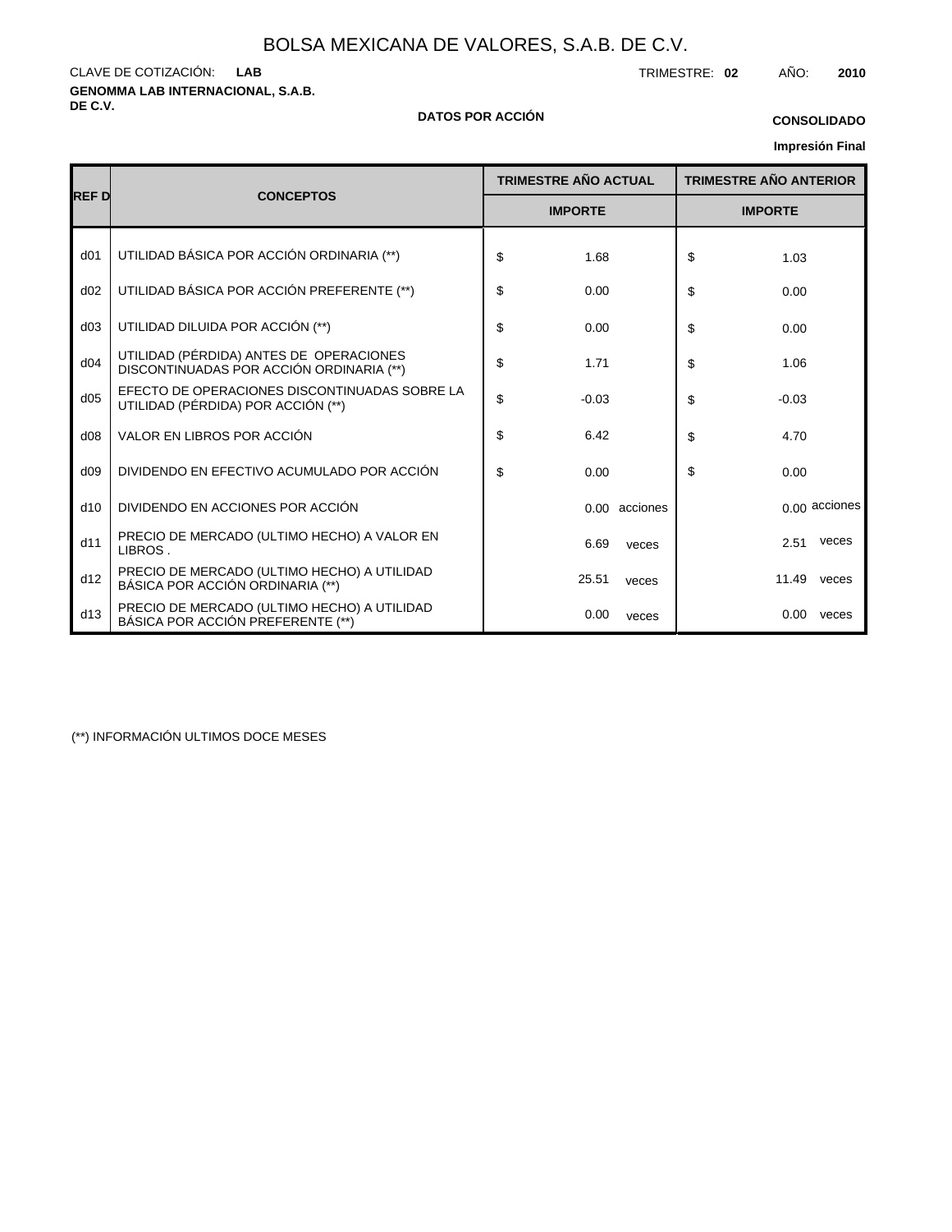# BOLSA MEXICANA DE VALORES, S.A.B. DE C.V.

CLAVE DE COTIZACIÓN: **LAB**

TRIMESTRE: **02** AÑO: **2010**

**GENOMMA LAB INTERNACIONAL, S.A.B. DE C.V.**

**DATOS POR ACCIÓN**

**CONSOLIDADO**

**Impresión Final**

| REF D | CONCEPTOS | TRIMESTRE AÑO ACTUAL | TRIMESTRE AÑO ANTERIOR |
|---|---|---|---|
| | | IMPORTE | IMPORTE |
| d01 | UTILIDAD BÁSICA POR ACCIÓN ORDINARIA (**) | $ 1.68 | $ 1.03 |
| d02 | UTILIDAD BÁSICA POR ACCIÓN PREFERENTE (**) | $ 0.00 | $ 0.00 |
| d03 | UTILIDAD DILUIDA POR ACCIÓN (**) | $ 0.00 | $ 0.00 |
| d04 | UTILIDAD (PÉRDIDA) ANTES DE OPERACIONES DISCONTINUADAS POR ACCIÓN ORDINARIA (**) | $ 1.71 | $ 1.06 |
| d05 | EFECTO DE OPERACIONES DISCONTINUADAS SOBRE LA UTILIDAD (PÉRDIDA) POR ACCIÓN (**) | $ -0.03 | $ -0.03 |
| d08 | VALOR EN LIBROS POR ACCIÓN | $ 6.42 | $ 4.70 |
| d09 | DIVIDENDO EN EFECTIVO ACUMULADO POR ACCIÓN | $ 0.00 | $ 0.00 |
| d10 | DIVIDENDO EN ACCIONES POR ACCIÓN | 0.00 acciones | 0.00 acciones |
| d11 | PRECIO DE MERCADO (ULTIMO HECHO) A VALOR EN LIBROS . | 6.69 veces | 2.51 veces |
| d12 | PRECIO DE MERCADO (ULTIMO HECHO) A UTILIDAD BÁSICA POR ACCIÓN ORDINARIA (**) | 25.51 veces | 11.49 veces |
| d13 | PRECIO DE MERCADO (ULTIMO HECHO) A UTILIDAD BÁSICA POR ACCIÓN PREFERENTE (**) | 0.00 veces | 0.00 veces |

(**) INFORMACIÓN ULTIMOS DOCE MESES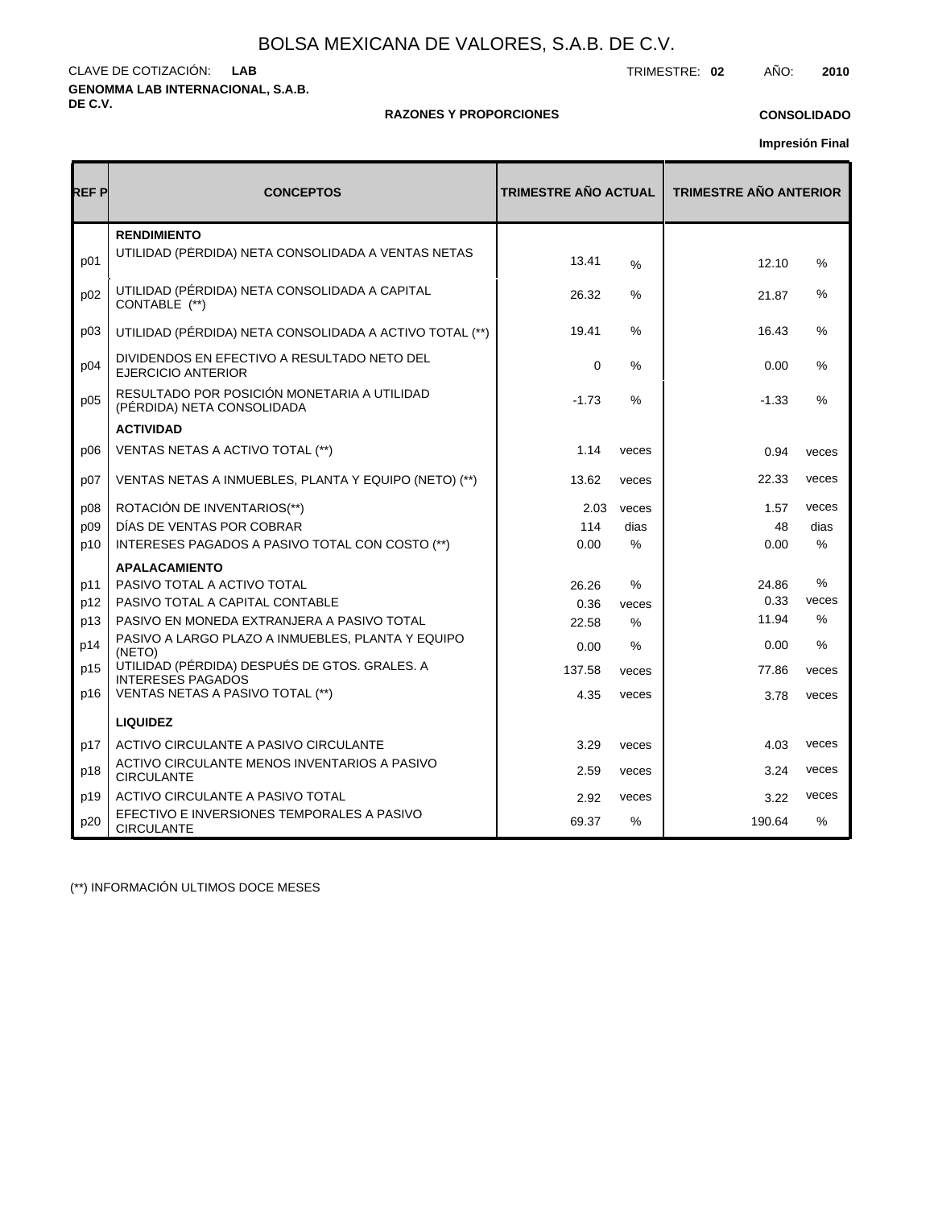# BOLSA MEXICANA DE VALORES, S.A.B. DE C.V.

CLAVE DE COTIZACIÓN: **LAB**

TRIMESTRE: **02** AÑO: **2010**

**GENOMMA LAB INTERNACIONAL, S.A.B. DE C.V.**

**RAZONES Y PROPORCIONES**

**CONSOLIDADO**

**Impresión Final**

| REF P | CONCEPTOS | TRIMESTRE AÑO ACTUAL | | TRIMESTRE AÑO ANTERIOR | |
|---|---|---|---|---|---|
| | **RENDIMIENTO** | | | | |
| p01 | UTILIDAD (PERDIDA) NETA CONSOLIDADA A VENTAS NETAS | 13.41 | % | 12.10 | % |
| p02 | UTILIDAD (PÉRDIDA) NETA CONSOLIDADA A CAPITAL CONTABLE (**) | 26.32 | % | 21.87 | % |
| p03 | UTILIDAD (PÉRDIDA) NETA CONSOLIDADA A ACTIVO TOTAL (**) | 19.41 | % | 16.43 | % |
| p04 | DIVIDENDOS EN EFECTIVO A RESULTADO NETO DEL EJERCICIO ANTERIOR | 0 | % | 0.00 | % |
| p05 | RESULTADO POR POSICIÓN MONETARIA A UTILIDAD (PÉRDIDA) NETA CONSOLIDADA | -1.73 | % | -1.33 | % |
| | **ACTIVIDAD** | | | | |
| p06 | VENTAS NETAS A ACTIVO TOTAL (**) | 1.14 | veces | 0.94 | veces |
| p07 | VENTAS NETAS A INMUEBLES, PLANTA Y EQUIPO (NETO) (**) | 13.62 | veces | 22.33 | veces |
| p08 | ROTACIÓN DE INVENTARIOS(**) | 2.03 | veces | 1.57 | veces |
| p09 | DÍAS DE VENTAS POR COBRAR | 114 | dias | 48 | dias |
| p10 | INTERESES PAGADOS A PASIVO TOTAL CON COSTO (**) | 0.00 | % | 0.00 | % |
| | **APALACAMIENTO** | | | | |
| p11 | PASIVO TOTAL A ACTIVO TOTAL | 26.26 | % | 24.86 | % |
| p12 | PASIVO TOTAL A CAPITAL CONTABLE | 0.36 | veces | 0.33 | veces |
| p13 | PASIVO EN MONEDA EXTRANJERA A PASIVO TOTAL | 22.58 | % | 11.94 | % |
| p14 | PASIVO A LARGO PLAZO A INMUEBLES, PLANTA Y EQUIPO (NETO) | 0.00 | % | 0.00 | % |
| p15 | UTILIDAD (PÉRDIDA) DESPUÉS DE GTOS. GRALES. A INTERESES PAGADOS | 137.58 | veces | 77.86 | veces |
| p16 | VENTAS NETAS A PASIVO TOTAL (**) | 4.35 | veces | 3.78 | veces |
| | **LIQUIDEZ** | | | | |
| p17 | ACTIVO CIRCULANTE A PASIVO CIRCULANTE | 3.29 | veces | 4.03 | veces |
| p18 | ACTIVO CIRCULANTE MENOS INVENTARIOS A PASIVO CIRCULANTE | 2.59 | veces | 3.24 | veces |
| p19 | ACTIVO CIRCULANTE A PASIVO TOTAL | 2.92 | veces | 3.22 | veces |
| p20 | EFECTIVO E INVERSIONES TEMPORALES A PASIVO CIRCULANTE | 69.37 | % | 190.64 | % |

(**) INFORMACIÓN ULTIMOS DOCE MESES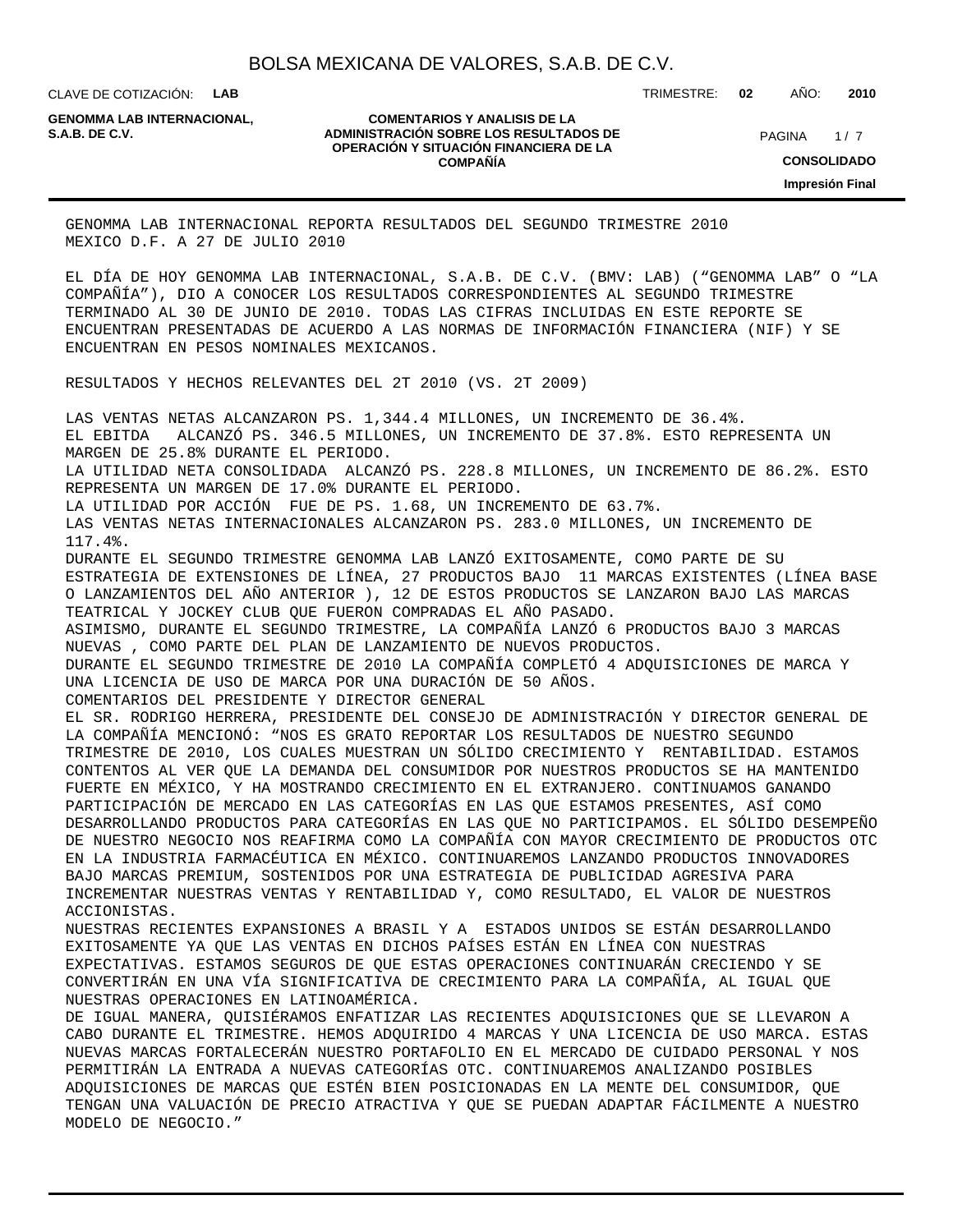GENOMMA LAB INTERNACIONAL REPORTA RESULTADOS DEL SEGUNDO TRIMESTRE 2010
MEXICO D.F. A 27 DE JULIO 2010

EL DÍA DE HOY GENOMMA LAB INTERNACIONAL, S.A.B. DE C.V. (BMV: LAB) ("GENOMMA LAB" O "LA COMPAÑÍA"), DIO A CONOCER LOS RESULTADOS CORRESPONDIENTES AL SEGUNDO TRIMESTRE TERMINADO AL 30 DE JUNIO DE 2010. TODAS LAS CIFRAS INCLUIDAS EN ESTE REPORTE SE ENCUENTRAN PRESENTADAS DE ACUERDO A LAS NORMAS DE INFORMACIÓN FINANCIERA (NIF) Y SE ENCUENTRAN EN PESOS NOMINALES MEXICANOS.

RESULTADOS Y HECHOS RELEVANTES DEL 2T 2010 (VS. 2T 2009)

LAS VENTAS NETAS ALCANZARON PS. 1,344.4 MILLONES, UN INCREMENTO DE 36.4%.
EL EBITDA ALCANZÓ PS. 346.5 MILLONES, UN INCREMENTO DE 37.8%. ESTO REPRESENTA UN MARGEN DE 25.8% DURANTE EL PERIODO.
LA UTILIDAD NETA CONSOLIDADA ALCANZÓ PS. 228.8 MILLONES, UN INCREMENTO DE 86.2%. ESTO REPRESENTA UN MARGEN DE 17.0% DURANTE EL PERIODO.
LA UTILIDAD POR ACCIÓN FUE DE PS. 1.68, UN INCREMENTO DE 63.7%.
LAS VENTAS NETAS INTERNACIONALES ALCANZARON PS. 283.0 MILLONES, UN INCREMENTO DE 117.4%.
DURANTE EL SEGUNDO TRIMESTRE GENOMMA LAB LANZÓ EXITOSAMENTE, COMO PARTE DE SU ESTRATEGIA DE EXTENSIONES DE LÍNEA, 27 PRODUCTOS BAJO 11 MARCAS EXISTENTES (LÍNEA BASE O LANZAMIENTOS DEL AÑO ANTERIOR ), 12 DE ESTOS PRODUCTOS SE LANZARON BAJO LAS MARCAS TEATRICAL Y JOCKEY CLUB QUE FUERON COMPRADAS EL AÑO PASADO.
ASIMISMO, DURANTE EL SEGUNDO TRIMESTRE, LA COMPAÑÍA LANZÓ 6 PRODUCTOS BAJO 3 MARCAS NUEVAS , COMO PARTE DEL PLAN DE LANZAMIENTO DE NUEVOS PRODUCTOS.
DURANTE EL SEGUNDO TRIMESTRE DE 2010 LA COMPAÑÍA COMPLETÓ 4 ADQUISICIONES DE MARCA Y UNA LICENCIA DE USO DE MARCA POR UNA DURACIÓN DE 50 AÑOS.
COMENTARIOS DEL PRESIDENTE Y DIRECTOR GENERAL
EL SR. RODRIGO HERRERA, PRESIDENTE DEL CONSEJO DE ADMINISTRACIÓN Y DIRECTOR GENERAL DE LA COMPAÑÍA MENCIONÓ: "NOS ES GRATO REPORTAR LOS RESULTADOS DE NUESTRO SEGUNDO TRIMESTRE DE 2010, LOS CUALES MUESTRAN UN SÓLIDO CRECIMIENTO Y RENTABILIDAD. ESTAMOS CONTENTOS AL VER QUE LA DEMANDA DEL CONSUMIDOR POR NUESTROS PRODUCTOS SE HA MANTENIDO FUERTE EN MÉXICO, Y HA MOSTRANDO CRECIMIENTO EN EL EXTRANJERO. CONTINUAMOS GANANDO PARTICIPACIÓN DE MERCADO EN LAS CATEGORÍAS EN LAS QUE ESTAMOS PRESENTES, ASÍ COMO DESARROLLANDO PRODUCTOS PARA CATEGORÍAS EN LAS QUE NO PARTICIPAMOS. EL SÓLIDO DESEMPEÑO DE NUESTRO NEGOCIO NOS REAFIRMA COMO LA COMPAÑÍA CON MAYOR CRECIMIENTO DE PRODUCTOS OTC EN LA INDUSTRIA FARMACÉUTICA EN MÉXICO. CONTINUAREMOS LANZANDO PRODUCTOS INNOVADORES BAJO MARCAS PREMIUM, SOSTENIDOS POR UNA ESTRATEGIA DE PUBLICIDAD AGRESIVA PARA INCREMENTAR NUESTRAS VENTAS Y RENTABILIDAD Y, COMO RESULTADO, EL VALOR DE NUESTROS ACCIONISTAS.
NUESTRAS RECIENTES EXPANSIONES A BRASIL Y A ESTADOS UNIDOS SE ESTÁN DESARROLLANDO EXITOSAMENTE YA QUE LAS VENTAS EN DICHOS PAÍSES ESTÁN EN LÍNEA CON NUESTRAS EXPECTATIVAS. ESTAMOS SEGUROS DE QUE ESTAS OPERACIONES CONTINUARÁN CRECIENDO Y SE CONVERTIRÁN EN UNA VÍA SIGNIFICATIVA DE CRECIMIENTO PARA LA COMPAÑÍA, AL IGUAL QUE NUESTRAS OPERACIONES EN LATINOAMÉRICA.
DE IGUAL MANERA, QUISIÉRAMOS ENFATIZAR LAS RECIENTES ADQUISICIONES QUE SE LLEVARON A CABO DURANTE EL TRIMESTRE. HEMOS ADQUIRIDO 4 MARCAS Y UNA LICENCIA DE USO MARCA. ESTAS NUEVAS MARCAS FORTALECERÁN NUESTRO PORTAFOLIO EN EL MERCADO DE CUIDADO PERSONAL Y NOS PERMITIRÁN LA ENTRADA A NUEVAS CATEGORÍAS OTC. CONTINUAREMOS ANALIZANDO POSIBLES ADQUISICIONES DE MARCAS QUE ESTÉN BIEN POSICIONADAS EN LA MENTE DEL CONSUMIDOR, QUE TENGAN UNA VALUACIÓN DE PRECIO ATRACTIVA Y QUE SE PUEDAN ADAPTAR FÁCILMENTE A NUESTRO MODELO DE NEGOCIO."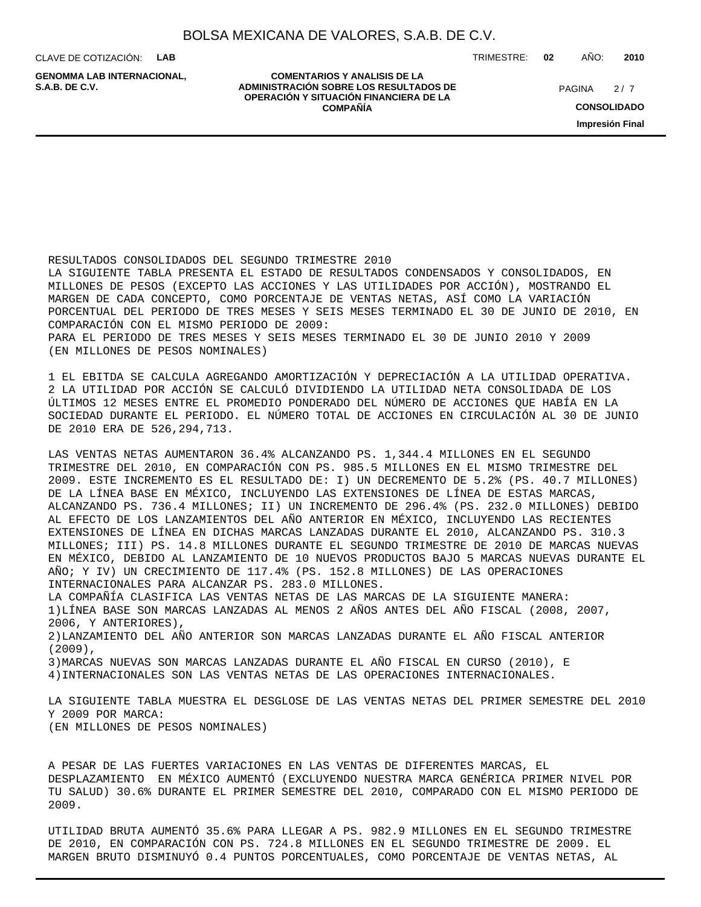RESULTADOS CONSOLIDADOS DEL SEGUNDO TRIMESTRE 2010

LA SIGUIENTE TABLA PRESENTA EL ESTADO DE RESULTADOS CONDENSADOS Y CONSOLIDADOS, EN MILLONES DE PESOS (EXCEPTO LAS ACCIONES Y LAS UTILIDADES POR ACCIÓN), MOSTRANDO EL MARGEN DE CADA CONCEPTO, COMO PORCENTAJE DE VENTAS NETAS, ASÍ COMO LA VARIACIÓN PORCENTUAL DEL PERIODO DE TRES MESES Y SEIS MESES TERMINADO EL 30 DE JUNIO DE 2010, EN COMPARACIÓN CON EL MISMO PERIODO DE 2009:

PARA EL PERIODO DE TRES MESES Y SEIS MESES TERMINADO EL 30 DE JUNIO 2010 Y 2009
(EN MILLONES DE PESOS NOMINALES)

1 EL EBITDA SE CALCULA AGREGANDO AMORTIZACIÓN Y DEPRECIACIÓN A LA UTILIDAD OPERATIVA.
2 LA UTILIDAD POR ACCIÓN SE CALCULÓ DIVIDIENDO LA UTILIDAD NETA CONSOLIDADA DE LOS ÚLTIMOS 12 MESES ENTRE EL PROMEDIO PONDERADO DEL NÚMERO DE ACCIONES QUE HABÍA EN LA SOCIEDAD DURANTE EL PERIODO. EL NÚMERO TOTAL DE ACCIONES EN CIRCULACIÓN AL 30 DE JUNIO DE 2010 ERA DE 526,294,713.

LAS VENTAS NETAS AUMENTARON 36.4% ALCANZANDO PS. 1,344.4 MILLONES EN EL SEGUNDO TRIMESTRE DEL 2010, EN COMPARACIÓN CON PS. 985.5 MILLONES EN EL MISMO TRIMESTRE DEL 2009. ESTE INCREMENTO ES EL RESULTADO DE: I) UN DECREMENTO DE 5.2% (PS. 40.7 MILLONES) DE LA LÍNEA BASE EN MÉXICO, INCLUYENDO LAS EXTENSIONES DE LÍNEA DE ESTAS MARCAS, ALCANZANDO PS. 736.4 MILLONES; II) UN INCREMENTO DE 296.4% (PS. 232.0 MILLONES) DEBIDO AL EFECTO DE LOS LANZAMIENTOS DEL AÑO ANTERIOR EN MÉXICO, INCLUYENDO LAS RECIENTES EXTENSIONES DE LÍNEA EN DICHAS MARCAS LANZADAS DURANTE EL 2010, ALCANZANDO PS. 310.3 MILLONES; III) PS. 14.8 MILLONES DURANTE EL SEGUNDO TRIMESTRE DE 2010 DE MARCAS NUEVAS EN MÉXICO, DEBIDO AL LANZAMIENTO DE 10 NUEVOS PRODUCTOS BAJO 5 MARCAS NUEVAS DURANTE EL AÑO; Y IV) UN CRECIMIENTO DE 117.4% (PS. 152.8 MILLONES) DE LAS OPERACIONES INTERNACIONALES PARA ALCANZAR PS. 283.0 MILLONES.

LA COMPAÑÍA CLASIFICA LAS VENTAS NETAS DE LAS MARCAS DE LA SIGUIENTE MANERA:
1)LÍNEA BASE SON MARCAS LANZADAS AL MENOS 2 AÑOS ANTES DEL AÑO FISCAL (2008, 2007, 2006, Y ANTERIORES),
2)LANZAMIENTO DEL AÑO ANTERIOR SON MARCAS LANZADAS DURANTE EL AÑO FISCAL ANTERIOR (2009),
3)MARCAS NUEVAS SON MARCAS LANZADAS DURANTE EL AÑO FISCAL EN CURSO (2010), E
4)INTERNACIONALES SON LAS VENTAS NETAS DE LAS OPERACIONES INTERNACIONALES.

LA SIGUIENTE TABLA MUESTRA EL DESGLOSE DE LAS VENTAS NETAS DEL PRIMER SEMESTRE DEL 2010 Y 2009 POR MARCA:
(EN MILLONES DE PESOS NOMINALES)

A PESAR DE LAS FUERTES VARIACIONES EN LAS VENTAS DE DIFERENTES MARCAS, EL DESPLAZAMIENTO EN MÉXICO AUMENTÓ (EXCLUYENDO NUESTRA MARCA GENÉRICA PRIMER NIVEL POR TU SALUD) 30.6% DURANTE EL PRIMER SEMESTRE DEL 2010, COMPARADO CON EL MISMO PERIODO DE 2009.

UTILIDAD BRUTA AUMENTÓ 35.6% PARA LLEGAR A PS. 982.9 MILLONES EN EL SEGUNDO TRIMESTRE DE 2010, EN COMPARACIÓN CON PS. 724.8 MILLONES EN EL SEGUNDO TRIMESTRE DE 2009. EL MARGEN BRUTO DISMINUYÓ 0.4 PUNTOS PORCENTUALES, COMO PORCENTAJE DE VENTAS NETAS, AL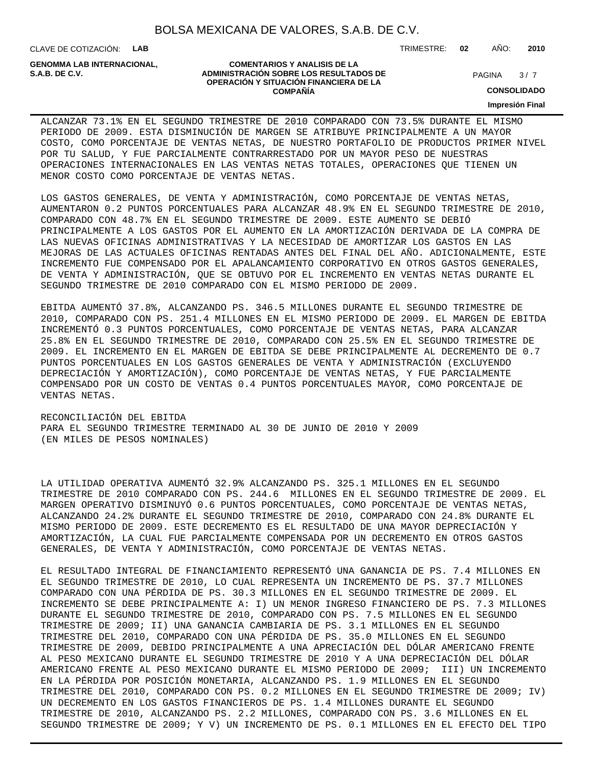ALCANZAR 73.1% EN EL SEGUNDO TRIMESTRE DE 2010 COMPARADO CON 73.5% DURANTE EL MISMO PERIODO DE 2009. ESTA DISMINUCIÓN DE MARGEN SE ATRIBUYE PRINCIPALMENTE A UN MAYOR COSTO, COMO PORCENTAJE DE VENTAS NETAS, DE NUESTRO PORTAFOLIO DE PRODUCTOS PRIMER NIVEL POR TU SALUD, Y FUE PARCIALMENTE CONTRARRESTADO POR UN MAYOR PESO DE NUESTRAS OPERACIONES INTERNACIONALES EN LAS VENTAS NETAS TOTALES, OPERACIONES QUE TIENEN UN MENOR COSTO COMO PORCENTAJE DE VENTAS NETAS.

LOS GASTOS GENERALES, DE VENTA Y ADMINISTRACIÓN, COMO PORCENTAJE DE VENTAS NETAS, AUMENTARON 0.2 PUNTOS PORCENTUALES PARA ALCANZAR 48.9% EN EL SEGUNDO TRIMESTRE DE 2010, COMPARADO CON 48.7% EN EL SEGUNDO TRIMESTRE DE 2009. ESTE AUMENTO SE DEBIÓ PRINCIPALMENTE A LOS GASTOS POR EL AUMENTO EN LA AMORTIZACIÓN DERIVADA DE LA COMPRA DE LAS NUEVAS OFICINAS ADMINISTRATIVAS Y LA NECESIDAD DE AMORTIZAR LOS GASTOS EN LAS MEJORAS DE LAS ACTUALES OFICINAS RENTADAS ANTES DEL FINAL DEL AÑO. ADICIONALMENTE, ESTE INCREMENTO FUE COMPENSADO POR EL APALANCAMIENTO CORPORATIVO EN OTROS GASTOS GENERALES, DE VENTA Y ADMINISTRACIÓN, QUE SE OBTUVO POR EL INCREMENTO EN VENTAS NETAS DURANTE EL SEGUNDO TRIMESTRE DE 2010 COMPARADO CON EL MISMO PERIODO DE 2009.

EBITDA AUMENTÓ 37.8%, ALCANZANDO PS. 346.5 MILLONES DURANTE EL SEGUNDO TRIMESTRE DE 2010, COMPARADO CON PS. 251.4 MILLONES EN EL MISMO PERIODO DE 2009. EL MARGEN DE EBITDA INCREMENTÓ 0.3 PUNTOS PORCENTUALES, COMO PORCENTAJE DE VENTAS NETAS, PARA ALCANZAR 25.8% EN EL SEGUNDO TRIMESTRE DE 2010, COMPARADO CON 25.5% EN EL SEGUNDO TRIMESTRE DE 2009. EL INCREMENTO EN EL MARGEN DE EBITDA SE DEBE PRINCIPALMENTE AL DECREMENTO DE 0.7 PUNTOS PORCENTUALES EN LOS GASTOS GENERALES DE VENTA Y ADMINISTRACIÓN (EXCLUYENDO DEPRECIACIÓN Y AMORTIZACIÓN), COMO PORCENTAJE DE VENTAS NETAS, Y FUE PARCIALMENTE COMPENSADO POR UN COSTO DE VENTAS 0.4 PUNTOS PORCENTUALES MAYOR, COMO PORCENTAJE DE VENTAS NETAS.

RECONCILIACIÓN DEL EBITDA
PARA EL SEGUNDO TRIMESTRE TERMINADO AL 30 DE JUNIO DE 2010 Y 2009
(EN MILES DE PESOS NOMINALES)

LA UTILIDAD OPERATIVA AUMENTÓ 32.9% ALCANZANDO PS. 325.1 MILLONES EN EL SEGUNDO TRIMESTRE DE 2010 COMPARADO CON PS. 244.6 MILLONES EN EL SEGUNDO TRIMESTRE DE 2009. EL MARGEN OPERATIVO DISMINUYÓ 0.6 PUNTOS PORCENTUALES, COMO PORCENTAJE DE VENTAS NETAS, ALCANZANDO 24.2% DURANTE EL SEGUNDO TRIMESTRE DE 2010, COMPARADO CON 24.8% DURANTE EL MISMO PERIODO DE 2009. ESTE DECREMENTO ES EL RESULTADO DE UNA MAYOR DEPRECIACIÓN Y AMORTIZACIÓN, LA CUAL FUE PARCIALMENTE COMPENSADA POR UN DECREMENTO EN OTROS GASTOS GENERALES, DE VENTA Y ADMINISTRACIÓN, COMO PORCENTAJE DE VENTAS NETAS.

EL RESULTADO INTEGRAL DE FINANCIAMIENTO REPRESENTÓ UNA GANANCIA DE PS. 7.4 MILLONES EN EL SEGUNDO TRIMESTRE DE 2010, LO CUAL REPRESENTA UN INCREMENTO DE PS. 37.7 MILLONES COMPARADO CON UNA PÉRDIDA DE PS. 30.3 MILLONES EN EL SEGUNDO TRIMESTRE DE 2009. EL INCREMENTO SE DEBE PRINCIPALMENTE A: I) UN MENOR INGRESO FINANCIERO DE PS. 7.3 MILLONES DURANTE EL SEGUNDO TRIMESTRE DE 2010, COMPARADO CON PS. 7.5 MILLONES EN EL SEGUNDO TRIMESTRE DE 2009; II) UNA GANANCIA CAMBIARIA DE PS. 3.1 MILLONES EN EL SEGUNDO TRIMESTRE DEL 2010, COMPARADO CON UNA PÉRDIDA DE PS. 35.0 MILLONES EN EL SEGUNDO TRIMESTRE DE 2009, DEBIDO PRINCIPALMENTE A UNA APRECIACIÓN DEL DÓLAR AMERICANO FRENTE AL PESO MEXICANO DURANTE EL SEGUNDO TRIMESTRE DE 2010 Y A UNA DEPRECIACIÓN DEL DÓLAR AMERICANO FRENTE AL PESO MEXICANO DURANTE EL MISMO PERIODO DE 2009; III) UN INCREMENTO EN LA PÉRDIDA POR POSICIÓN MONETARIA, ALCANZANDO PS. 1.9 MILLONES EN EL SEGUNDO TRIMESTRE DEL 2010, COMPARADO CON PS. 0.2 MILLONES EN EL SEGUNDO TRIMESTRE DE 2009; IV) UN DECREMENTO EN LOS GASTOS FINANCIEROS DE PS. 1.4 MILLONES DURANTE EL SEGUNDO TRIMESTRE DE 2010, ALCANZANDO PS. 2.2 MILLONES, COMPARADO CON PS. 3.6 MILLONES EN EL SEGUNDO TRIMESTRE DE 2009; Y V) UN INCREMENTO DE PS. 0.1 MILLONES EN EL EFECTO DEL TIPO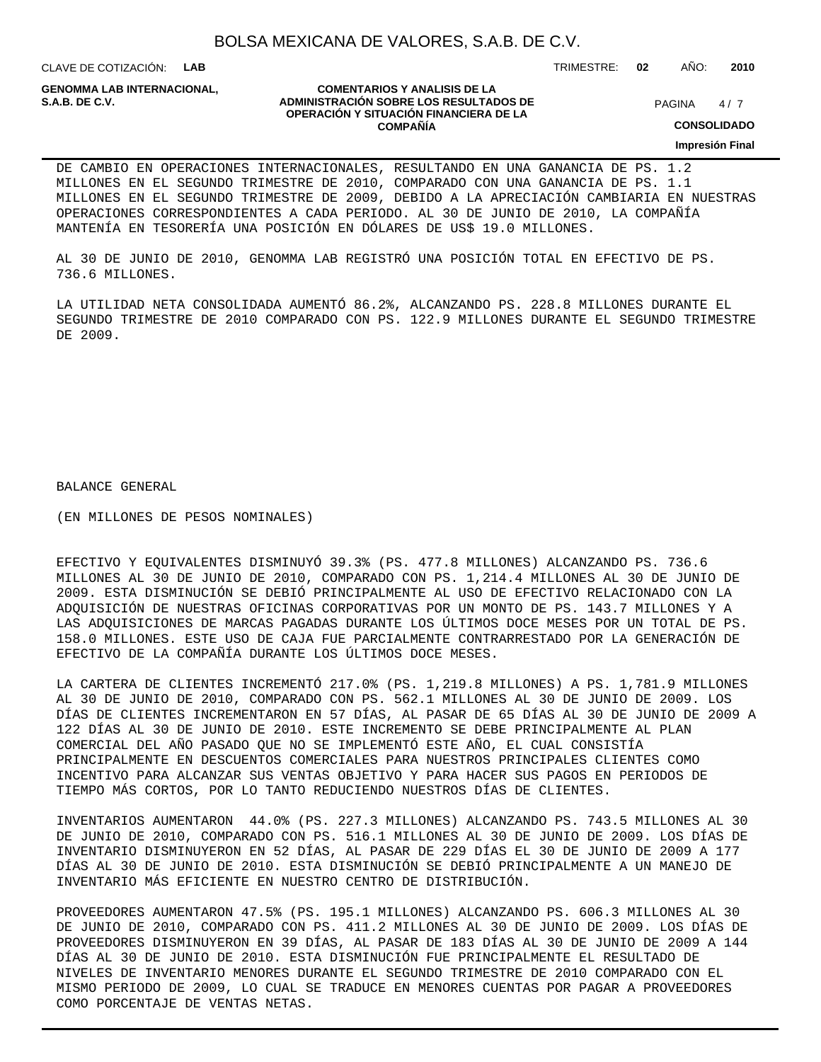DE CAMBIO EN OPERACIONES INTERNACIONALES, RESULTANDO EN UNA GANANCIA DE PS. 1.2 MILLONES EN EL SEGUNDO TRIMESTRE DE 2010, COMPARADO CON UNA GANANCIA DE PS. 1.1 MILLONES EN EL SEGUNDO TRIMESTRE DE 2009, DEBIDO A LA APRECIACIÓN CAMBIARIA EN NUESTRAS OPERACIONES CORRESPONDIENTES A CADA PERIODO. AL 30 DE JUNIO DE 2010, LA COMPAÑÍA MANTENÍA EN TESORERÍA UNA POSICIÓN EN DÓLARES DE US$ 19.0 MILLONES.

AL 30 DE JUNIO DE 2010, GENOMMA LAB REGISTRÓ UNA POSICIÓN TOTAL EN EFECTIVO DE PS. 736.6 MILLONES.

LA UTILIDAD NETA CONSOLIDADA AUMENTÓ 86.2%, ALCANZANDO PS. 228.8 MILLONES DURANTE EL SEGUNDO TRIMESTRE DE 2010 COMPARADO CON PS. 122.9 MILLONES DURANTE EL SEGUNDO TRIMESTRE DE 2009.

BALANCE GENERAL

(EN MILLONES DE PESOS NOMINALES)

EFECTIVO Y EQUIVALENTES DISMINUYÓ 39.3% (PS. 477.8 MILLONES) ALCANZANDO PS. 736.6 MILLONES AL 30 DE JUNIO DE 2010, COMPARADO CON PS. 1,214.4 MILLONES AL 30 DE JUNIO DE 2009. ESTA DISMINUCIÓN SE DEBIÓ PRINCIPALMENTE AL USO DE EFECTIVO RELACIONADO CON LA ADQUISICIÓN DE NUESTRAS OFICINAS CORPORATIVAS POR UN MONTO DE PS. 143.7 MILLONES Y A LAS ADQUISICIONES DE MARCAS PAGADAS DURANTE LOS ÚLTIMOS DOCE MESES POR UN TOTAL DE PS. 158.0 MILLONES. ESTE USO DE CAJA FUE PARCIALMENTE CONTRARRESTADO POR LA GENERACIÓN DE EFECTIVO DE LA COMPAÑÍA DURANTE LOS ÚLTIMOS DOCE MESES.

LA CARTERA DE CLIENTES INCREMENTÓ 217.0% (PS. 1,219.8 MILLONES) A PS. 1,781.9 MILLONES AL 30 DE JUNIO DE 2010, COMPARADO CON PS. 562.1 MILLONES AL 30 DE JUNIO DE 2009. LOS DÍAS DE CLIENTES INCREMENTARON EN 57 DÍAS, AL PASAR DE 65 DÍAS AL 30 DE JUNIO DE 2009 A 122 DÍAS AL 30 DE JUNIO DE 2010. ESTE INCREMENTO SE DEBE PRINCIPALMENTE AL PLAN COMERCIAL DEL AÑO PASADO QUE NO SE IMPLEMENTÓ ESTE AÑO, EL CUAL CONSISTÍA PRINCIPALMENTE EN DESCUENTOS COMERCIALES PARA NUESTROS PRINCIPALES CLIENTES COMO INCENTIVO PARA ALCANZAR SUS VENTAS OBJETIVO Y PARA HACER SUS PAGOS EN PERIODOS DE TIEMPO MÁS CORTOS, POR LO TANTO REDUCIENDO NUESTROS DÍAS DE CLIENTES.

INVENTARIOS AUMENTARON 44.0% (PS. 227.3 MILLONES) ALCANZANDO PS. 743.5 MILLONES AL 30 DE JUNIO DE 2010, COMPARADO CON PS. 516.1 MILLONES AL 30 DE JUNIO DE 2009. LOS DÍAS DE INVENTARIO DISMINUYERON EN 52 DÍAS, AL PASAR DE 229 DÍAS EL 30 DE JUNIO DE 2009 A 177 DÍAS AL 30 DE JUNIO DE 2010. ESTA DISMINUCIÓN SE DEBIÓ PRINCIPALMENTE A UN MANEJO DE INVENTARIO MÁS EFICIENTE EN NUESTRO CENTRO DE DISTRIBUCIÓN.

PROVEEDORES AUMENTARON 47.5% (PS. 195.1 MILLONES) ALCANZANDO PS. 606.3 MILLONES AL 30 DE JUNIO DE 2010, COMPARADO CON PS. 411.2 MILLONES AL 30 DE JUNIO DE 2009. LOS DÍAS DE PROVEEDORES DISMINUYERON EN 39 DÍAS, AL PASAR DE 183 DÍAS AL 30 DE JUNIO DE 2009 A 144 DÍAS AL 30 DE JUNIO DE 2010. ESTA DISMINUCIÓN FUE PRINCIPALMENTE EL RESULTADO DE NIVELES DE INVENTARIO MENORES DURANTE EL SEGUNDO TRIMESTRE DE 2010 COMPARADO CON EL MISMO PERIODO DE 2009, LO CUAL SE TRADUCE EN MENORES CUENTAS POR PAGAR A PROVEEDORES COMO PORCENTAJE DE VENTAS NETAS.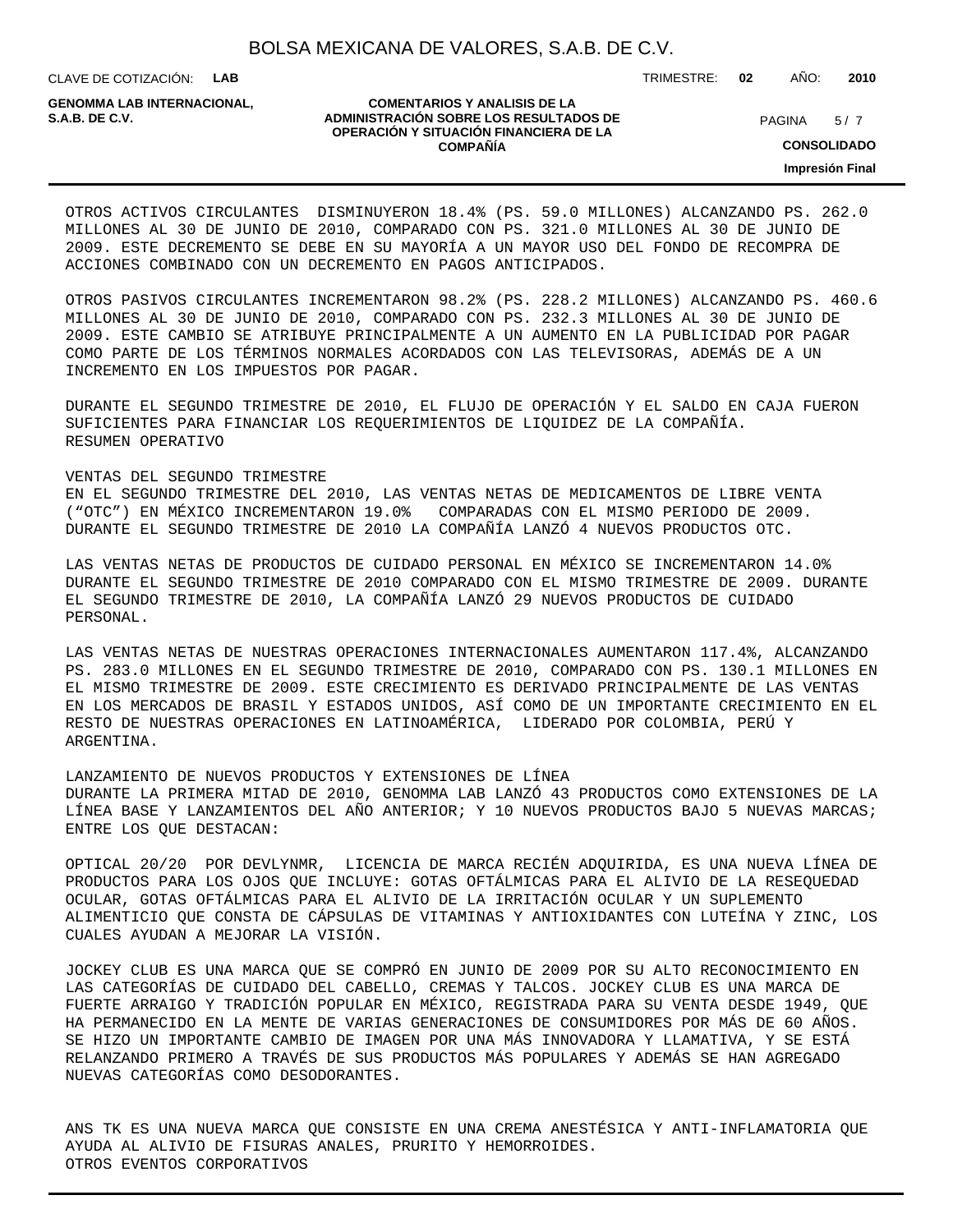OTROS ACTIVOS CIRCULANTES DISMINUYERON 18.4% (PS. 59.0 MILLONES) ALCANZANDO PS. 262.0 MILLONES AL 30 DE JUNIO DE 2010, COMPARADO CON PS. 321.0 MILLONES AL 30 DE JUNIO DE 2009. ESTE DECREMENTO SE DEBE EN SU MAYORÍA A UN MAYOR USO DEL FONDO DE RECOMPRA DE ACCIONES COMBINADO CON UN DECREMENTO EN PAGOS ANTICIPADOS.

OTROS PASIVOS CIRCULANTES INCREMENTARON 98.2% (PS. 228.2 MILLONES) ALCANZANDO PS. 460.6 MILLONES AL 30 DE JUNIO DE 2010, COMPARADO CON PS. 232.3 MILLONES AL 30 DE JUNIO DE 2009. ESTE CAMBIO SE ATRIBUYE PRINCIPALMENTE A UN AUMENTO EN LA PUBLICIDAD POR PAGAR COMO PARTE DE LOS TÉRMINOS NORMALES ACORDADOS CON LAS TELEVISORAS, ADEMÁS DE A UN INCREMENTO EN LOS IMPUESTOS POR PAGAR.

DURANTE EL SEGUNDO TRIMESTRE DE 2010, EL FLUJO DE OPERACIÓN Y EL SALDO EN CAJA FUERON SUFICIENTES PARA FINANCIAR LOS REQUERIMIENTOS DE LIQUIDEZ DE LA COMPAÑÍA.

RESUMEN OPERATIVO

VENTAS DEL SEGUNDO TRIMESTRE

EN EL SEGUNDO TRIMESTRE DEL 2010, LAS VENTAS NETAS DE MEDICAMENTOS DE LIBRE VENTA ("OTC") EN MÉXICO INCREMENTARON 19.0% COMPARADAS CON EL MISMO PERIODO DE 2009. DURANTE EL SEGUNDO TRIMESTRE DE 2010 LA COMPAÑÍA LANZÓ 4 NUEVOS PRODUCTOS OTC.

LAS VENTAS NETAS DE PRODUCTOS DE CUIDADO PERSONAL EN MÉXICO SE INCREMENTARON 14.0% DURANTE EL SEGUNDO TRIMESTRE DE 2010 COMPARADO CON EL MISMO TRIMESTRE DE 2009. DURANTE EL SEGUNDO TRIMESTRE DE 2010, LA COMPAÑÍA LANZÓ 29 NUEVOS PRODUCTOS DE CUIDADO PERSONAL.

LAS VENTAS NETAS DE NUESTRAS OPERACIONES INTERNACIONALES AUMENTARON 117.4%, ALCANZANDO PS. 283.0 MILLONES EN EL SEGUNDO TRIMESTRE DE 2010, COMPARADO CON PS. 130.1 MILLONES EN EL MISMO TRIMESTRE DE 2009. ESTE CRECIMIENTO ES DERIVADO PRINCIPALMENTE DE LAS VENTAS EN LOS MERCADOS DE BRASIL Y ESTADOS UNIDOS, ASÍ COMO DE UN IMPORTANTE CRECIMIENTO EN EL RESTO DE NUESTRAS OPERACIONES EN LATINOAMÉRICA, LIDERADO POR COLOMBIA, PERÚ Y ARGENTINA.

LANZAMIENTO DE NUEVOS PRODUCTOS Y EXTENSIONES DE LÍNEA

DURANTE LA PRIMERA MITAD DE 2010, GENOMMA LAB LANZÓ 43 PRODUCTOS COMO EXTENSIONES DE LA LÍNEA BASE Y LANZAMIENTOS DEL AÑO ANTERIOR; Y 10 NUEVOS PRODUCTOS BAJO 5 NUEVAS MARCAS; ENTRE LOS QUE DESTACAN:

OPTICAL 20/20 POR DEVLYNMR, LICENCIA DE MARCA RECIÉN ADQUIRIDA, ES UNA NUEVA LÍNEA DE PRODUCTOS PARA LOS OJOS QUE INCLUYE: GOTAS OFTÁLMICAS PARA EL ALIVIO DE LA RESEQUEDAD OCULAR, GOTAS OFTÁLMICAS PARA EL ALIVIO DE LA IRRITACIÓN OCULAR Y UN SUPLEMENTO ALIMENTICIO QUE CONSTA DE CÁPSULAS DE VITAMINAS Y ANTIOXIDANTES CON LUTEÍNA Y ZINC, LOS CUALES AYUDAN A MEJORAR LA VISIÓN.

JOCKEY CLUB ES UNA MARCA QUE SE COMPRÓ EN JUNIO DE 2009 POR SU ALTO RECONOCIMIENTO EN LAS CATEGORÍAS DE CUIDADO DEL CABELLO, CREMAS Y TALCOS. JOCKEY CLUB ES UNA MARCA DE FUERTE ARRAIGO Y TRADICIÓN POPULAR EN MÉXICO, REGISTRADA PARA SU VENTA DESDE 1949, QUE HA PERMANECIDO EN LA MENTE DE VARIAS GENERACIONES DE CONSUMIDORES POR MÁS DE 60 AÑOS. SE HIZO UN IMPORTANTE CAMBIO DE IMAGEN POR UNA MÁS INNOVADORA Y LLAMATIVA, Y SE ESTÁ RELANZANDO PRIMERO A TRAVÉS DE SUS PRODUCTOS MÁS POPULARES Y ADEMÁS SE HAN AGREGADO NUEVAS CATEGORÍAS COMO DESODORANTES.

ANS TK ES UNA NUEVA MARCA QUE CONSISTE EN UNA CREMA ANESTÉSICA Y ANTI-INFLAMATORIA QUE AYUDA AL ALIVIO DE FISURAS ANALES, PRURITO Y HEMORROIDES.

OTROS EVENTOS CORPORATIVOS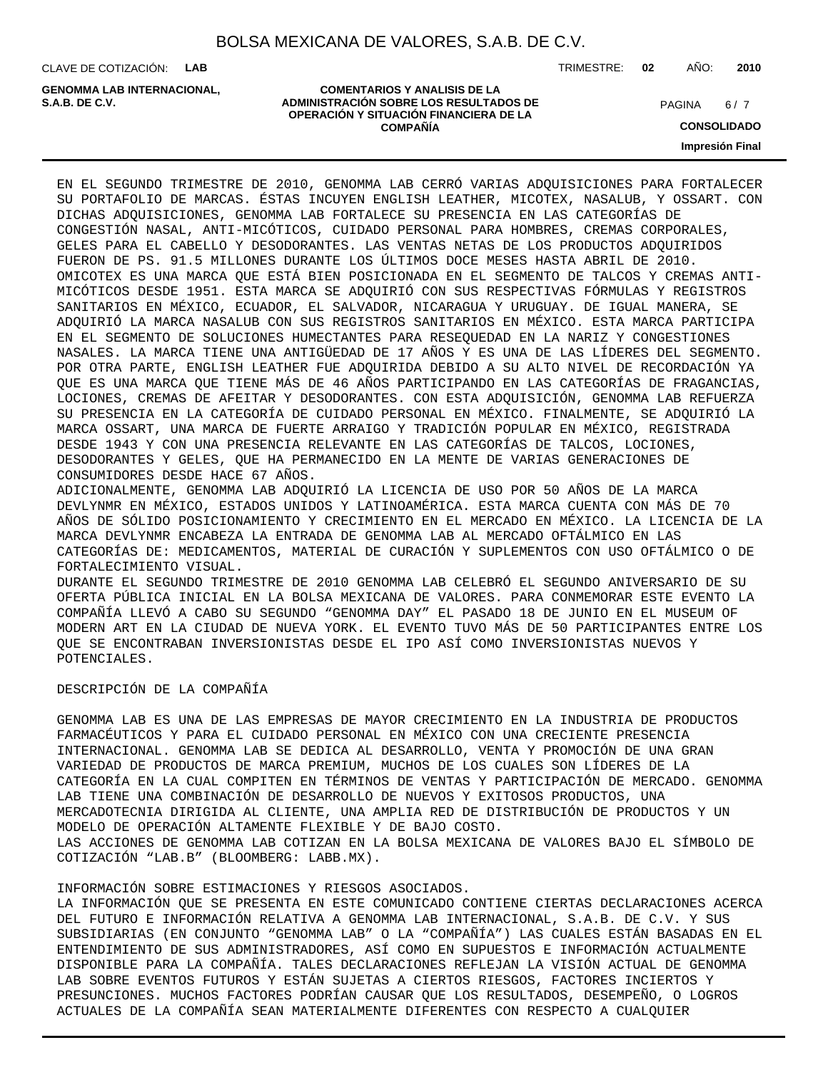EN EL SEGUNDO TRIMESTRE DE 2010, GENOMMA LAB CERRÓ VARIAS ADQUISICIONES PARA FORTALECER SU PORTAFOLIO DE MARCAS. ÉSTAS INCUYEN ENGLISH LEATHER, MICOTEX, NASALUB, Y OSSART. CON DICHAS ADQUISICIONES, GENOMMA LAB FORTALECE SU PRESENCIA EN LAS CATEGORÍAS DE CONGESTIÓN NASAL, ANTI-MICÓTICOS, CUIDADO PERSONAL PARA HOMBRES, CREMAS CORPORALES, GELES PARA EL CABELLO Y DESODORANTES. LAS VENTAS NETAS DE LOS PRODUCTOS ADQUIRIDOS FUERON DE PS. 91.5 MILLONES DURANTE LOS ÚLTIMOS DOCE MESES HASTA ABRIL DE 2010. OMICOTEX ES UNA MARCA QUE ESTÁ BIEN POSICIONADA EN EL SEGMENTO DE TALCOS Y CREMAS ANTI-MICÓTICOS DESDE 1951. ESTA MARCA SE ADQUIRIÓ CON SUS RESPECTIVAS FÓRMULAS Y REGISTROS SANITARIOS EN MÉXICO, ECUADOR, EL SALVADOR, NICARAGUA Y URUGUAY. DE IGUAL MANERA, SE ADQUIRIÓ LA MARCA NASALUB CON SUS REGISTROS SANITARIOS EN MÉXICO. ESTA MARCA PARTICIPA EN EL SEGMENTO DE SOLUCIONES HUMECTANTES PARA RESEQUEDAD EN LA NARIZ Y CONGESTIONES NASALES. LA MARCA TIENE UNA ANTIGÜEDAD DE 17 AÑOS Y ES UNA DE LAS LÍDERES DEL SEGMENTO. POR OTRA PARTE, ENGLISH LEATHER FUE ADQUIRIDA DEBIDO A SU ALTO NIVEL DE RECORDACIÓN YA QUE ES UNA MARCA QUE TIENE MÁS DE 46 AÑOS PARTICIPANDO EN LAS CATEGORÍAS DE FRAGANCIAS, LOCIONES, CREMAS DE AFEITAR Y DESODORANTES. CON ESTA ADQUISICIÓN, GENOMMA LAB REFUERZA SU PRESENCIA EN LA CATEGORÍA DE CUIDADO PERSONAL EN MÉXICO. FINALMENTE, SE ADQUIRIÓ LA MARCA OSSART, UNA MARCA DE FUERTE ARRAIGO Y TRADICIÓN POPULAR EN MÉXICO, REGISTRADA DESDE 1943 Y CON UNA PRESENCIA RELEVANTE EN LAS CATEGORÍAS DE TALCOS, LOCIONES, DESODORANTES Y GELES, QUE HA PERMANECIDO EN LA MENTE DE VARIAS GENERACIONES DE CONSUMIDORES DESDE HACE 67 AÑOS.
ADICIONALMENTE, GENOMMA LAB ADQUIRIÓ LA LICENCIA DE USO POR 50 AÑOS DE LA MARCA DEVLYNMR EN MÉXICO, ESTADOS UNIDOS Y LATINOAMÉRICA. ESTA MARCA CUENTA CON MÁS DE 70 AÑOS DE SÓLIDO POSICIONAMIENTO Y CRECIMIENTO EN EL MERCADO EN MÉXICO. LA LICENCIA DE LA MARCA DEVLYNMR ENCABEZA LA ENTRADA DE GENOMMA LAB AL MERCADO OFTÁLMICO EN LAS CATEGORÍAS DE: MEDICAMENTOS, MATERIAL DE CURACIÓN Y SUPLEMENTOS CON USO OFTÁLMICO O DE FORTALECIMIENTO VISUAL.
DURANTE EL SEGUNDO TRIMESTRE DE 2010 GENOMMA LAB CELEBRÓ EL SEGUNDO ANIVERSARIO DE SU OFERTA PÚBLICA INICIAL EN LA BOLSA MEXICANA DE VALORES. PARA CONMEMORAR ESTE EVENTO LA COMPAÑÍA LLEVÓ A CABO SU SEGUNDO “GENOMMA DAY” EL PASADO 18 DE JUNIO EN EL MUSEUM OF MODERN ART EN LA CIUDAD DE NUEVA YORK. EL EVENTO TUVO MÁS DE 50 PARTICIPANTES ENTRE LOS QUE SE ENCONTRABAN INVERSIONISTAS DESDE EL IPO ASÍ COMO INVERSIONISTAS NUEVOS Y POTENCIALES.

DESCRIPCIÓN DE LA COMPAÑÍA

GENOMMA LAB ES UNA DE LAS EMPRESAS DE MAYOR CRECIMIENTO EN LA INDUSTRIA DE PRODUCTOS FARMACÉUTICOS Y PARA EL CUIDADO PERSONAL EN MÉXICO CON UNA CRECIENTE PRESENCIA INTERNACIONAL. GENOMMA LAB SE DEDICA AL DESARROLLO, VENTA Y PROMOCIÓN DE UNA GRAN VARIEDAD DE PRODUCTOS DE MARCA PREMIUM, MUCHOS DE LOS CUALES SON LÍDERES DE LA CATEGORÍA EN LA CUAL COMPITEN EN TÉRMINOS DE VENTAS Y PARTICIPACIÓN DE MERCADO. GENOMMA LAB TIENE UNA COMBINACIÓN DE DESARROLLO DE NUEVOS Y EXITOSOS PRODUCTOS, UNA MERCADOTECNIA DIRIGIDA AL CLIENTE, UNA AMPLIA RED DE DISTRIBUCIÓN DE PRODUCTOS Y UN MODELO DE OPERACIÓN ALTAMENTE FLEXIBLE Y DE BAJO COSTO.
LAS ACCIONES DE GENOMMA LAB COTIZAN EN LA BOLSA MEXICANA DE VALORES BAJO EL SÍMBOLO DE COTIZACIÓN “LAB.B” (BLOOMBERG: LABB.MX).

INFORMACIÓN SOBRE ESTIMACIONES Y RIESGOS ASOCIADOS.
LA INFORMACIÓN QUE SE PRESENTA EN ESTE COMUNICADO CONTIENE CIERTAS DECLARACIONES ACERCA DEL FUTURO E INFORMACIÓN RELATIVA A GENOMMA LAB INTERNACIONAL, S.A.B. DE C.V. Y SUS SUBSIDIARIAS (EN CONJUNTO “GENOMMA LAB” O LA “COMPAÑÍA”) LAS CUALES ESTÁN BASADAS EN EL ENTENDIMIENTO DE SUS ADMINISTRADORES, ASÍ COMO EN SUPUESTOS E INFORMACIÓN ACTUALMENTE DISPONIBLE PARA LA COMPAÑÍA. TALES DECLARACIONES REFLEJAN LA VISIÓN ACTUAL DE GENOMMA LAB SOBRE EVENTOS FUTUROS Y ESTÁN SUJETAS A CIERTOS RIESGOS, FACTORES INCIERTOS Y PRESUNCIONES. MUCHOS FACTORES PODRÍAN CAUSAR QUE LOS RESULTADOS, DESEMPEÑO, O LOGROS ACTUALES DE LA COMPAÑÍA SEAN MATERIALMENTE DIFERENTES CON RESPECTO A CUALQUIER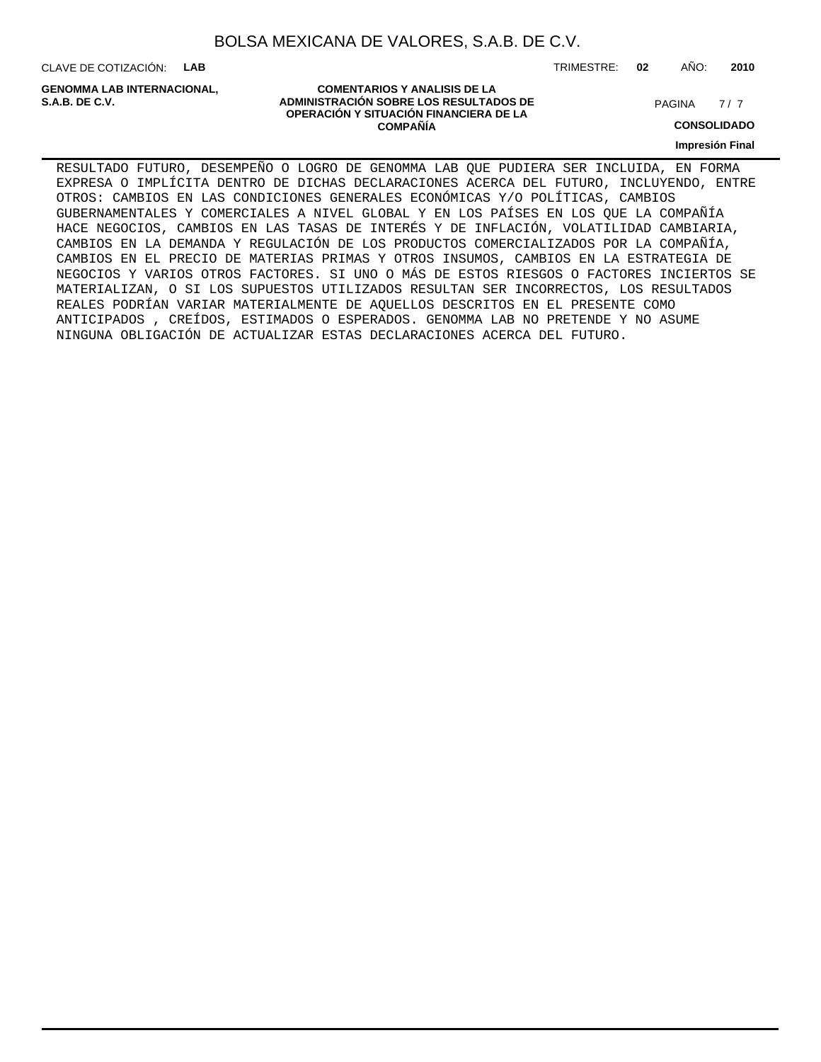RESULTADO FUTURO, DESEMPEÑO O LOGRO DE GENOMMA LAB QUE PUDIERA SER INCLUIDA, EN FORMA EXPRESA O IMPLÍCITA DENTRO DE DICHAS DECLARACIONES ACERCA DEL FUTURO, INCLUYENDO, ENTRE OTROS: CAMBIOS EN LAS CONDICIONES GENERALES ECONÓMICAS Y/O POLÍTICAS, CAMBIOS GUBERNAMENTALES Y COMERCIALES A NIVEL GLOBAL Y EN LOS PAÍSES EN LOS QUE LA COMPAÑÍA HACE NEGOCIOS, CAMBIOS EN LAS TASAS DE INTERÉS Y DE INFLACIÓN, VOLATILIDAD CAMBIARIA, CAMBIOS EN LA DEMANDA Y REGULACIÓN DE LOS PRODUCTOS COMERCIALIZADOS POR LA COMPAÑÍA, CAMBIOS EN EL PRECIO DE MATERIAS PRIMAS Y OTROS INSUMOS, CAMBIOS EN LA ESTRATEGIA DE NEGOCIOS Y VARIOS OTROS FACTORES. SI UNO O MÁS DE ESTOS RIESGOS O FACTORES INCIERTOS SE MATERIALIZAN, O SI LOS SUPUESTOS UTILIZADOS RESULTAN SER INCORRECTOS, LOS RESULTADOS REALES PODRÍAN VARIAR MATERIALMENTE DE AQUELLOS DESCRITOS EN EL PRESENTE COMO ANTICIPADOS , CREÍDOS, ESTIMADOS O ESPERADOS. GENOMMA LAB NO PRETENDE Y NO ASUME NINGUNA OBLIGACIÓN DE ACTUALIZAR ESTAS DECLARACIONES ACERCA DEL FUTURO.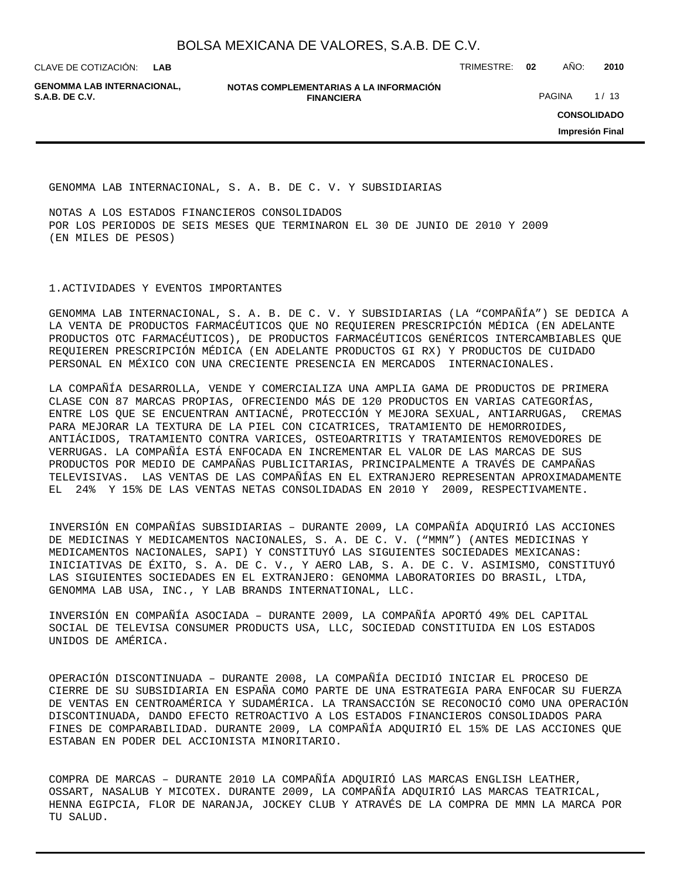GENOMMA LAB INTERNACIONAL, S. A. B. DE C. V. Y SUBSIDIARIAS

NOTAS A LOS ESTADOS FINANCIEROS CONSOLIDADOS
POR LOS PERIODOS DE SEIS MESES QUE TERMINARON EL 30 DE JUNIO DE 2010 Y 2009
(EN MILES DE PESOS)

## 1.ACTIVIDADES Y EVENTOS IMPORTANTES

GENOMMA LAB INTERNACIONAL, S. A. B. DE C. V. Y SUBSIDIARIAS (LA "COMPAÑÍA") SE DEDICA A LA VENTA DE PRODUCTOS FARMACÉUTICOS QUE NO REQUIEREN PRESCRIPCIÓN MÉDICA (EN ADELANTE PRODUCTOS OTC FARMACÉUTICOS), DE PRODUCTOS FARMACÉUTICOS GENÉRICOS INTERCAMBIABLES QUE REQUIEREN PRESCRIPCIÓN MÉDICA (EN ADELANTE PRODUCTOS GI RX) Y PRODUCTOS DE CUIDADO PERSONAL EN MÉXICO CON UNA CRECIENTE PRESENCIA EN MERCADOS INTERNACIONALES.

LA COMPAÑÍA DESARROLLA, VENDE Y COMERCIALIZA UNA AMPLIA GAMA DE PRODUCTOS DE PRIMERA CLASE CON 87 MARCAS PROPIAS, OFRECIENDO MÁS DE 120 PRODUCTOS EN VARIAS CATEGORÍAS, ENTRE LOS QUE SE ENCUENTRAN ANTIACNÉ, PROTECCIÓN Y MEJORA SEXUAL, ANTIARRUGAS, CREMAS PARA MEJORAR LA TEXTURA DE LA PIEL CON CICATRICES, TRATAMIENTO DE HEMORROIDES, ANTIÁCIDOS, TRATAMIENTO CONTRA VARICES, OSTEOARTRITIS Y TRATAMIENTOS REMOVEDORES DE VERRUGAS. LA COMPAÑÍA ESTÁ ENFOCADA EN INCREMENTAR EL VALOR DE LAS MARCAS DE SUS PRODUCTOS POR MEDIO DE CAMPAÑAS PUBLICITARIAS, PRINCIPALMENTE A TRAVÉS DE CAMPAÑAS TELEVISIVAS. LAS VENTAS DE LAS COMPAÑÍAS EN EL EXTRANJERO REPRESENTAN APROXIMADAMENTE EL 24% Y 15% DE LAS VENTAS NETAS CONSOLIDADAS EN 2010 Y 2009, RESPECTIVAMENTE.

INVERSIÓN EN COMPAÑÍAS SUBSIDIARIAS – DURANTE 2009, LA COMPAÑÍA ADQUIRIÓ LAS ACCIONES DE MEDICINAS Y MEDICAMENTOS NACIONALES, S. A. DE C. V. ("MMN") (ANTES MEDICINAS Y MEDICAMENTOS NACIONALES, SAPI) Y CONSTITUYÓ LAS SIGUIENTES SOCIEDADES MEXICANAS: INICIATIVAS DE ÉXITO, S. A. DE C. V., Y AERO LAB, S. A. DE C. V. ASIMISMO, CONSTITUYÓ LAS SIGUIENTES SOCIEDADES EN EL EXTRANJERO: GENOMMA LABORATORIES DO BRASIL, LTDA, GENOMMA LAB USA, INC., Y LAB BRANDS INTERNATIONAL, LLC.

INVERSIÓN EN COMPAÑÍA ASOCIADA – DURANTE 2009, LA COMPAÑÍA APORTÓ 49% DEL CAPITAL SOCIAL DE TELEVISA CONSUMER PRODUCTS USA, LLC, SOCIEDAD CONSTITUIDA EN LOS ESTADOS UNIDOS DE AMÉRICA.

OPERACIÓN DISCONTINUADA – DURANTE 2008, LA COMPAÑÍA DECIDIÓ INICIAR EL PROCESO DE CIERRE DE SU SUBSIDIARIA EN ESPAÑA COMO PARTE DE UNA ESTRATEGIA PARA ENFOCAR SU FUERZA DE VENTAS EN CENTROAMÉRICA Y SUDAMÉRICA. LA TRANSACCIÓN SE RECONOCIÓ COMO UNA OPERACIÓN DISCONTINUADA, DANDO EFECTO RETROACTIVO A LOS ESTADOS FINANCIEROS CONSOLIDADOS PARA FINES DE COMPARABILIDAD. DURANTE 2009, LA COMPAÑÍA ADQUIRIÓ EL 15% DE LAS ACCIONES QUE ESTABAN EN PODER DEL ACCIONISTA MINORITARIO.

COMPRA DE MARCAS – DURANTE 2010 LA COMPAÑÍA ADQUIRIÓ LAS MARCAS ENGLISH LEATHER, OSSART, NASALUB Y MICOTEX. DURANTE 2009, LA COMPAÑÍA ADQUIRIÓ LAS MARCAS TEATRICAL, HENNA EGIPCIA, FLOR DE NARANJA, JOCKEY CLUB Y ATRAVÉS DE LA COMPRA DE MMN LA MARCA POR TU SALUD.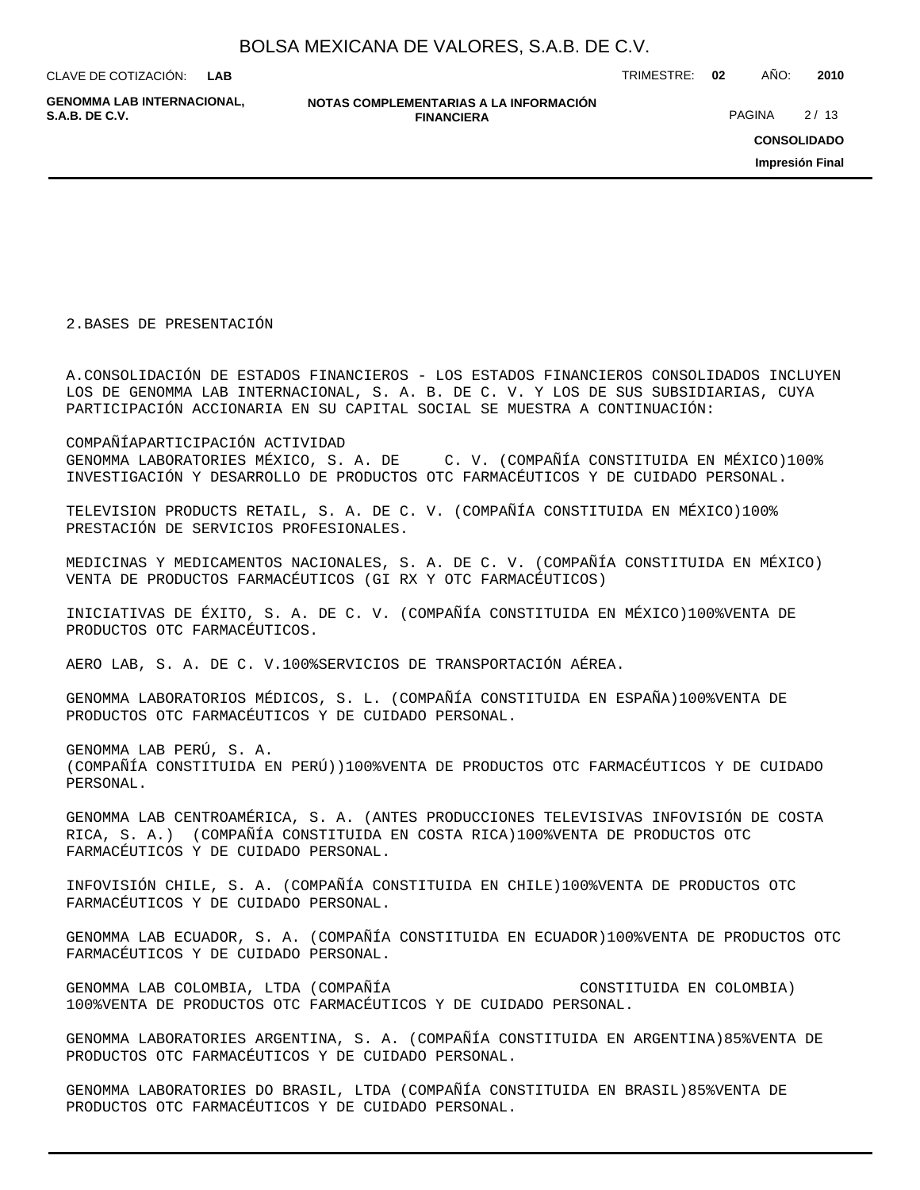## 2.BASES DE PRESENTACIÓN

A.CONSOLIDACIÓN DE ESTADOS FINANCIEROS - LOS ESTADOS FINANCIEROS CONSOLIDADOS INCLUYEN LOS DE GENOMMA LAB INTERNACIONAL, S. A. B. DE C. V. Y LOS DE SUS SUBSIDIARIAS, CUYA PARTICIPACIÓN ACCIONARIA EN SU CAPITAL SOCIAL SE MUESTRA A CONTINUACIÓN:

COMPAÑÍAPARTICIPACIÓN ACTIVIDAD
GENOMMA LABORATORIES MÉXICO, S. A. DE C. V. (COMPAÑÍA CONSTITUIDA EN MÉXICO)100% INVESTIGACIÓN Y DESARROLLO DE PRODUCTOS OTC FARMACÉUTICOS Y DE CUIDADO PERSONAL.

TELEVISION PRODUCTS RETAIL, S. A. DE C. V. (COMPAÑÍA CONSTITUIDA EN MÉXICO)100% PRESTACIÓN DE SERVICIOS PROFESIONALES.

MEDICINAS Y MEDICAMENTOS NACIONALES, S. A. DE C. V. (COMPAÑÍA CONSTITUIDA EN MÉXICO) VENTA DE PRODUCTOS FARMACÉUTICOS (GI RX Y OTC FARMACÉUTICOS)

INICIATIVAS DE ÉXITO, S. A. DE C. V. (COMPAÑÍA CONSTITUIDA EN MÉXICO)100%VENTA DE PRODUCTOS OTC FARMACÉUTICOS.

AERO LAB, S. A. DE C. V.100%SERVICIOS DE TRANSPORTACIÓN AÉREA.

GENOMMA LABORATORIOS MÉDICOS, S. L. (COMPAÑÍA CONSTITUIDA EN ESPAÑA)100%VENTA DE PRODUCTOS OTC FARMACÉUTICOS Y DE CUIDADO PERSONAL.

GENOMMA LAB PERÚ, S. A.
(COMPAÑÍA CONSTITUIDA EN PERÚ))100%VENTA DE PRODUCTOS OTC FARMACÉUTICOS Y DE CUIDADO PERSONAL.

GENOMMA LAB CENTROAMÉRICA, S. A. (ANTES PRODUCCIONES TELEVISIVAS INFOVISIÓN DE COSTA RICA, S. A.) (COMPAÑÍA CONSTITUIDA EN COSTA RICA)100%VENTA DE PRODUCTOS OTC FARMACÉUTICOS Y DE CUIDADO PERSONAL.

INFOVISIÓN CHILE, S. A. (COMPAÑÍA CONSTITUIDA EN CHILE)100%VENTA DE PRODUCTOS OTC FARMACÉUTICOS Y DE CUIDADO PERSONAL.

GENOMMA LAB ECUADOR, S. A. (COMPAÑÍA CONSTITUIDA EN ECUADOR)100%VENTA DE PRODUCTOS OTC FARMACÉUTICOS Y DE CUIDADO PERSONAL.

GENOMMA LAB COLOMBIA, LTDA (COMPAÑÍA CONSTITUIDA EN COLOMBIA) 100%VENTA DE PRODUCTOS OTC FARMACÉUTICOS Y DE CUIDADO PERSONAL.

GENOMMA LABORATORIES ARGENTINA, S. A. (COMPAÑÍA CONSTITUIDA EN ARGENTINA)85%VENTA DE PRODUCTOS OTC FARMACÉUTICOS Y DE CUIDADO PERSONAL.

GENOMMA LABORATORIES DO BRASIL, LTDA (COMPAÑÍA CONSTITUIDA EN BRASIL)85%VENTA DE PRODUCTOS OTC FARMACÉUTICOS Y DE CUIDADO PERSONAL.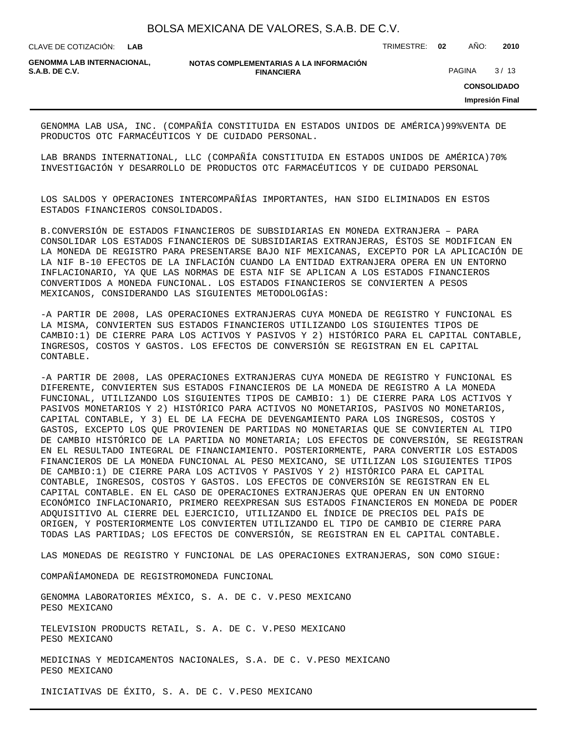GENOMMA LAB USA, INC. (COMPAÑÍA CONSTITUIDA EN ESTADOS UNIDOS DE AMÉRICA)99%VENTA DE PRODUCTOS OTC FARMACÉUTICOS Y DE CUIDADO PERSONAL.

LAB BRANDS INTERNATIONAL, LLC (COMPAÑÍA CONSTITUIDA EN ESTADOS UNIDOS DE AMÉRICA)70% INVESTIGACIÓN Y DESARROLLO DE PRODUCTOS OTC FARMACÉUTICOS Y DE CUIDADO PERSONAL

LOS SALDOS Y OPERACIONES INTERCOMPAÑÍAS IMPORTANTES, HAN SIDO ELIMINADOS EN ESTOS ESTADOS FINANCIEROS CONSOLIDADOS.

B.CONVERSIÓN DE ESTADOS FINANCIEROS DE SUBSIDIARIAS EN MONEDA EXTRANJERA – PARA CONSOLIDAR LOS ESTADOS FINANCIEROS DE SUBSIDIARIAS EXTRANJERAS, ÉSTOS SE MODIFICAN EN LA MONEDA DE REGISTRO PARA PRESENTARSE BAJO NIF MEXICANAS, EXCEPTO POR LA APLICACIÓN DE LA NIF B-10 EFECTOS DE LA INFLACIÓN CUANDO LA ENTIDAD EXTRANJERA OPERA EN UN ENTORNO INFLACIONARIO, YA QUE LAS NORMAS DE ESTA NIF SE APLICAN A LOS ESTADOS FINANCIEROS CONVERTIDOS A MONEDA FUNCIONAL. LOS ESTADOS FINANCIEROS SE CONVIERTEN A PESOS MEXICANOS, CONSIDERANDO LAS SIGUIENTES METODOLOGÍAS:

-A PARTIR DE 2008, LAS OPERACIONES EXTRANJERAS CUYA MONEDA DE REGISTRO Y FUNCIONAL ES LA MISMA, CONVIERTEN SUS ESTADOS FINANCIEROS UTILIZANDO LOS SIGUIENTES TIPOS DE CAMBIO:1) DE CIERRE PARA LOS ACTIVOS Y PASIVOS Y 2) HISTÓRICO PARA EL CAPITAL CONTABLE, INGRESOS, COSTOS Y GASTOS. LOS EFECTOS DE CONVERSIÓN SE REGISTRAN EN EL CAPITAL CONTABLE.

-A PARTIR DE 2008, LAS OPERACIONES EXTRANJERAS CUYA MONEDA DE REGISTRO Y FUNCIONAL ES DIFERENTE, CONVIERTEN SUS ESTADOS FINANCIEROS DE LA MONEDA DE REGISTRO A LA MONEDA FUNCIONAL, UTILIZANDO LOS SIGUIENTES TIPOS DE CAMBIO: 1) DE CIERRE PARA LOS ACTIVOS Y PASIVOS MONETARIOS Y 2) HISTÓRICO PARA ACTIVOS NO MONETARIOS, PASIVOS NO MONETARIOS, CAPITAL CONTABLE, Y 3) EL DE LA FECHA DE DEVENGAMIENTO PARA LOS INGRESOS, COSTOS Y GASTOS, EXCEPTO LOS QUE PROVIENEN DE PARTIDAS NO MONETARIAS QUE SE CONVIERTEN AL TIPO DE CAMBIO HISTÓRICO DE LA PARTIDA NO MONETARIA; LOS EFECTOS DE CONVERSIÓN, SE REGISTRAN EN EL RESULTADO INTEGRAL DE FINANCIAMIENTO. POSTERIORMENTE, PARA CONVERTIR LOS ESTADOS FINANCIEROS DE LA MONEDA FUNCIONAL AL PESO MEXICANO, SE UTILIZAN LOS SIGUIENTES TIPOS DE CAMBIO:1) DE CIERRE PARA LOS ACTIVOS Y PASIVOS Y 2) HISTÓRICO PARA EL CAPITAL CONTABLE, INGRESOS, COSTOS Y GASTOS. LOS EFECTOS DE CONVERSIÓN SE REGISTRAN EN EL CAPITAL CONTABLE. EN EL CASO DE OPERACIONES EXTRANJERAS QUE OPERAN EN UN ENTORNO ECONÓMICO INFLACIONARIO, PRIMERO REEXPRESAN SUS ESTADOS FINANCIEROS EN MONEDA DE PODER ADQUISITIVO AL CIERRE DEL EJERCICIO, UTILIZANDO EL ÍNDICE DE PRECIOS DEL PAÍS DE ORIGEN, Y POSTERIORMENTE LOS CONVIERTEN UTILIZANDO EL TIPO DE CAMBIO DE CIERRE PARA TODAS LAS PARTIDAS; LOS EFECTOS DE CONVERSIÓN, SE REGISTRAN EN EL CAPITAL CONTABLE.

LAS MONEDAS DE REGISTRO Y FUNCIONAL DE LAS OPERACIONES EXTRANJERAS, SON COMO SIGUE:

COMPAÑÍAMONEDA DE REGISTROMONEDA FUNCIONAL

GENOMMA LABORATORIES MÉXICO, S. A. DE C. V.PESO MEXICANO
PESO MEXICANO

TELEVISION PRODUCTS RETAIL, S. A. DE C. V.PESO MEXICANO
PESO MEXICANO

MEDICINAS Y MEDICAMENTOS NACIONALES, S.A. DE C. V.PESO MEXICANO
PESO MEXICANO

INICIATIVAS DE ÉXITO, S. A. DE C. V.PESO MEXICANO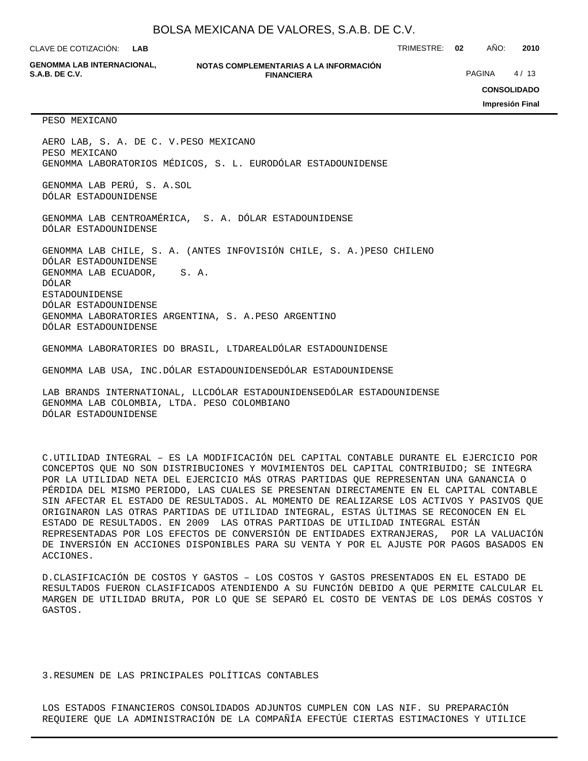PESO MEXICANO

AERO LAB, S. A. DE C. V.PESO MEXICANO
PESO MEXICANO
GENOMMA LABORATORIOS MÉDICOS, S. L. EURODÓLAR ESTADOUNIDENSE

GENOMMA LAB PERÚ, S. A.SOL
DÓLAR ESTADOUNIDENSE

GENOMMA LAB CENTROAMÉRICA, S. A. DÓLAR ESTADOUNIDENSE
DÓLAR ESTADOUNIDENSE

GENOMMA LAB CHILE, S. A. (ANTES INFOVISIÓN CHILE, S. A.)PESO CHILENO
DÓLAR ESTADOUNIDENSE
GENOMMA LAB ECUADOR, S. A.
DÓLAR
ESTADOUNIDENSE
DÓLAR ESTADOUNIDENSE
GENOMMA LABORATORIES ARGENTINA, S. A.PESO ARGENTINO
DÓLAR ESTADOUNIDENSE

GENOMMA LABORATORIES DO BRASIL, LTDAREALDÓLAR ESTADOUNIDENSE

GENOMMA LAB USA, INC.DÓLAR ESTADOUNIDENSEDÓLAR ESTADOUNIDENSE

LAB BRANDS INTERNATIONAL, LLCDÓLAR ESTADOUNIDENSEDÓLAR ESTADOUNIDENSE
GENOMMA LAB COLOMBIA, LTDA. PESO COLOMBIANO
DÓLAR ESTADOUNIDENSE

C.UTILIDAD INTEGRAL – ES LA MODIFICACIÓN DEL CAPITAL CONTABLE DURANTE EL EJERCICIO POR CONCEPTOS QUE NO SON DISTRIBUCIONES Y MOVIMIENTOS DEL CAPITAL CONTRIBUIDO; SE INTEGRA POR LA UTILIDAD NETA DEL EJERCICIO MÁS OTRAS PARTIDAS QUE REPRESENTAN UNA GANANCIA O PÉRDIDA DEL MISMO PERIODO, LAS CUALES SE PRESENTAN DIRECTAMENTE EN EL CAPITAL CONTABLE SIN AFECTAR EL ESTADO DE RESULTADOS. AL MOMENTO DE REALIZARSE LOS ACTIVOS Y PASIVOS QUE ORIGINARON LAS OTRAS PARTIDAS DE UTILIDAD INTEGRAL, ESTAS ÚLTIMAS SE RECONOCEN EN EL ESTADO DE RESULTADOS. EN 2009 LAS OTRAS PARTIDAS DE UTILIDAD INTEGRAL ESTÁN REPRESENTADAS POR LOS EFECTOS DE CONVERSIÓN DE ENTIDADES EXTRANJERAS, POR LA VALUACIÓN DE INVERSIÓN EN ACCIONES DISPONIBLES PARA SU VENTA Y POR EL AJUSTE POR PAGOS BASADOS EN ACCIONES.

D.CLASIFICACIÓN DE COSTOS Y GASTOS – LOS COSTOS Y GASTOS PRESENTADOS EN EL ESTADO DE RESULTADOS FUERON CLASIFICADOS ATENDIENDO A SU FUNCIÓN DEBIDO A QUE PERMITE CALCULAR EL MARGEN DE UTILIDAD BRUTA, POR LO QUE SE SEPARÓ EL COSTO DE VENTAS DE LOS DEMÁS COSTOS Y GASTOS.

3.RESUMEN DE LAS PRINCIPALES POLÍTICAS CONTABLES

LOS ESTADOS FINANCIEROS CONSOLIDADOS ADJUNTOS CUMPLEN CON LAS NIF. SU PREPARACIÓN REQUIERE QUE LA ADMINISTRACIÓN DE LA COMPAÑÍA EFECTÚE CIERTAS ESTIMACIONES Y UTILICE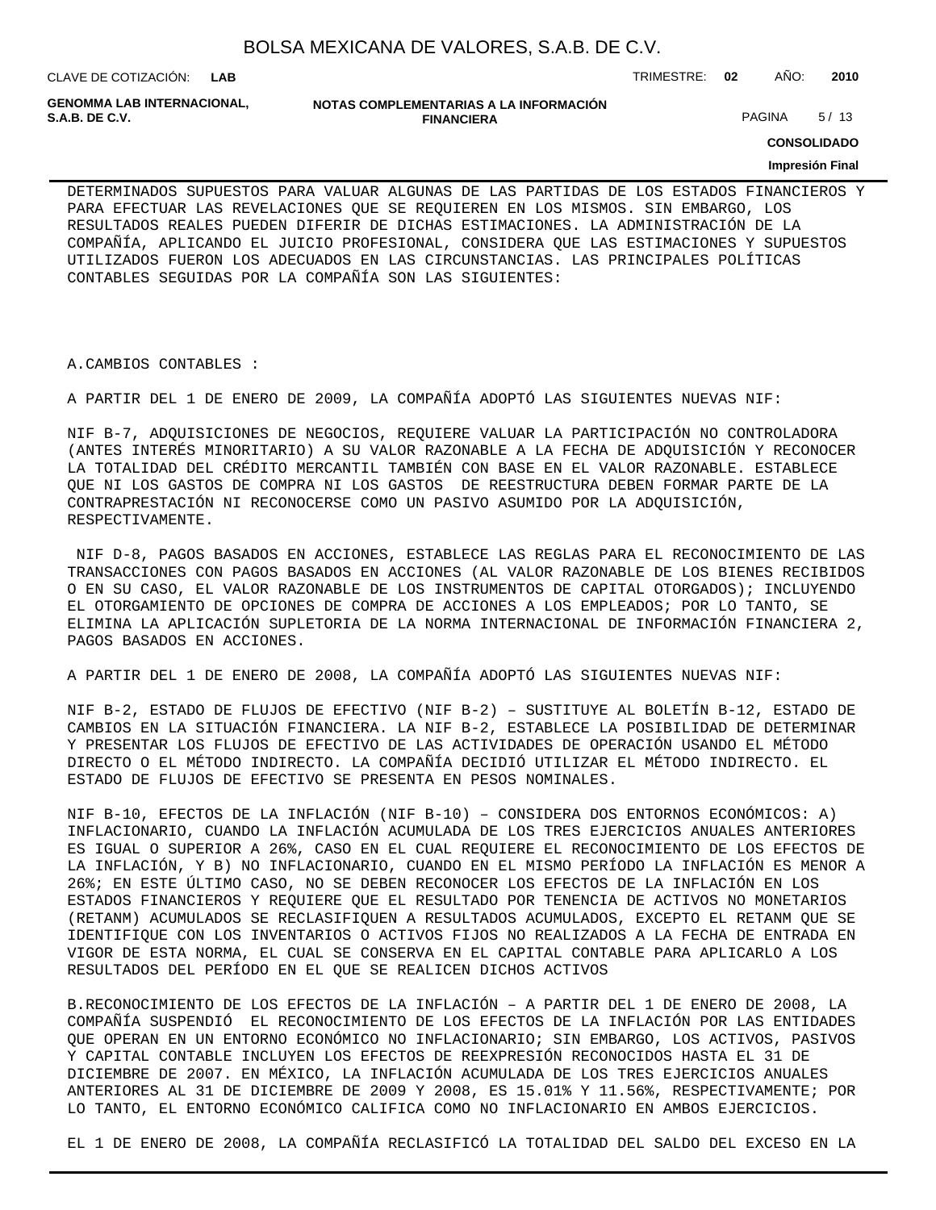DETERMINADOS SUPUESTOS PARA VALUAR ALGUNAS DE LAS PARTIDAS DE LOS ESTADOS FINANCIEROS Y PARA EFECTUAR LAS REVELACIONES QUE SE REQUIEREN EN LOS MISMOS. SIN EMBARGO, LOS RESULTADOS REALES PUEDEN DIFERIR DE DICHAS ESTIMACIONES. LA ADMINISTRACIÓN DE LA COMPAÑÍA, APLICANDO EL JUICIO PROFESIONAL, CONSIDERA QUE LAS ESTIMACIONES Y SUPUESTOS UTILIZADOS FUERON LOS ADECUADOS EN LAS CIRCUNSTANCIAS. LAS PRINCIPALES POLÍTICAS CONTABLES SEGUIDAS POR LA COMPAÑÍA SON LAS SIGUIENTES:

A.CAMBIOS CONTABLES :

A PARTIR DEL 1 DE ENERO DE 2009, LA COMPAÑÍA ADOPTÓ LAS SIGUIENTES NUEVAS NIF:

NIF B-7, ADQUISICIONES DE NEGOCIOS, REQUIERE VALUAR LA PARTICIPACIÓN NO CONTROLADORA (ANTES INTERÉS MINORITARIO) A SU VALOR RAZONABLE A LA FECHA DE ADQUISICIÓN Y RECONOCER LA TOTALIDAD DEL CRÉDITO MERCANTIL TAMBIÉN CON BASE EN EL VALOR RAZONABLE. ESTABLECE QUE NI LOS GASTOS DE COMPRA NI LOS GASTOS DE REESTRUCTURA DEBEN FORMAR PARTE DE LA CONTRAPRESTACIÓN NI RECONOCERSE COMO UN PASIVO ASUMIDO POR LA ADQUISICIÓN, RESPECTIVAMENTE.

NIF D-8, PAGOS BASADOS EN ACCIONES, ESTABLECE LAS REGLAS PARA EL RECONOCIMIENTO DE LAS TRANSACCIONES CON PAGOS BASADOS EN ACCIONES (AL VALOR RAZONABLE DE LOS BIENES RECIBIDOS O EN SU CASO, EL VALOR RAZONABLE DE LOS INSTRUMENTOS DE CAPITAL OTORGADOS); INCLUYENDO EL OTORGAMIENTO DE OPCIONES DE COMPRA DE ACCIONES A LOS EMPLEADOS; POR LO TANTO, SE ELIMINA LA APLICACIÓN SUPLETORIA DE LA NORMA INTERNACIONAL DE INFORMACIÓN FINANCIERA 2, PAGOS BASADOS EN ACCIONES.

A PARTIR DEL 1 DE ENERO DE 2008, LA COMPAÑÍA ADOPTÓ LAS SIGUIENTES NUEVAS NIF:

NIF B-2, ESTADO DE FLUJOS DE EFECTIVO (NIF B-2) – SUSTITUYE AL BOLETÍN B-12, ESTADO DE CAMBIOS EN LA SITUACIÓN FINANCIERA. LA NIF B-2, ESTABLECE LA POSIBILIDAD DE DETERMINAR Y PRESENTAR LOS FLUJOS DE EFECTIVO DE LAS ACTIVIDADES DE OPERACIÓN USANDO EL MÉTODO DIRECTO O EL MÉTODO INDIRECTO. LA COMPAÑÍA DECIDIÓ UTILIZAR EL MÉTODO INDIRECTO. EL ESTADO DE FLUJOS DE EFECTIVO SE PRESENTA EN PESOS NOMINALES.

NIF B-10, EFECTOS DE LA INFLACIÓN (NIF B-10) – CONSIDERA DOS ENTORNOS ECONÓMICOS: A) INFLACIONARIO, CUANDO LA INFLACIÓN ACUMULADA DE LOS TRES EJERCICIOS ANUALES ANTERIORES ES IGUAL O SUPERIOR A 26%, CASO EN EL CUAL REQUIERE EL RECONOCIMIENTO DE LOS EFECTOS DE LA INFLACIÓN, Y B) NO INFLACIONARIO, CUANDO EN EL MISMO PERÍODO LA INFLACIÓN ES MENOR A 26%; EN ESTE ÚLTIMO CASO, NO SE DEBEN RECONOCER LOS EFECTOS DE LA INFLACIÓN EN LOS ESTADOS FINANCIEROS Y REQUIERE QUE EL RESULTADO POR TENENCIA DE ACTIVOS NO MONETARIOS (RETANM) ACUMULADOS SE RECLASIFIQUEN A RESULTADOS ACUMULADOS, EXCEPTO EL RETANM QUE SE IDENTIFIQUE CON LOS INVENTARIOS O ACTIVOS FIJOS NO REALIZADOS A LA FECHA DE ENTRADA EN VIGOR DE ESTA NORMA, EL CUAL SE CONSERVA EN EL CAPITAL CONTABLE PARA APLICARLO A LOS RESULTADOS DEL PERÍODO EN EL QUE SE REALICEN DICHOS ACTIVOS

B.RECONOCIMIENTO DE LOS EFECTOS DE LA INFLACIÓN – A PARTIR DEL 1 DE ENERO DE 2008, LA COMPAÑÍA SUSPENDIÓ EL RECONOCIMIENTO DE LOS EFECTOS DE LA INFLACIÓN POR LAS ENTIDADES QUE OPERAN EN UN ENTORNO ECONÓMICO NO INFLACIONARIO; SIN EMBARGO, LOS ACTIVOS, PASIVOS Y CAPITAL CONTABLE INCLUYEN LOS EFECTOS DE REEXPRESIÓN RECONOCIDOS HASTA EL 31 DE DICIEMBRE DE 2007. EN MÉXICO, LA INFLACIÓN ACUMULADA DE LOS TRES EJERCICIOS ANUALES ANTERIORES AL 31 DE DICIEMBRE DE 2009 Y 2008, ES 15.01% Y 11.56%, RESPECTIVAMENTE; POR LO TANTO, EL ENTORNO ECONÓMICO CALIFICA COMO NO INFLACIONARIO EN AMBOS EJERCICIOS.

EL 1 DE ENERO DE 2008, LA COMPAÑÍA RECLASIFICÓ LA TOTALIDAD DEL SALDO DEL EXCESO EN LA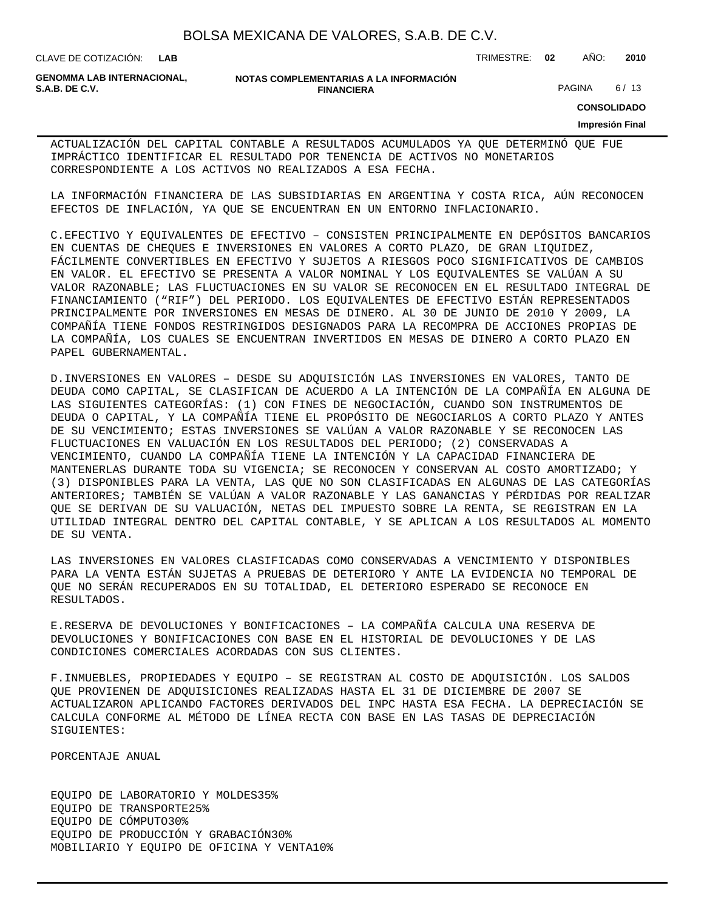ACTUALIZACIÓN DEL CAPITAL CONTABLE A RESULTADOS ACUMULADOS YA QUE DETERMINÓ QUE FUE IMPRÁCTICO IDENTIFICAR EL RESULTADO POR TENENCIA DE ACTIVOS NO MONETARIOS CORRESPONDIENTE A LOS ACTIVOS NO REALIZADOS A ESA FECHA.

LA INFORMACIÓN FINANCIERA DE LAS SUBSIDIARIAS EN ARGENTINA Y COSTA RICA, AÚN RECONOCEN EFECTOS DE INFLACIÓN, YA QUE SE ENCUENTRAN EN UN ENTORNO INFLACIONARIO.

C.EFECTIVO Y EQUIVALENTES DE EFECTIVO – CONSISTEN PRINCIPALMENTE EN DEPÓSITOS BANCARIOS EN CUENTAS DE CHEQUES E INVERSIONES EN VALORES A CORTO PLAZO, DE GRAN LIQUIDEZ, FÁCILMENTE CONVERTIBLES EN EFECTIVO Y SUJETOS A RIESGOS POCO SIGNIFICATIVOS DE CAMBIOS EN VALOR. EL EFECTIVO SE PRESENTA A VALOR NOMINAL Y LOS EQUIVALENTES SE VALÚAN A SU VALOR RAZONABLE; LAS FLUCTUACIONES EN SU VALOR SE RECONOCEN EN EL RESULTADO INTEGRAL DE FINANCIAMIENTO (“RIF”) DEL PERIODO. LOS EQUIVALENTES DE EFECTIVO ESTÁN REPRESENTADOS PRINCIPALMENTE POR INVERSIONES EN MESAS DE DINERO. AL 30 DE JUNIO DE 2010 Y 2009, LA COMPAÑÍA TIENE FONDOS RESTRINGIDOS DESIGNADOS PARA LA RECOMPRA DE ACCIONES PROPIAS DE LA COMPAÑÍA, LOS CUALES SE ENCUENTRAN INVERTIDOS EN MESAS DE DINERO A CORTO PLAZO EN PAPEL GUBERNAMENTAL.

D.INVERSIONES EN VALORES – DESDE SU ADQUISICIÓN LAS INVERSIONES EN VALORES, TANTO DE DEUDA COMO CAPITAL, SE CLASIFICAN DE ACUERDO A LA INTENCIÓN DE LA COMPAÑÍA EN ALGUNA DE LAS SIGUIENTES CATEGORÍAS: (1) CON FINES DE NEGOCIACIÓN, CUANDO SON INSTRUMENTOS DE DEUDA O CAPITAL, Y LA COMPAÑÍA TIENE EL PROPÓSITO DE NEGOCIARLOS A CORTO PLAZO Y ANTES DE SU VENCIMIENTO; ESTAS INVERSIONES SE VALÚAN A VALOR RAZONABLE Y SE RECONOCEN LAS FLUCTUACIONES EN VALUACIÓN EN LOS RESULTADOS DEL PERIODO; (2) CONSERVADAS A VENCIMIENTO, CUANDO LA COMPAÑÍA TIENE LA INTENCIÓN Y LA CAPACIDAD FINANCIERA DE MANTENERLAS DURANTE TODA SU VIGENCIA; SE RECONOCEN Y CONSERVAN AL COSTO AMORTIZADO; Y (3) DISPONIBLES PARA LA VENTA, LAS QUE NO SON CLASIFICADAS EN ALGUNAS DE LAS CATEGORÍAS ANTERIORES; TAMBIÉN SE VALÚAN A VALOR RAZONABLE Y LAS GANANCIAS Y PÉRDIDAS POR REALIZAR QUE SE DERIVAN DE SU VALUACIÓN, NETAS DEL IMPUESTO SOBRE LA RENTA, SE REGISTRAN EN LA UTILIDAD INTEGRAL DENTRO DEL CAPITAL CONTABLE, Y SE APLICAN A LOS RESULTADOS AL MOMENTO DE SU VENTA.

LAS INVERSIONES EN VALORES CLASIFICADAS COMO CONSERVADAS A VENCIMIENTO Y DISPONIBLES PARA LA VENTA ESTÁN SUJETAS A PRUEBAS DE DETERIORO Y ANTE LA EVIDENCIA NO TEMPORAL DE QUE NO SERÁN RECUPERADOS EN SU TOTALIDAD, EL DETERIORO ESPERADO SE RECONOCE EN RESULTADOS.

E.RESERVA DE DEVOLUCIONES Y BONIFICACIONES – LA COMPAÑÍA CALCULA UNA RESERVA DE DEVOLUCIONES Y BONIFICACIONES CON BASE EN EL HISTORIAL DE DEVOLUCIONES Y DE LAS CONDICIONES COMERCIALES ACORDADAS CON SUS CLIENTES.

F.INMUEBLES, PROPIEDADES Y EQUIPO – SE REGISTRAN AL COSTO DE ADQUISICIÓN. LOS SALDOS QUE PROVIENEN DE ADQUISICIONES REALIZADAS HASTA EL 31 DE DICIEMBRE DE 2007 SE ACTUALIZARON APLICANDO FACTORES DERIVADOS DEL INPC HASTA ESA FECHA. LA DEPRECIACIÓN SE CALCULA CONFORME AL MÉTODO DE LÍNEA RECTA CON BASE EN LAS TASAS DE DEPRECIACIÓN SIGUIENTES:

| | PORCENTAJE ANUAL |
|---|---|
| EQUIPO DE LABORATORIO Y MOLDES | 35% |
| EQUIPO DE TRANSPORTE | 25% |
| EQUIPO DE CÓMPUTO | 30% |
| EQUIPO DE PRODUCCIÓN Y GRABACIÓN | 30% |
| MOBILIARIO Y EQUIPO DE OFICINA Y VENTA | 10% |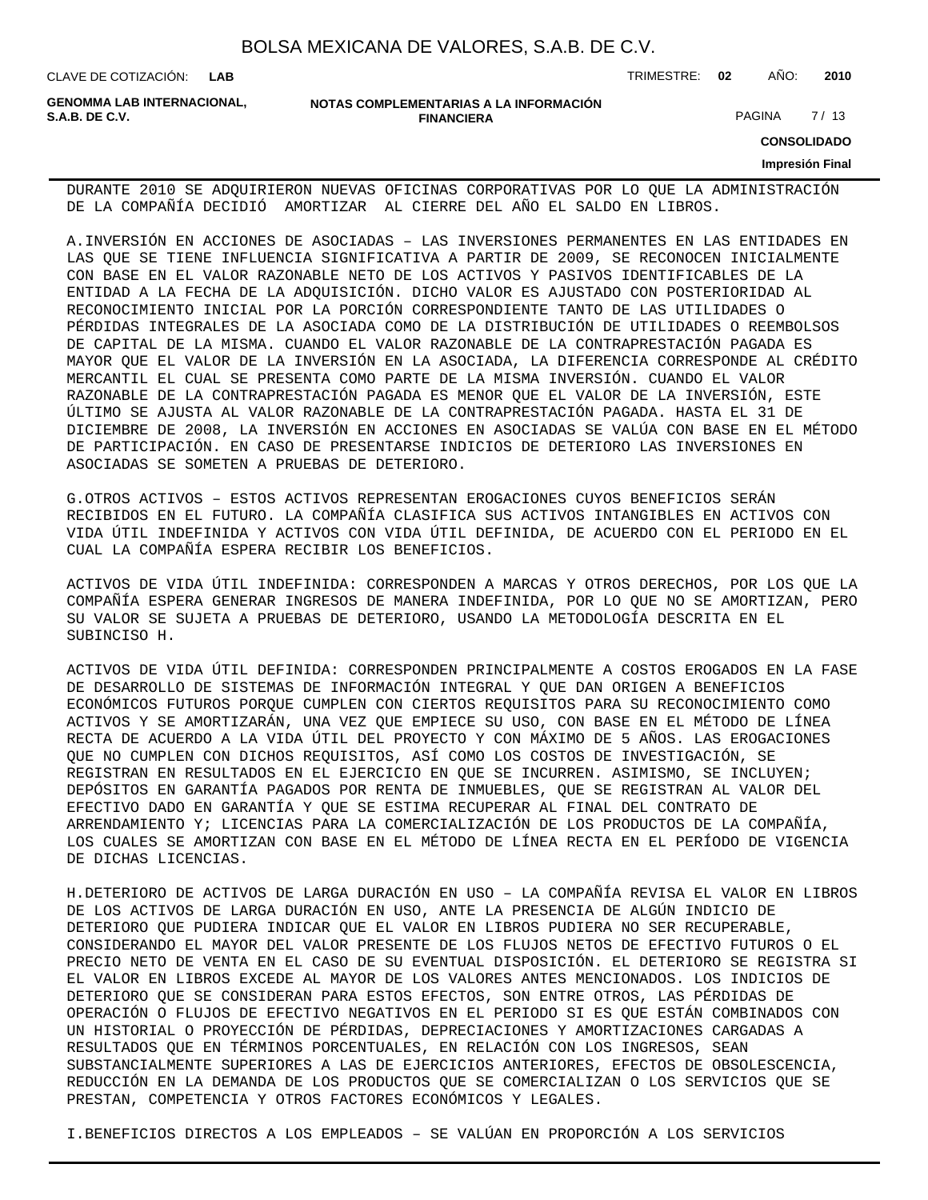DURANTE 2010 SE ADQUIRIERON NUEVAS OFICINAS CORPORATIVAS POR LO QUE LA ADMINISTRACIÓN DE LA COMPAÑÍA DECIDIÓ AMORTIZAR AL CIERRE DEL AÑO EL SALDO EN LIBROS.

A.INVERSIÓN EN ACCIONES DE ASOCIADAS – LAS INVERSIONES PERMANENTES EN LAS ENTIDADES EN LAS QUE SE TIENE INFLUENCIA SIGNIFICATIVA A PARTIR DE 2009, SE RECONOCEN INICIALMENTE CON BASE EN EL VALOR RAZONABLE NETO DE LOS ACTIVOS Y PASIVOS IDENTIFICABLES DE LA ENTIDAD A LA FECHA DE LA ADQUISICIÓN. DICHO VALOR ES AJUSTADO CON POSTERIORIDAD AL RECONOCIMIENTO INICIAL POR LA PORCIÓN CORRESPONDIENTE TANTO DE LAS UTILIDADES O PÉRDIDAS INTEGRALES DE LA ASOCIADA COMO DE LA DISTRIBUCIÓN DE UTILIDADES O REEMBOLSOS DE CAPITAL DE LA MISMA. CUANDO EL VALOR RAZONABLE DE LA CONTRAPRESTACIÓN PAGADA ES MAYOR QUE EL VALOR DE LA INVERSIÓN EN LA ASOCIADA, LA DIFERENCIA CORRESPONDE AL CRÉDITO MERCANTIL EL CUAL SE PRESENTA COMO PARTE DE LA MISMA INVERSIÓN. CUANDO EL VALOR RAZONABLE DE LA CONTRAPRESTACIÓN PAGADA ES MENOR QUE EL VALOR DE LA INVERSIÓN, ESTE ÚLTIMO SE AJUSTA AL VALOR RAZONABLE DE LA CONTRAPRESTACIÓN PAGADA. HASTA EL 31 DE DICIEMBRE DE 2008, LA INVERSIÓN EN ACCIONES EN ASOCIADAS SE VALÚA CON BASE EN EL MÉTODO DE PARTICIPACIÓN. EN CASO DE PRESENTARSE INDICIOS DE DETERIORO LAS INVERSIONES EN ASOCIADAS SE SOMETEN A PRUEBAS DE DETERIORO.

G.OTROS ACTIVOS – ESTOS ACTIVOS REPRESENTAN EROGACIONES CUYOS BENEFICIOS SERÁN RECIBIDOS EN EL FUTURO. LA COMPAÑÍA CLASIFICA SUS ACTIVOS INTANGIBLES EN ACTIVOS CON VIDA ÚTIL INDEFINIDA Y ACTIVOS CON VIDA ÚTIL DEFINIDA, DE ACUERDO CON EL PERIODO EN EL CUAL LA COMPAÑÍA ESPERA RECIBIR LOS BENEFICIOS.

ACTIVOS DE VIDA ÚTIL INDEFINIDA: CORRESPONDEN A MARCAS Y OTROS DERECHOS, POR LOS QUE LA COMPAÑÍA ESPERA GENERAR INGRESOS DE MANERA INDEFINIDA, POR LO QUE NO SE AMORTIZAN, PERO SU VALOR SE SUJETA A PRUEBAS DE DETERIORO, USANDO LA METODOLOGÍA DESCRITA EN EL SUBINCISO H.

ACTIVOS DE VIDA ÚTIL DEFINIDA: CORRESPONDEN PRINCIPALMENTE A COSTOS EROGADOS EN LA FASE DE DESARROLLO DE SISTEMAS DE INFORMACIÓN INTEGRAL Y QUE DAN ORIGEN A BENEFICIOS ECONÓMICOS FUTUROS PORQUE CUMPLEN CON CIERTOS REQUISITOS PARA SU RECONOCIMIENTO COMO ACTIVOS Y SE AMORTIZARÁN, UNA VEZ QUE EMPIECE SU USO, CON BASE EN EL MÉTODO DE LÍNEA RECTA DE ACUERDO A LA VIDA ÚTIL DEL PROYECTO Y CON MÁXIMO DE 5 AÑOS. LAS EROGACIONES QUE NO CUMPLEN CON DICHOS REQUISITOS, ASÍ COMO LOS COSTOS DE INVESTIGACIÓN, SE REGISTRAN EN RESULTADOS EN EL EJERCICIO EN QUE SE INCURREN. ASIMISMO, SE INCLUYEN; DEPÓSITOS EN GARANTÍA PAGADOS POR RENTA DE INMUEBLES, QUE SE REGISTRAN AL VALOR DEL EFECTIVO DADO EN GARANTÍA Y QUE SE ESTIMA RECUPERAR AL FINAL DEL CONTRATO DE ARRENDAMIENTO Y; LICENCIAS PARA LA COMERCIALIZACIÓN DE LOS PRODUCTOS DE LA COMPAÑÍA, LOS CUALES SE AMORTIZAN CON BASE EN EL MÉTODO DE LÍNEA RECTA EN EL PERÍODO DE VIGENCIA DE DICHAS LICENCIAS.

H.DETERIORO DE ACTIVOS DE LARGA DURACIÓN EN USO – LA COMPAÑÍA REVISA EL VALOR EN LIBROS DE LOS ACTIVOS DE LARGA DURACIÓN EN USO, ANTE LA PRESENCIA DE ALGÚN INDICIO DE DETERIORO QUE PUDIERA INDICAR QUE EL VALOR EN LIBROS PUDIERA NO SER RECUPERABLE, CONSIDERANDO EL MAYOR DEL VALOR PRESENTE DE LOS FLUJOS NETOS DE EFECTIVO FUTUROS O EL PRECIO NETO DE VENTA EN EL CASO DE SU EVENTUAL DISPOSICIÓN. EL DETERIORO SE REGISTRA SI EL VALOR EN LIBROS EXCEDE AL MAYOR DE LOS VALORES ANTES MENCIONADOS. LOS INDICIOS DE DETERIORO QUE SE CONSIDERAN PARA ESTOS EFECTOS, SON ENTRE OTROS, LAS PÉRDIDAS DE OPERACIÓN O FLUJOS DE EFECTIVO NEGATIVOS EN EL PERIODO SI ES QUE ESTÁN COMBINADOS CON UN HISTORIAL O PROYECCIÓN DE PÉRDIDAS, DEPRECIACIONES Y AMORTIZACIONES CARGADAS A RESULTADOS QUE EN TÉRMINOS PORCENTUALES, EN RELACIÓN CON LOS INGRESOS, SEAN SUBSTANCIALMENTE SUPERIORES A LAS DE EJERCICIOS ANTERIORES, EFECTOS DE OBSOLESCENCIA, REDUCCIÓN EN LA DEMANDA DE LOS PRODUCTOS QUE SE COMERCIALIZAN O LOS SERVICIOS QUE SE PRESTAN, COMPETENCIA Y OTROS FACTORES ECONÓMICOS Y LEGALES.

I.BENEFICIOS DIRECTOS A LOS EMPLEADOS – SE VALÚAN EN PROPORCIÓN A LOS SERVICIOS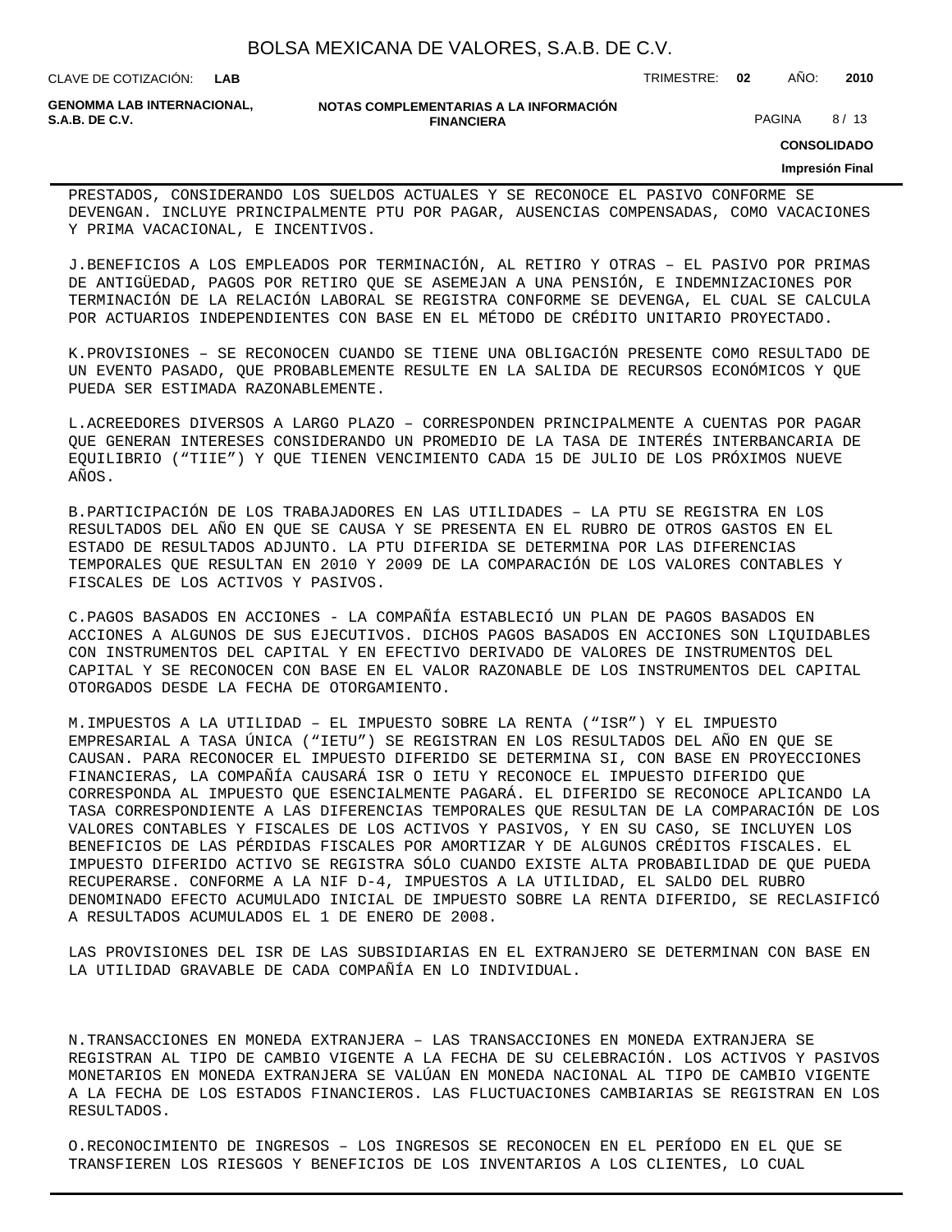PRESTADOS, CONSIDERANDO LOS SUELDOS ACTUALES Y SE RECONOCE EL PASIVO CONFORME SE DEVENGAN. INCLUYE PRINCIPALMENTE PTU POR PAGAR, AUSENCIAS COMPENSADAS, COMO VACACIONES Y PRIMA VACACIONAL, E INCENTIVOS.

J.BENEFICIOS A LOS EMPLEADOS POR TERMINACIÓN, AL RETIRO Y OTRAS – EL PASIVO POR PRIMAS DE ANTIGÜEDAD, PAGOS POR RETIRO QUE SE ASEMEJAN A UNA PENSIÓN, E INDEMNIZACIONES POR TERMINACIÓN DE LA RELACIÓN LABORAL SE REGISTRA CONFORME SE DEVENGA, EL CUAL SE CALCULA POR ACTUARIOS INDEPENDIENTES CON BASE EN EL MÉTODO DE CRÉDITO UNITARIO PROYECTADO.

K.PROVISIONES – SE RECONOCEN CUANDO SE TIENE UNA OBLIGACIÓN PRESENTE COMO RESULTADO DE UN EVENTO PASADO, QUE PROBABLEMENTE RESULTE EN LA SALIDA DE RECURSOS ECONÓMICOS Y QUE PUEDA SER ESTIMADA RAZONABLEMENTE.

L.ACREEDORES DIVERSOS A LARGO PLAZO – CORRESPONDEN PRINCIPALMENTE A CUENTAS POR PAGAR QUE GENERAN INTERESES CONSIDERANDO UN PROMEDIO DE LA TASA DE INTERÉS INTERBANCARIA DE EQUILIBRIO (“TIIE”) Y QUE TIENEN VENCIMIENTO CADA 15 DE JULIO DE LOS PRÓXIMOS NUEVE AÑOS.

B.PARTICIPACIÓN DE LOS TRABAJADORES EN LAS UTILIDADES – LA PTU SE REGISTRA EN LOS RESULTADOS DEL AÑO EN QUE SE CAUSA Y SE PRESENTA EN EL RUBRO DE OTROS GASTOS EN EL ESTADO DE RESULTADOS ADJUNTO. LA PTU DIFERIDA SE DETERMINA POR LAS DIFERENCIAS TEMPORALES QUE RESULTAN EN 2010 Y 2009 DE LA COMPARACIÓN DE LOS VALORES CONTABLES Y FISCALES DE LOS ACTIVOS Y PASIVOS.

C.PAGOS BASADOS EN ACCIONES - LA COMPAÑÍA ESTABLECIÓ UN PLAN DE PAGOS BASADOS EN ACCIONES A ALGUNOS DE SUS EJECUTIVOS. DICHOS PAGOS BASADOS EN ACCIONES SON LIQUIDABLES CON INSTRUMENTOS DEL CAPITAL Y EN EFECTIVO DERIVADO DE VALORES DE INSTRUMENTOS DEL CAPITAL Y SE RECONOCEN CON BASE EN EL VALOR RAZONABLE DE LOS INSTRUMENTOS DEL CAPITAL OTORGADOS DESDE LA FECHA DE OTORGAMIENTO.

M.IMPUESTOS A LA UTILIDAD – EL IMPUESTO SOBRE LA RENTA (“ISR”) Y EL IMPUESTO EMPRESARIAL A TASA ÚNICA (“IETU”) SE REGISTRAN EN LOS RESULTADOS DEL AÑO EN QUE SE CAUSAN. PARA RECONOCER EL IMPUESTO DIFERIDO SE DETERMINA SI, CON BASE EN PROYECCIONES FINANCIERAS, LA COMPAÑÍA CAUSARÁ ISR O IETU Y RECONOCE EL IMPUESTO DIFERIDO QUE CORRESPONDA AL IMPUESTO QUE ESENCIALMENTE PAGARÁ. EL DIFERIDO SE RECONOCE APLICANDO LA TASA CORRESPONDIENTE A LAS DIFERENCIAS TEMPORALES QUE RESULTAN DE LA COMPARACIÓN DE LOS VALORES CONTABLES Y FISCALES DE LOS ACTIVOS Y PASIVOS, Y EN SU CASO, SE INCLUYEN LOS BENEFICIOS DE LAS PÉRDIDAS FISCALES POR AMORTIZAR Y DE ALGUNOS CRÉDITOS FISCALES. EL IMPUESTO DIFERIDO ACTIVO SE REGISTRA SÓLO CUANDO EXISTE ALTA PROBABILIDAD DE QUE PUEDA RECUPERARSE. CONFORME A LA NIF D-4, IMPUESTOS A LA UTILIDAD, EL SALDO DEL RUBRO DENOMINADO EFECTO ACUMULADO INICIAL DE IMPUESTO SOBRE LA RENTA DIFERIDO, SE RECLASIFICÓ A RESULTADOS ACUMULADOS EL 1 DE ENERO DE 2008.

LAS PROVISIONES DEL ISR DE LAS SUBSIDIARIAS EN EL EXTRANJERO SE DETERMINAN CON BASE EN LA UTILIDAD GRAVABLE DE CADA COMPAÑÍA EN LO INDIVIDUAL.

N.TRANSACCIONES EN MONEDA EXTRANJERA – LAS TRANSACCIONES EN MONEDA EXTRANJERA SE REGISTRAN AL TIPO DE CAMBIO VIGENTE A LA FECHA DE SU CELEBRACIÓN. LOS ACTIVOS Y PASIVOS MONETARIOS EN MONEDA EXTRANJERA SE VALÚAN EN MONEDA NACIONAL AL TIPO DE CAMBIO VIGENTE A LA FECHA DE LOS ESTADOS FINANCIEROS. LAS FLUCTUACIONES CAMBIARIAS SE REGISTRAN EN LOS RESULTADOS.

O.RECONOCIMIENTO DE INGRESOS – LOS INGRESOS SE RECONOCEN EN EL PERÍODO EN EL QUE SE TRANSFIEREN LOS RIESGOS Y BENEFICIOS DE LOS INVENTARIOS A LOS CLIENTES, LO CUAL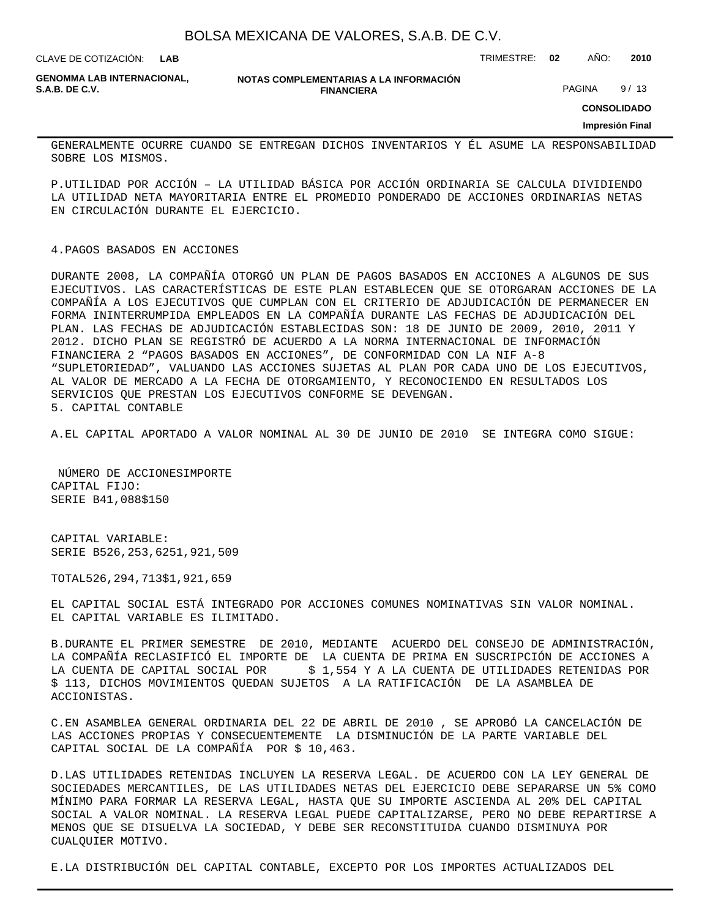GENERALMENTE OCURRE CUANDO SE ENTREGAN DICHOS INVENTARIOS Y ÉL ASUME LA RESPONSABILIDAD SOBRE LOS MISMOS.

P.UTILIDAD POR ACCIÓN – LA UTILIDAD BÁSICA POR ACCIÓN ORDINARIA SE CALCULA DIVIDIENDO LA UTILIDAD NETA MAYORITARIA ENTRE EL PROMEDIO PONDERADO DE ACCIONES ORDINARIAS NETAS EN CIRCULACIÓN DURANTE EL EJERCICIO.

4.PAGOS BASADOS EN ACCIONES

DURANTE 2008, LA COMPAÑÍA OTORGÓ UN PLAN DE PAGOS BASADOS EN ACCIONES A ALGUNOS DE SUS EJECUTIVOS. LAS CARACTERÍSTICAS DE ESTE PLAN ESTABLECEN QUE SE OTORGARAN ACCIONES DE LA COMPAÑÍA A LOS EJECUTIVOS QUE CUMPLAN CON EL CRITERIO DE ADJUDICACIÓN DE PERMANECER EN FORMA ININTERRUMPIDA EMPLEADOS EN LA COMPAÑÍA DURANTE LAS FECHAS DE ADJUDICACIÓN DEL PLAN. LAS FECHAS DE ADJUDICACIÓN ESTABLECIDAS SON: 18 DE JUNIO DE 2009, 2010, 2011 Y 2012. DICHO PLAN SE REGISTRÓ DE ACUERDO A LA NORMA INTERNACIONAL DE INFORMACIÓN FINANCIERA 2 "PAGOS BASADOS EN ACCIONES", DE CONFORMIDAD CON LA NIF A-8 "SUPLETORIEDAD", VALUANDO LAS ACCIONES SUJETAS AL PLAN POR CADA UNO DE LOS EJECUTIVOS, AL VALOR DE MERCADO A LA FECHA DE OTORGAMIENTO, Y RECONOCIENDO EN RESULTADOS LOS SERVICIOS QUE PRESTAN LOS EJECUTIVOS CONFORME SE DEVENGAN.

5. CAPITAL CONTABLE

A.EL CAPITAL APORTADO A VALOR NOMINAL AL 30 DE JUNIO DE 2010 SE INTEGRA COMO SIGUE:

| | NÚMERO DE ACCIONES | IMPORTE |
|---|---|---|
| CAPITAL FIJO: | | |
| SERIE B | 41,088 | $150 |
| CAPITAL VARIABLE: | | |
| SERIE B | 526,253,625 | 1,921,509 |
| TOTAL | 526,294,713 | $1,921,659 |

EL CAPITAL SOCIAL ESTÁ INTEGRADO POR ACCIONES COMUNES NOMINATIVAS SIN VALOR NOMINAL. EL CAPITAL VARIABLE ES ILIMITADO.

B.DURANTE EL PRIMER SEMESTRE DE 2010, MEDIANTE ACUERDO DEL CONSEJO DE ADMINISTRACIÓN, LA COMPAÑÍA RECLASIFICÓ EL IMPORTE DE LA CUENTA DE PRIMA EN SUSCRIPCIÓN DE ACCIONES A LA CUENTA DE CAPITAL SOCIAL POR $ 1,554 Y A LA CUENTA DE UTILIDADES RETENIDAS POR $ 113, DICHOS MOVIMIENTOS QUEDAN SUJETOS A LA RATIFICACIÓN DE LA ASAMBLEA DE ACCIONISTAS.

C.EN ASAMBLEA GENERAL ORDINARIA DEL 22 DE ABRIL DE 2010 , SE APROBÓ LA CANCELACIÓN DE LAS ACCIONES PROPIAS Y CONSECUENTEMENTE LA DISMINUCIÓN DE LA PARTE VARIABLE DEL CAPITAL SOCIAL DE LA COMPAÑÍA POR $ 10,463.

D.LAS UTILIDADES RETENIDAS INCLUYEN LA RESERVA LEGAL. DE ACUERDO CON LA LEY GENERAL DE SOCIEDADES MERCANTILES, DE LAS UTILIDADES NETAS DEL EJERCICIO DEBE SEPARARSE UN 5% COMO MÍNIMO PARA FORMAR LA RESERVA LEGAL, HASTA QUE SU IMPORTE ASCIENDA AL 20% DEL CAPITAL SOCIAL A VALOR NOMINAL. LA RESERVA LEGAL PUEDE CAPITALIZARSE, PERO NO DEBE REPARTIRSE A MENOS QUE SE DISUELVA LA SOCIEDAD, Y DEBE SER RECONSTITUIDA CUANDO DISMINUYA POR CUALQUIER MOTIVO.

E.LA DISTRIBUCIÓN DEL CAPITAL CONTABLE, EXCEPTO POR LOS IMPORTES ACTUALIZADOS DEL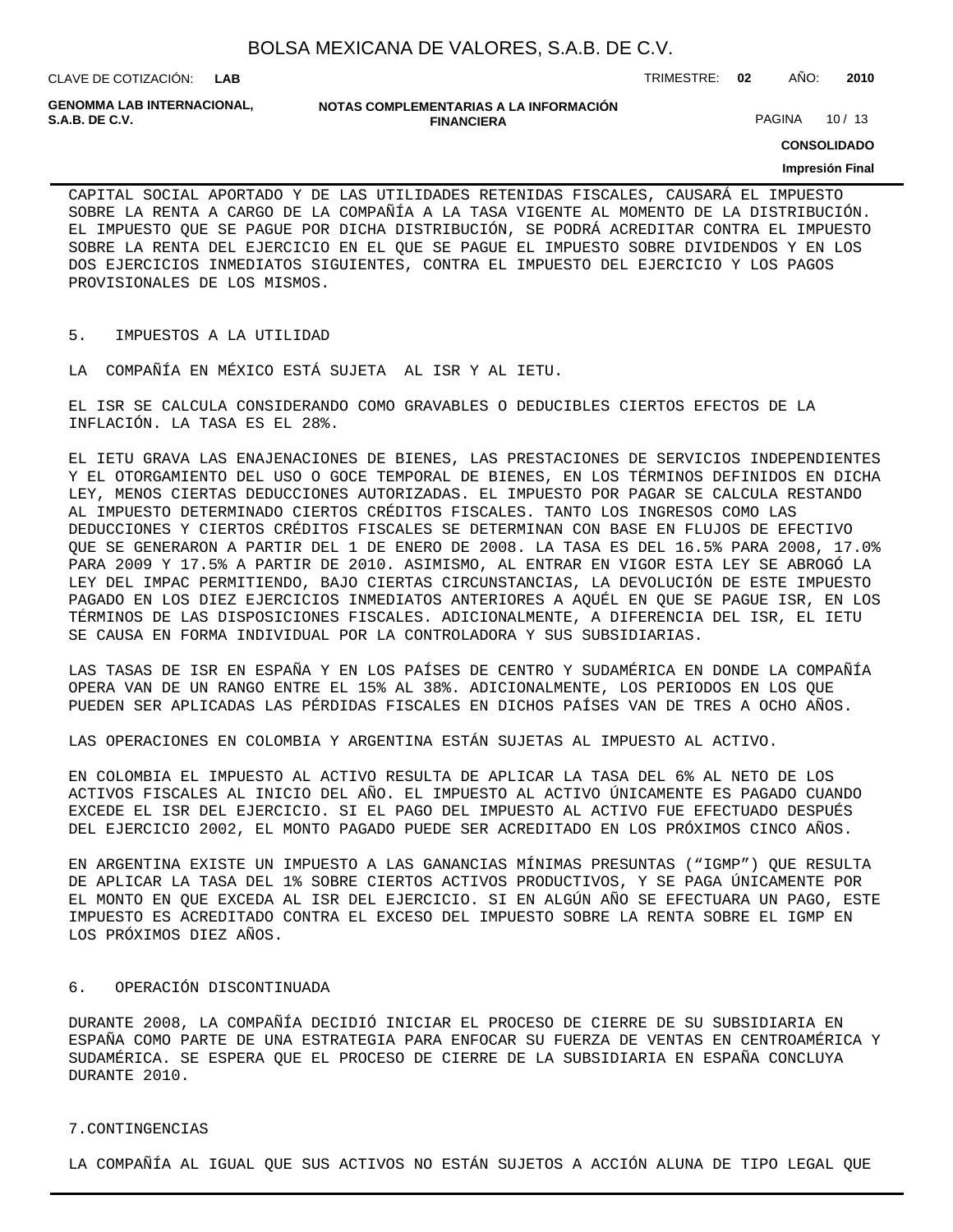CAPITAL SOCIAL APORTADO Y DE LAS UTILIDADES RETENIDAS FISCALES, CAUSARÁ EL IMPUESTO SOBRE LA RENTA A CARGO DE LA COMPAÑÍA A LA TASA VIGENTE AL MOMENTO DE LA DISTRIBUCIÓN. EL IMPUESTO QUE SE PAGUE POR DICHA DISTRIBUCIÓN, SE PODRÁ ACREDITAR CONTRA EL IMPUESTO SOBRE LA RENTA DEL EJERCICIO EN EL QUE SE PAGUE EL IMPUESTO SOBRE DIVIDENDOS Y EN LOS DOS EJERCICIOS INMEDIATOS SIGUIENTES, CONTRA EL IMPUESTO DEL EJERCICIO Y LOS PAGOS PROVISIONALES DE LOS MISMOS.

## 5. IMPUESTOS A LA UTILIDAD

LA COMPAÑÍA EN MÉXICO ESTÁ SUJETA AL ISR Y AL IETU.

EL ISR SE CALCULA CONSIDERANDO COMO GRAVABLES O DEDUCIBLES CIERTOS EFECTOS DE LA INFLACIÓN. LA TASA ES EL 28%.

EL IETU GRAVA LAS ENAJENACIONES DE BIENES, LAS PRESTACIONES DE SERVICIOS INDEPENDIENTES Y EL OTORGAMIENTO DEL USO O GOCE TEMPORAL DE BIENES, EN LOS TÉRMINOS DEFINIDOS EN DICHA LEY, MENOS CIERTAS DEDUCCIONES AUTORIZADAS. EL IMPUESTO POR PAGAR SE CALCULA RESTANDO AL IMPUESTO DETERMINADO CIERTOS CRÉDITOS FISCALES. TANTO LOS INGRESOS COMO LAS DEDUCCIONES Y CIERTOS CRÉDITOS FISCALES SE DETERMINAN CON BASE EN FLUJOS DE EFECTIVO QUE SE GENERARON A PARTIR DEL 1 DE ENERO DE 2008. LA TASA ES DEL 16.5% PARA 2008, 17.0% PARA 2009 Y 17.5% A PARTIR DE 2010. ASIMISMO, AL ENTRAR EN VIGOR ESTA LEY SE ABROGÓ LA LEY DEL IMPAC PERMITIENDO, BAJO CIERTAS CIRCUNSTANCIAS, LA DEVOLUCIÓN DE ESTE IMPUESTO PAGADO EN LOS DIEZ EJERCICIOS INMEDIATOS ANTERIORES A AQUÉL EN QUE SE PAGUE ISR, EN LOS TÉRMINOS DE LAS DISPOSICIONES FISCALES. ADICIONALMENTE, A DIFERENCIA DEL ISR, EL IETU SE CAUSA EN FORMA INDIVIDUAL POR LA CONTROLADORA Y SUS SUBSIDIARIAS.

LAS TASAS DE ISR EN ESPAÑA Y EN LOS PAÍSES DE CENTRO Y SUDAMÉRICA EN DONDE LA COMPAÑÍA OPERA VAN DE UN RANGO ENTRE EL 15% AL 38%. ADICIONALMENTE, LOS PERIODOS EN LOS QUE PUEDEN SER APLICADAS LAS PÉRDIDAS FISCALES EN DICHOS PAÍSES VAN DE TRES A OCHO AÑOS.

LAS OPERACIONES EN COLOMBIA Y ARGENTINA ESTÁN SUJETAS AL IMPUESTO AL ACTIVO.

EN COLOMBIA EL IMPUESTO AL ACTIVO RESULTA DE APLICAR LA TASA DEL 6% AL NETO DE LOS ACTIVOS FISCALES AL INICIO DEL AÑO. EL IMPUESTO AL ACTIVO ÚNICAMENTE ES PAGADO CUANDO EXCEDE EL ISR DEL EJERCICIO. SI EL PAGO DEL IMPUESTO AL ACTIVO FUE EFECTUADO DESPUÉS DEL EJERCICIO 2002, EL MONTO PAGADO PUEDE SER ACREDITADO EN LOS PRÓXIMOS CINCO AÑOS.

EN ARGENTINA EXISTE UN IMPUESTO A LAS GANANCIAS MÍNIMAS PRESUNTAS (“IGMP”) QUE RESULTA DE APLICAR LA TASA DEL 1% SOBRE CIERTOS ACTIVOS PRODUCTIVOS, Y SE PAGA ÚNICAMENTE POR EL MONTO EN QUE EXCEDA AL ISR DEL EJERCICIO. SI EN ALGÚN AÑO SE EFECTUARA UN PAGO, ESTE IMPUESTO ES ACREDITADO CONTRA EL EXCESO DEL IMPUESTO SOBRE LA RENTA SOBRE EL IGMP EN LOS PRÓXIMOS DIEZ AÑOS.

## 6. OPERACIÓN DISCONTINUADA

DURANTE 2008, LA COMPAÑÍA DECIDIÓ INICIAR EL PROCESO DE CIERRE DE SU SUBSIDIARIA EN ESPAÑA COMO PARTE DE UNA ESTRATEGIA PARA ENFOCAR SU FUERZA DE VENTAS EN CENTROAMÉRICA Y SUDAMÉRICA. SE ESPERA QUE EL PROCESO DE CIERRE DE LA SUBSIDIARIA EN ESPAÑA CONCLUYA DURANTE 2010.

## 7.CONTINGENCIAS

LA COMPAÑÍA AL IGUAL QUE SUS ACTIVOS NO ESTÁN SUJETOS A ACCIÓN ALUNA DE TIPO LEGAL QUE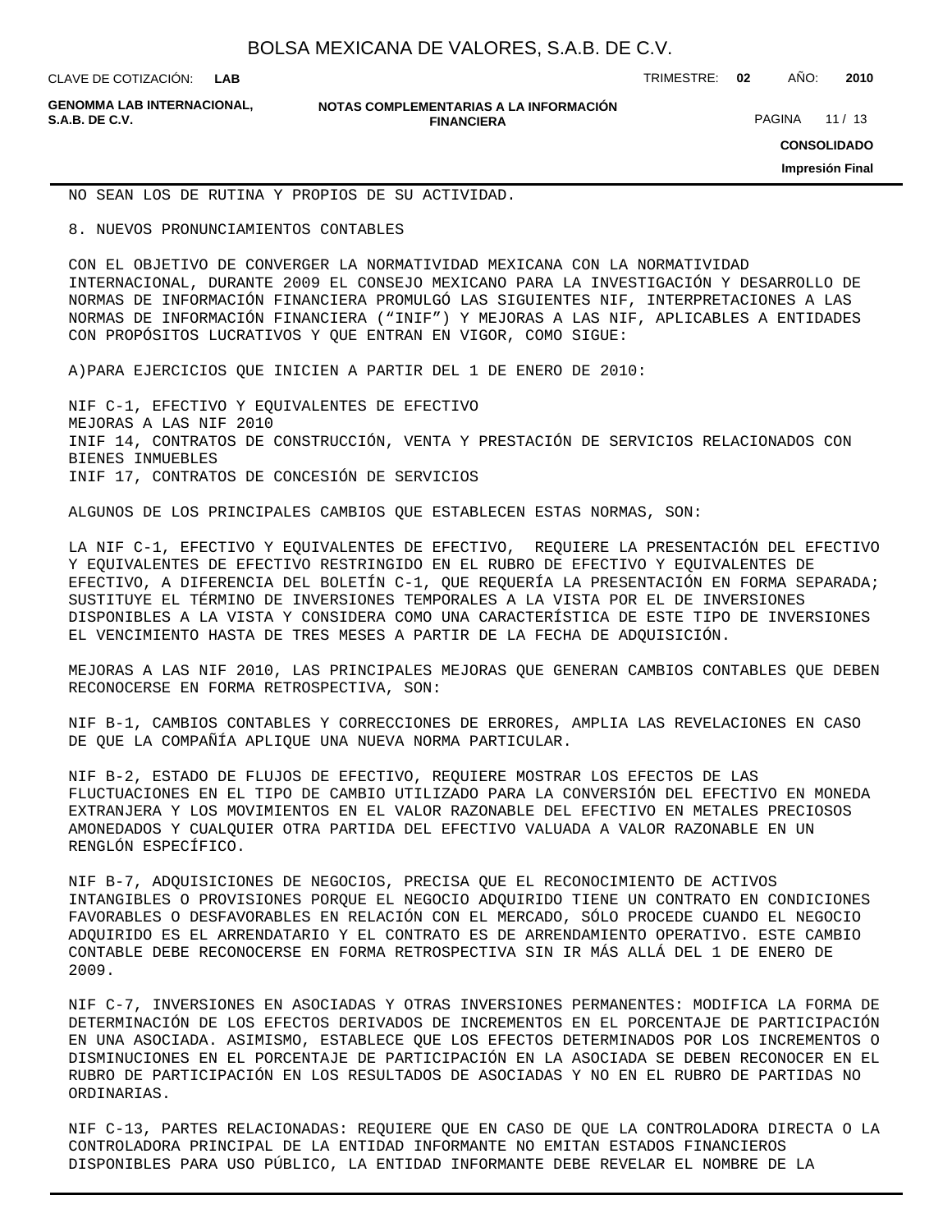NO SEAN LOS DE RUTINA Y PROPIOS DE SU ACTIVIDAD.

8. NUEVOS PRONUNCIAMIENTOS CONTABLES

CON EL OBJETIVO DE CONVERGER LA NORMATIVIDAD MEXICANA CON LA NORMATIVIDAD INTERNACIONAL, DURANTE 2009 EL CONSEJO MEXICANO PARA LA INVESTIGACIÓN Y DESARROLLO DE NORMAS DE INFORMACIÓN FINANCIERA PROMULGÓ LAS SIGUIENTES NIF, INTERPRETACIONES A LAS NORMAS DE INFORMACIÓN FINANCIERA (“INIF”) Y MEJORAS A LAS NIF, APLICABLES A ENTIDADES CON PROPÓSITOS LUCRATIVOS Y QUE ENTRAN EN VIGOR, COMO SIGUE:

A)PARA EJERCICIOS QUE INICIEN A PARTIR DEL 1 DE ENERO DE 2010:

NIF C-1, EFECTIVO Y EQUIVALENTES DE EFECTIVO
MEJORAS A LAS NIF 2010
INIF 14, CONTRATOS DE CONSTRUCCIÓN, VENTA Y PRESTACIÓN DE SERVICIOS RELACIONADOS CON BIENES INMUEBLES
INIF 17, CONTRATOS DE CONCESIÓN DE SERVICIOS

ALGUNOS DE LOS PRINCIPALES CAMBIOS QUE ESTABLECEN ESTAS NORMAS, SON:

LA NIF C-1, EFECTIVO Y EQUIVALENTES DE EFECTIVO, REQUIERE LA PRESENTACIÓN DEL EFECTIVO Y EQUIVALENTES DE EFECTIVO RESTRINGIDO EN EL RUBRO DE EFECTIVO Y EQUIVALENTES DE EFECTIVO, A DIFERENCIA DEL BOLETÍN C-1, QUE REQUERÍA LA PRESENTACIÓN EN FORMA SEPARADA; SUSTITUYE EL TÉRMINO DE INVERSIONES TEMPORALES A LA VISTA POR EL DE INVERSIONES DISPONIBLES A LA VISTA Y CONSIDERA COMO UNA CARACTERÍSTICA DE ESTE TIPO DE INVERSIONES EL VENCIMIENTO HASTA DE TRES MESES A PARTIR DE LA FECHA DE ADQUISICIÓN.

MEJORAS A LAS NIF 2010, LAS PRINCIPALES MEJORAS QUE GENERAN CAMBIOS CONTABLES QUE DEBEN RECONOCERSE EN FORMA RETROSPECTIVA, SON:

NIF B-1, CAMBIOS CONTABLES Y CORRECCIONES DE ERRORES, AMPLIA LAS REVELACIONES EN CASO DE QUE LA COMPAÑÍA APLIQUE UNA NUEVA NORMA PARTICULAR.

NIF B-2, ESTADO DE FLUJOS DE EFECTIVO, REQUIERE MOSTRAR LOS EFECTOS DE LAS FLUCTUACIONES EN EL TIPO DE CAMBIO UTILIZADO PARA LA CONVERSIÓN DEL EFECTIVO EN MONEDA EXTRANJERA Y LOS MOVIMIENTOS EN EL VALOR RAZONABLE DEL EFECTIVO EN METALES PRECIOSOS AMONEDADOS Y CUALQUIER OTRA PARTIDA DEL EFECTIVO VALUADA A VALOR RAZONABLE EN UN RENGLÓN ESPECÍFICO.

NIF B-7, ADQUISICIONES DE NEGOCIOS, PRECISA QUE EL RECONOCIMIENTO DE ACTIVOS INTANGIBLES O PROVISIONES PORQUE EL NEGOCIO ADQUIRIDO TIENE UN CONTRATO EN CONDICIONES FAVORABLES O DESFAVORABLES EN RELACIÓN CON EL MERCADO, SÓLO PROCEDE CUANDO EL NEGOCIO ADQUIRIDO ES EL ARRENDATARIO Y EL CONTRATO ES DE ARRENDAMIENTO OPERATIVO. ESTE CAMBIO CONTABLE DEBE RECONOCERSE EN FORMA RETROSPECTIVA SIN IR MÁS ALLÁ DEL 1 DE ENERO DE 2009.

NIF C-7, INVERSIONES EN ASOCIADAS Y OTRAS INVERSIONES PERMANENTES: MODIFICA LA FORMA DE DETERMINACIÓN DE LOS EFECTOS DERIVADOS DE INCREMENTOS EN EL PORCENTAJE DE PARTICIPACIÓN EN UNA ASOCIADA. ASIMISMO, ESTABLECE QUE LOS EFECTOS DETERMINADOS POR LOS INCREMENTOS O DISMINUCIONES EN EL PORCENTAJE DE PARTICIPACIÓN EN LA ASOCIADA SE DEBEN RECONOCER EN EL RUBRO DE PARTICIPACIÓN EN LOS RESULTADOS DE ASOCIADAS Y NO EN EL RUBRO DE PARTIDAS NO ORDINARIAS.

NIF C-13, PARTES RELACIONADAS: REQUIERE QUE EN CASO DE QUE LA CONTROLADORA DIRECTA O LA CONTROLADORA PRINCIPAL DE LA ENTIDAD INFORMANTE NO EMITAN ESTADOS FINANCIEROS DISPONIBLES PARA USO PÚBLICO, LA ENTIDAD INFORMANTE DEBE REVELAR EL NOMBRE DE LA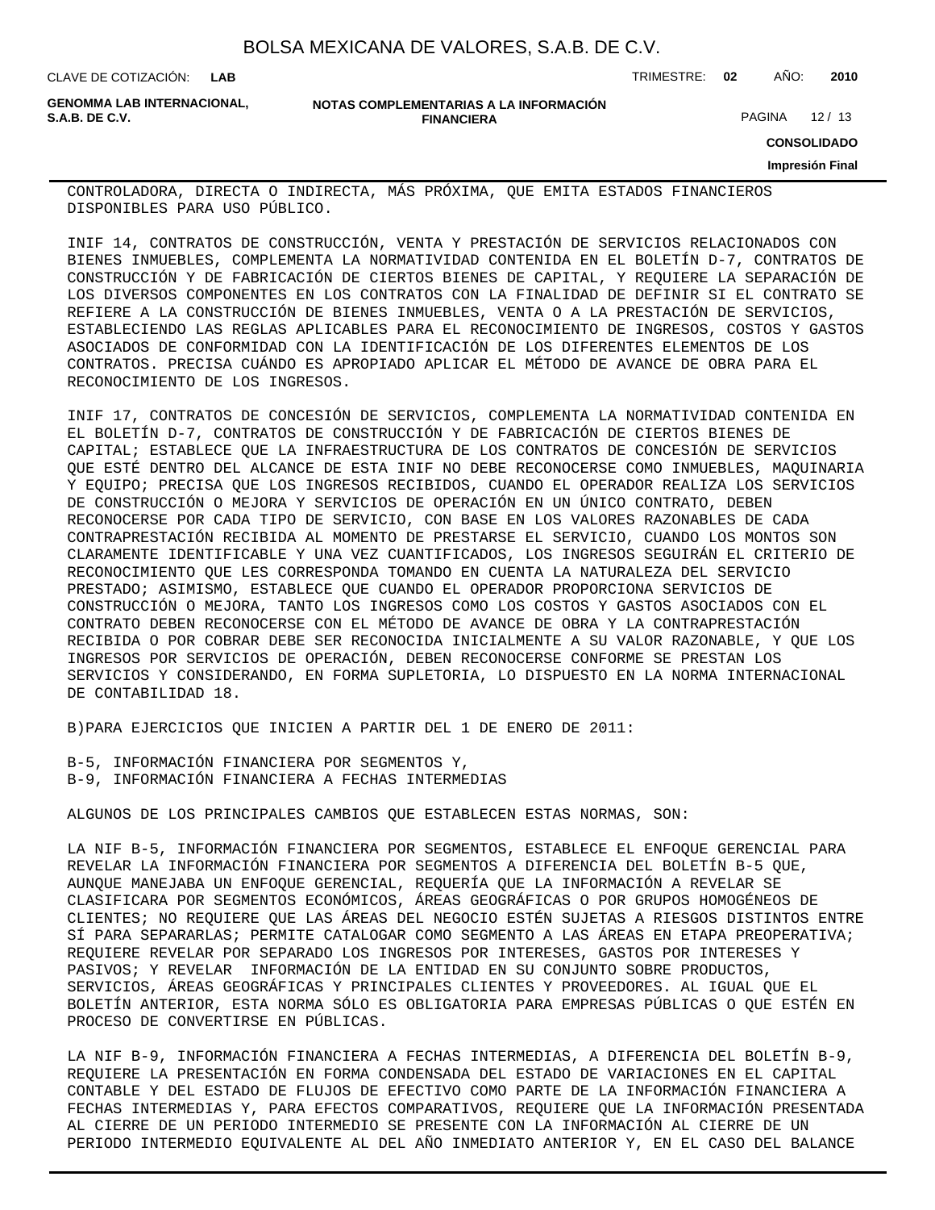CONTROLADORA, DIRECTA O INDIRECTA, MÁS PRÓXIMA, QUE EMITA ESTADOS FINANCIEROS DISPONIBLES PARA USO PÚBLICO.

INIF 14, CONTRATOS DE CONSTRUCCIÓN, VENTA Y PRESTACIÓN DE SERVICIOS RELACIONADOS CON BIENES INMUEBLES, COMPLEMENTA LA NORMATIVIDAD CONTENIDA EN EL BOLETÍN D-7, CONTRATOS DE CONSTRUCCIÓN Y DE FABRICACIÓN DE CIERTOS BIENES DE CAPITAL, Y REQUIERE LA SEPARACIÓN DE LOS DIVERSOS COMPONENTES EN LOS CONTRATOS CON LA FINALIDAD DE DEFINIR SI EL CONTRATO SE REFIERE A LA CONSTRUCCIÓN DE BIENES INMUEBLES, VENTA O A LA PRESTACIÓN DE SERVICIOS, ESTABLECIENDO LAS REGLAS APLICABLES PARA EL RECONOCIMIENTO DE INGRESOS, COSTOS Y GASTOS ASOCIADOS DE CONFORMIDAD CON LA IDENTIFICACIÓN DE LOS DIFERENTES ELEMENTOS DE LOS CONTRATOS. PRECISA CUÁNDO ES APROPIADO APLICAR EL MÉTODO DE AVANCE DE OBRA PARA EL RECONOCIMIENTO DE LOS INGRESOS.

INIF 17, CONTRATOS DE CONCESIÓN DE SERVICIOS, COMPLEMENTA LA NORMATIVIDAD CONTENIDA EN EL BOLETÍN D-7, CONTRATOS DE CONSTRUCCIÓN Y DE FABRICACIÓN DE CIERTOS BIENES DE CAPITAL; ESTABLECE QUE LA INFRAESTRUCTURA DE LOS CONTRATOS DE CONCESIÓN DE SERVICIOS QUE ESTÉ DENTRO DEL ALCANCE DE ESTA INIF NO DEBE RECONOCERSE COMO INMUEBLES, MAQUINARIA Y EQUIPO; PRECISA QUE LOS INGRESOS RECIBIDOS, CUANDO EL OPERADOR REALIZA LOS SERVICIOS DE CONSTRUCCIÓN O MEJORA Y SERVICIOS DE OPERACIÓN EN UN ÚNICO CONTRATO, DEBEN RECONOCERSE POR CADA TIPO DE SERVICIO, CON BASE EN LOS VALORES RAZONABLES DE CADA CONTRAPRESTACIÓN RECIBIDA AL MOMENTO DE PRESTARSE EL SERVICIO, CUANDO LOS MONTOS SON CLARAMENTE IDENTIFICABLE Y UNA VEZ CUANTIFICADOS, LOS INGRESOS SEGUIRÁN EL CRITERIO DE RECONOCIMIENTO QUE LES CORRESPONDA TOMANDO EN CUENTA LA NATURALEZA DEL SERVICIO PRESTADO; ASIMISMO, ESTABLECE QUE CUANDO EL OPERADOR PROPORCIONA SERVICIOS DE CONSTRUCCIÓN O MEJORA, TANTO LOS INGRESOS COMO LOS COSTOS Y GASTOS ASOCIADOS CON EL CONTRATO DEBEN RECONOCERSE CON EL MÉTODO DE AVANCE DE OBRA Y LA CONTRAPRESTACIÓN RECIBIDA O POR COBRAR DEBE SER RECONOCIDA INICIALMENTE A SU VALOR RAZONABLE, Y QUE LOS INGRESOS POR SERVICIOS DE OPERACIÓN, DEBEN RECONOCERSE CONFORME SE PRESTAN LOS SERVICIOS Y CONSIDERANDO, EN FORMA SUPLETORIA, LO DISPUESTO EN LA NORMA INTERNACIONAL DE CONTABILIDAD 18.

B)PARA EJERCICIOS QUE INICIEN A PARTIR DEL 1 DE ENERO DE 2011:

B-5, INFORMACIÓN FINANCIERA POR SEGMENTOS Y,
B-9, INFORMACIÓN FINANCIERA A FECHAS INTERMEDIAS

ALGUNOS DE LOS PRINCIPALES CAMBIOS QUE ESTABLECEN ESTAS NORMAS, SON:

LA NIF B-5, INFORMACIÓN FINANCIERA POR SEGMENTOS, ESTABLECE EL ENFOQUE GERENCIAL PARA REVELAR LA INFORMACIÓN FINANCIERA POR SEGMENTOS A DIFERENCIA DEL BOLETÍN B-5 QUE, AUNQUE MANEJABA UN ENFOQUE GERENCIAL, REQUERÍA QUE LA INFORMACIÓN A REVELAR SE CLASIFICARA POR SEGMENTOS ECONÓMICOS, ÁREAS GEOGRÁFICAS O POR GRUPOS HOMOGÉNEOS DE CLIENTES; NO REQUIERE QUE LAS ÁREAS DEL NEGOCIO ESTÉN SUJETAS A RIESGOS DISTINTOS ENTRE SÍ PARA SEPARARLAS; PERMITE CATALOGAR COMO SEGMENTO A LAS ÁREAS EN ETAPA PREOPERATIVA; REQUIERE REVELAR POR SEPARADO LOS INGRESOS POR INTERESES, GASTOS POR INTERESES Y PASIVOS; Y REVELAR INFORMACIÓN DE LA ENTIDAD EN SU CONJUNTO SOBRE PRODUCTOS, SERVICIOS, ÁREAS GEOGRÁFICAS Y PRINCIPALES CLIENTES Y PROVEEDORES. AL IGUAL QUE EL BOLETÍN ANTERIOR, ESTA NORMA SÓLO ES OBLIGATORIA PARA EMPRESAS PÚBLICAS O QUE ESTÉN EN PROCESO DE CONVERTIRSE EN PÚBLICAS.

LA NIF B-9, INFORMACIÓN FINANCIERA A FECHAS INTERMEDIAS, A DIFERENCIA DEL BOLETÍN B-9, REQUIERE LA PRESENTACIÓN EN FORMA CONDENSADA DEL ESTADO DE VARIACIONES EN EL CAPITAL CONTABLE Y DEL ESTADO DE FLUJOS DE EFECTIVO COMO PARTE DE LA INFORMACIÓN FINANCIERA A FECHAS INTERMEDIAS Y, PARA EFECTOS COMPARATIVOS, REQUIERE QUE LA INFORMACIÓN PRESENTADA AL CIERRE DE UN PERIODO INTERMEDIO SE PRESENTE CON LA INFORMACIÓN AL CIERRE DE UN PERIODO INTERMEDIO EQUIVALENTE AL DEL AÑO INMEDIATO ANTERIOR Y, EN EL CASO DEL BALANCE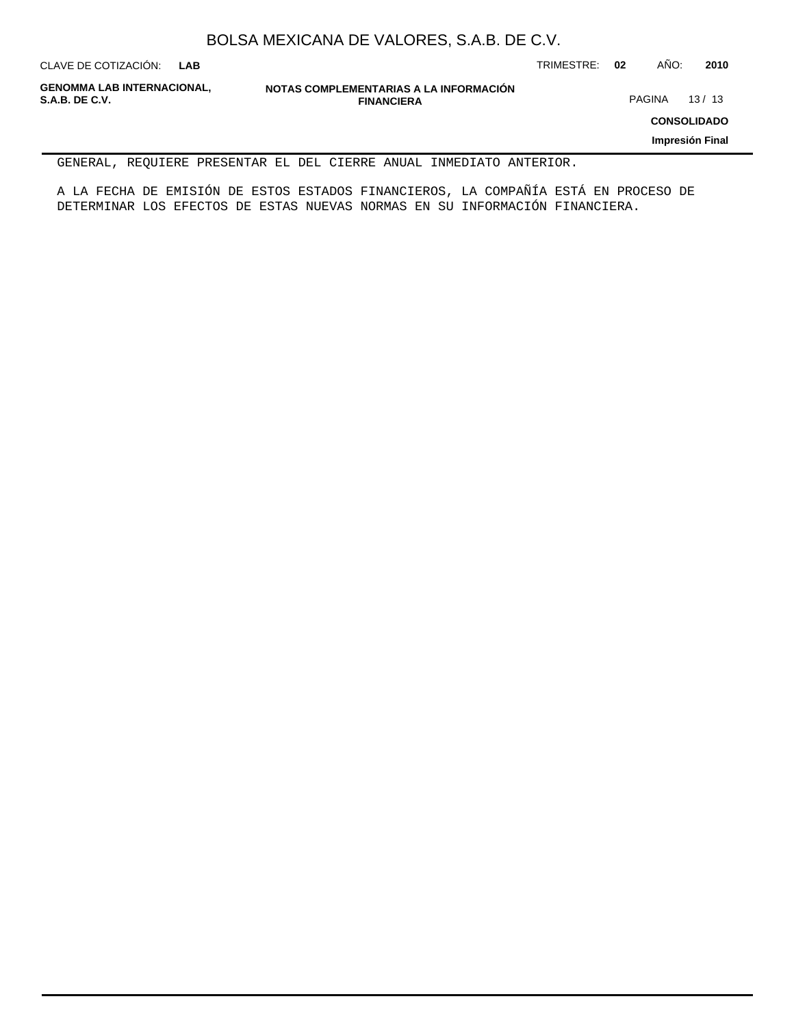GENERAL, REQUIERE PRESENTAR EL DEL CIERRE ANUAL INMEDIATO ANTERIOR.

A LA FECHA DE EMISIÓN DE ESTOS ESTADOS FINANCIEROS, LA COMPAÑÍA ESTÁ EN PROCESO DE DETERMINAR LOS EFECTOS DE ESTAS NUEVAS NORMAS EN SU INFORMACIÓN FINANCIERA.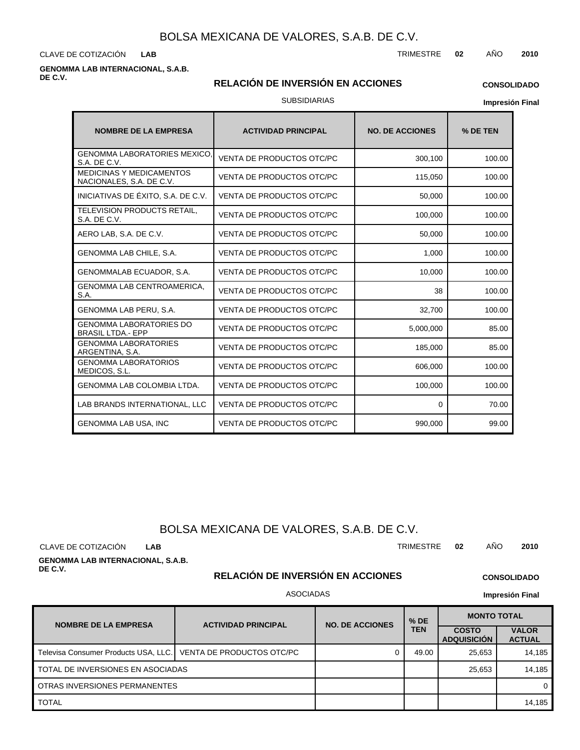# BOLSA MEXICANA DE VALORES, S.A.B. DE C.V.

CLAVE DE COTIZACIÓN **LAB**

TRIMESTRE **02** AÑO **2010**

**GENOMMA LAB INTERNACIONAL, S.A.B. DE C.V.**

## RELACIÓN DE INVERSIÓN EN ACCIONES

**CONSOLIDADO**

SUBSIDIARIAS

**Impresión Final**

| NOMBRE DE LA EMPRESA | ACTIVIDAD PRINCIPAL | NO. DE ACCIONES | % DE TEN |
|---|---|---|---|
| GENOMMA LABORATORIES MEXICO, S.A. DE C.V. | VENTA DE PRODUCTOS OTC/PC | 300,100 | 100.00 |
| MEDICINAS Y MEDICAMENTOS NACIONALES, S.A. DE C.V. | VENTA DE PRODUCTOS OTC/PC | 115,050 | 100.00 |
| INICIATIVAS DE ÉXITO, S.A. DE C.V. | VENTA DE PRODUCTOS OTC/PC | 50,000 | 100.00 |
| TELEVISION PRODUCTS RETAIL, S.A. DE C.V. | VENTA DE PRODUCTOS OTC/PC | 100,000 | 100.00 |
| AERO LAB, S.A. DE C.V. | VENTA DE PRODUCTOS OTC/PC | 50,000 | 100.00 |
| GENOMMA LAB CHILE, S.A. | VENTA DE PRODUCTOS OTC/PC | 1,000 | 100.00 |
| GENOMMALAB ECUADOR, S.A. | VENTA DE PRODUCTOS OTC/PC | 10,000 | 100.00 |
| GENOMMA LAB CENTROAMERICA, S.A. | VENTA DE PRODUCTOS OTC/PC | 38 | 100.00 |
| GENOMMA LAB PERU, S.A. | VENTA DE PRODUCTOS OTC/PC | 32,700 | 100.00 |
| GENOMMA LABORATORIES DO BRASIL LTDA.- EPP | VENTA DE PRODUCTOS OTC/PC | 5,000,000 | 85.00 |
| GENOMMA LABORATORIES ARGENTINA, S.A. | VENTA DE PRODUCTOS OTC/PC | 185,000 | 85.00 |
| GENOMMA LABORATORIOS MEDICOS, S.L. | VENTA DE PRODUCTOS OTC/PC | 606,000 | 100.00 |
| GENOMMA LAB COLOMBIA LTDA. | VENTA DE PRODUCTOS OTC/PC | 100,000 | 100.00 |
| LAB BRANDS INTERNATIONAL, LLC | VENTA DE PRODUCTOS OTC/PC | 0 | 70.00 |
| GENOMMA LAB USA, INC | VENTA DE PRODUCTOS OTC/PC | 990,000 | 99.00 |

# BOLSA MEXICANA DE VALORES, S.A.B. DE C.V.

CLAVE DE COTIZACIÓN **LAB**

TRIMESTRE **02** AÑO **2010**

**GENOMMA LAB INTERNACIONAL, S.A.B. DE C.V.**

## RELACIÓN DE INVERSIÓN EN ACCIONES

**CONSOLIDADO**

ASOCIADAS

**Impresión Final**

| NOMBRE DE LA EMPRESA | ACTIVIDAD PRINCIPAL | NO. DE ACCIONES | % DE TEN | MONTO TOTAL | |
|---|---|---|---|---|---|
| | | | | COSTO ADQUISICIÓN | VALOR ACTUAL |
| Televisa Consumer Products USA, LLC. | VENTA DE PRODUCTOS OTC/PC | 0 | 49.00 | 25,653 | 14,185 |
| TOTAL DE INVERSIONES EN ASOCIADAS | | | | 25,653 | 14,185 |
| OTRAS INVERSIONES PERMANENTES | | | | | 0 |
| TOTAL | | | | | 14,185 |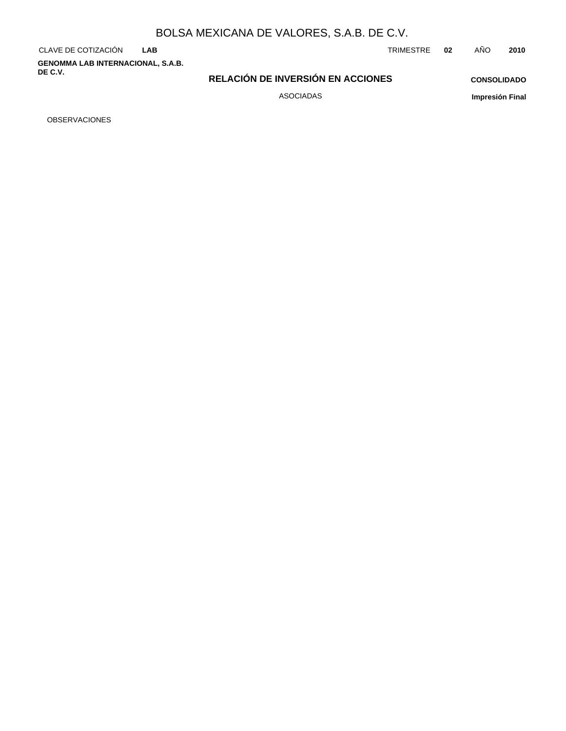# BOLSA MEXICANA DE VALORES, S.A.B. DE C.V.

CLAVE DE COTIZACIÓN **LAB** TRIMESTRE **02** AÑO **2010**

**GENOMMA LAB INTERNACIONAL, S.A.B. DE C.V.**

## RELACIÓN DE INVERSIÓN EN ACCIONES

ASOCIADAS

**CONSOLIDADO**

**Impresión Final**

OBSERVACIONES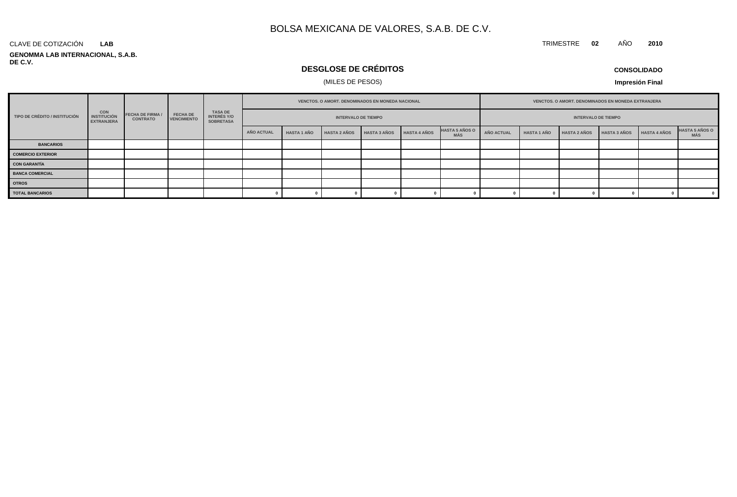# BOLSA MEXICANA DE VALORES, S.A.B. DE C.V.

CLAVE DE COTIZACIÓN **LAB**

TRIMESTRE **02** AÑO **2010**

**GENOMMA LAB INTERNACIONAL, S.A.B. DE C.V.**

## DESGLOSE DE CRÉDITOS

(MILES DE PESOS)

**CONSOLIDADO**

**Impresión Final**

| TIPO DE CRÉDITO / INSTITUCIÓN | CON INSTITUCIÓN EXTRANJERA | FECHA DE FIRMA / CONTRATO | FECHA DE VENCIMIENTO | TASA DE INTERÉS Y/O SOBRETASA | VENCTOS. O AMORT. DENOMINADOS EN MONEDA NACIONAL | | | | | | VENCTOS. O AMORT. DENOMINADOS EN MONEDA EXTRANJERA | | | | | |
|---|---|---|---|---|---|---|---|---|---|---|---|---|---|---|---|---|
| | | | | | INTERVALO DE TIEMPO | | | | | | INTERVALO DE TIEMPO | | | | | |
| | | | | | AÑO ACTUAL | HASTA 1 AÑO | HASTA 2 AÑOS | HASTA 3 AÑOS | HASTA 4 AÑOS | HASTA 5 AÑOS O MÁS | AÑO ACTUAL | HASTA 1 AÑO | HASTA 2 AÑOS | HASTA 3 AÑOS | HASTA 4 AÑOS | HASTA 5 AÑOS O MÁS |
| **BANCARIOS** | | | | | | | | | | | | | | | | |
| **COMERCIO EXTERIOR** | | | | | | | | | | | | | | | | |
| **CON GARANTÍA** | | | | | | | | | | | | | | | | |
| **BANCA COMERCIAL** | | | | | | | | | | | | | | | | |
| **OTROS** | | | | | | | | | | | | | | | | |
| **TOTAL BANCARIOS** | | | | | 0 | 0 | 0 | 0 | 0 | 0 | 0 | 0 | 0 | 0 | 0 | 0 |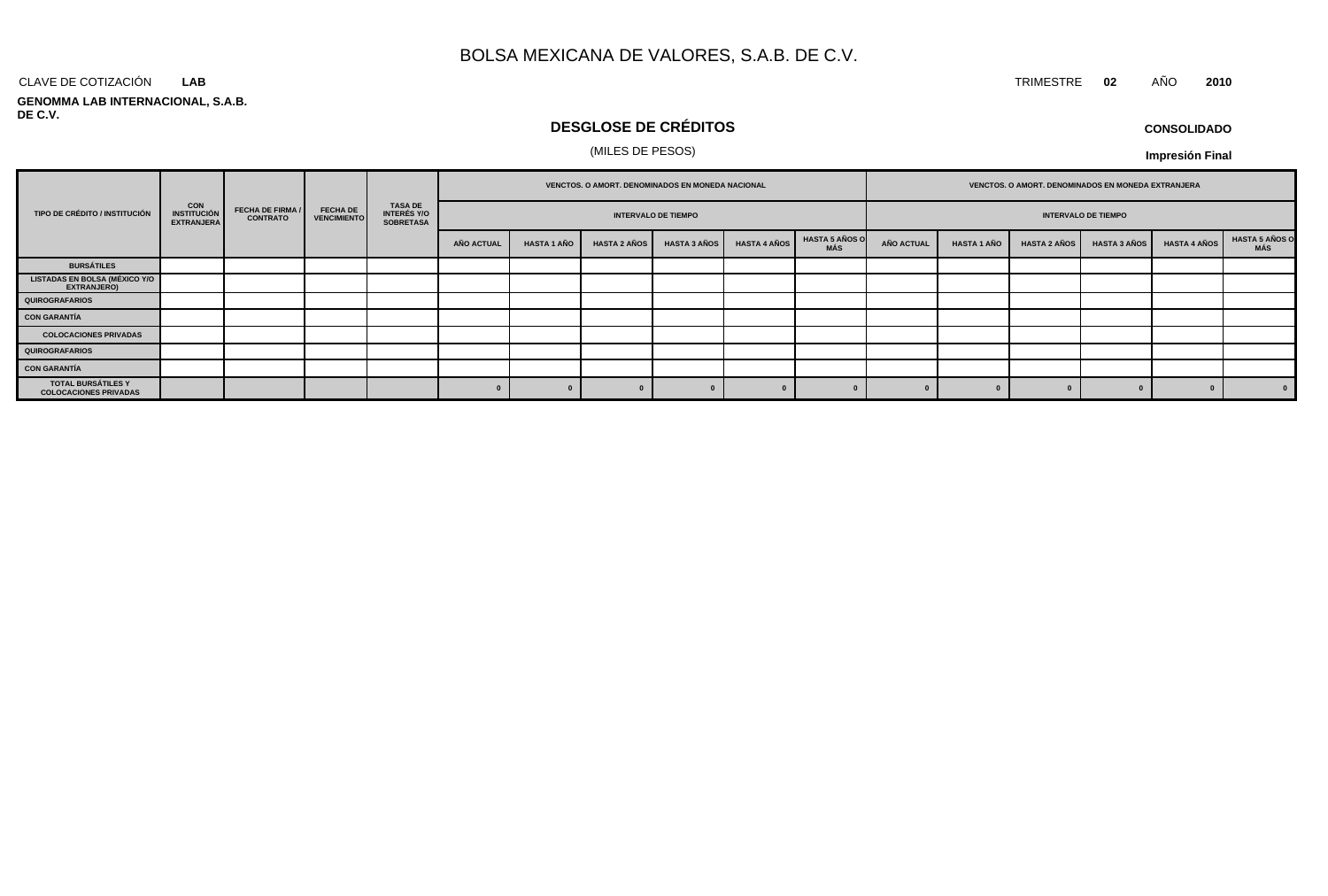# BOLSA MEXICANA DE VALORES, S.A.B. DE C.V.

CLAVE DE COTIZACIÓN **LAB**

TRIMESTRE **02** AÑO **2010**

**GENOMMA LAB INTERNACIONAL, S.A.B. DE C.V.**

## DESGLOSE DE CRÉDITOS

(MILES DE PESOS)

**CONSOLIDADO**

**Impresión Final**

| TIPO DE CRÉDITO / INSTITUCIÓN | CON INSTITUCIÓN EXTRANJERA | FECHA DE FIRMA / CONTRATO | FECHA DE VENCIMIENTO | TASA DE INTERÉS Y/O SOBRETASA | VENCTOS. O AMORT. DENOMINADOS EN MONEDA NACIONAL | | | | | | VENCTOS. O AMORT. DENOMINADOS EN MONEDA EXTRANJERA | | | | | |
|---|---|---|---|---|---|---|---|---|---|---|---|---|---|---|---|---|
| | | | | | INTERVALO DE TIEMPO | | | | | | INTERVALO DE TIEMPO | | | | | |
| | | | | | AÑO ACTUAL | HASTA 1 AÑO | HASTA 2 AÑOS | HASTA 3 AÑOS | HASTA 4 AÑOS | HASTA 5 AÑOS O MÁS | AÑO ACTUAL | HASTA 1 AÑO | HASTA 2 AÑOS | HASTA 3 AÑOS | HASTA 4 AÑOS | HASTA 5 AÑOS O MÁS |
| BURSÁTILES | | | | | | | | | | | | | | | | |
| LISTADAS EN BOLSA (MÉXICO Y/O EXTRANJERO) | | | | | | | | | | | | | | | | |
| QUIROGRAFARIOS | | | | | | | | | | | | | | | | |
| CON GARANTÍA | | | | | | | | | | | | | | | | |
| COLOCACIONES PRIVADAS | | | | | | | | | | | | | | | | |
| QUIROGRAFARIOS | | | | | | | | | | | | | | | | |
| CON GARANTÍA | | | | | | | | | | | | | | | | |
| TOTAL BURSÁTILES Y COLOCACIONES PRIVADAS | | | | | 0 | 0 | 0 | 0 | 0 | 0 | 0 | 0 | 0 | 0 | 0 | 0 |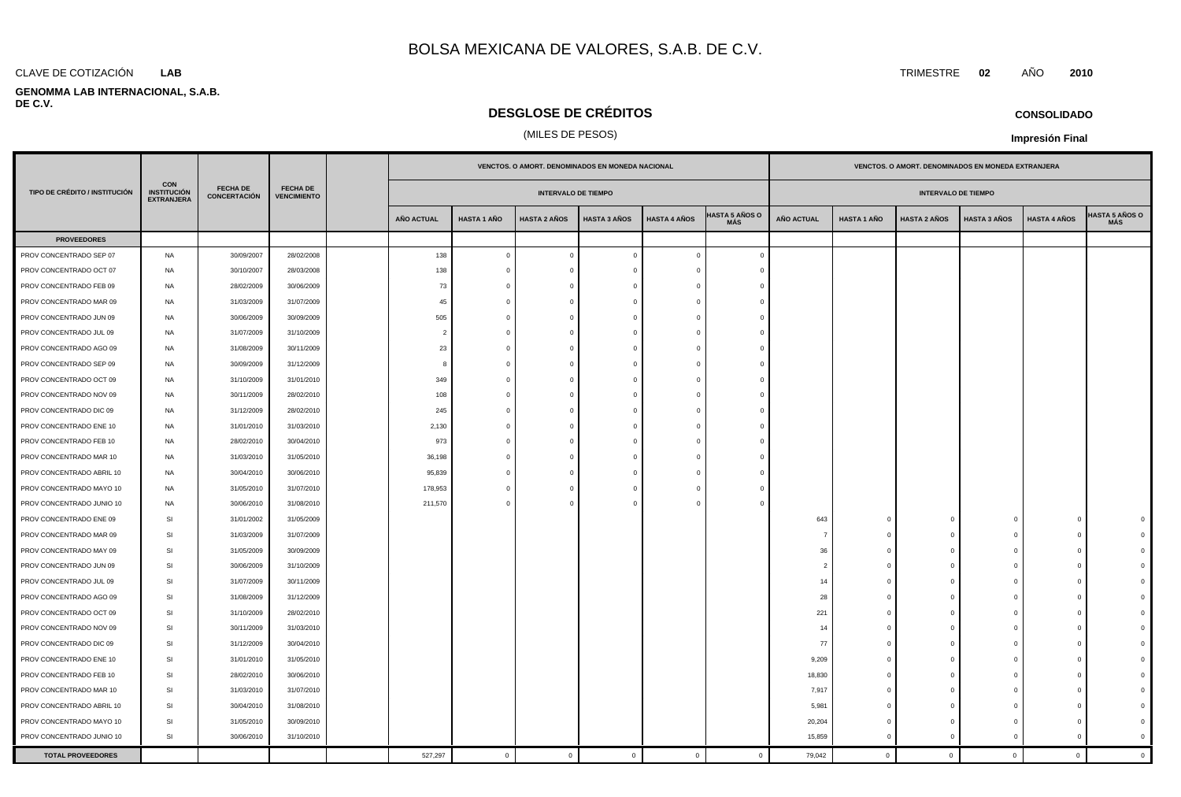# BOLSA MEXICANA DE VALORES, S.A.B. DE C.V.

CLAVE DE COTIZACIÓN **LAB**

TRIMESTRE **02** AÑO **2010**

**GENOMMA LAB INTERNACIONAL, S.A.B. DE C.V.**

## DESGLOSE DE CRÉDITOS

(MILES DE PESOS)

**CONSOLIDADO**

**Impresión Final**

| TIPO DE CRÉDITO / INSTITUCIÓN | CON INSTITUCIÓN EXTRANJERA | FECHA DE CONCERTACIÓN | FECHA DE VENCIMIENTO | | VENCTOS. O AMORT. DENOMINADOS EN MONEDA NACIONAL | | | | | | VENCTOS. O AMORT. DENOMINADOS EN MONEDA EXTRANJERA | | | | | |
|---|---|---|---|---|---|---|---|---|---|---|---|---|---|---|---|---|
| | | | | | INTERVALO DE TIEMPO | | | | | | INTERVALO DE TIEMPO | | | | | |
| | | | | | AÑO ACTUAL | HASTA 1 AÑO | HASTA 2 AÑOS | HASTA 3 AÑOS | HASTA 4 AÑOS | HASTA 5 AÑOS O MÁS | AÑO ACTUAL | HASTA 1 AÑO | HASTA 2 AÑOS | HASTA 3 AÑOS | HASTA 4 AÑOS | HASTA 5 AÑOS O MÁS |
| **PROVEEDORES** | | | | | | | | | | | | | | | | |
| PROV CONCENTRADO SEP 07 | NA | 30/09/2007 | 28/02/2008 | | 138 | 0 | 0 | 0 | 0 | 0 | | | | | | |
| PROV CONCENTRADO OCT 07 | NA | 30/10/2007 | 28/03/2008 | | 138 | 0 | 0 | 0 | 0 | 0 | | | | | | |
| PROV CONCENTRADO FEB 09 | NA | 28/02/2009 | 30/06/2009 | | 73 | 0 | 0 | 0 | 0 | 0 | | | | | | |
| PROV CONCENTRADO MAR 09 | NA | 31/03/2009 | 31/07/2009 | | 45 | 0 | 0 | 0 | 0 | 0 | | | | | | |
| PROV CONCENTRADO JUN 09 | NA | 30/06/2009 | 30/09/2009 | | 505 | 0 | 0 | 0 | 0 | 0 | | | | | | |
| PROV CONCENTRADO JUL 09 | NA | 31/07/2009 | 31/10/2009 | | 2 | 0 | 0 | 0 | 0 | 0 | | | | | | |
| PROV CONCENTRADO AGO 09 | NA | 31/08/2009 | 30/11/2009 | | 23 | 0 | 0 | 0 | 0 | 0 | | | | | | |
| PROV CONCENTRADO SEP 09 | NA | 30/09/2009 | 31/12/2009 | | 8 | 0 | 0 | 0 | 0 | 0 | | | | | | |
| PROV CONCENTRADO OCT 09 | NA | 31/10/2009 | 31/01/2010 | | 349 | 0 | 0 | 0 | 0 | 0 | | | | | | |
| PROV CONCENTRADO NOV 09 | NA | 30/11/2009 | 28/02/2010 | | 108 | 0 | 0 | 0 | 0 | 0 | | | | | | |
| PROV CONCENTRADO DIC 09 | NA | 31/12/2009 | 28/02/2010 | | 245 | 0 | 0 | 0 | 0 | 0 | | | | | | |
| PROV CONCENTRADO ENE 10 | NA | 31/01/2010 | 31/03/2010 | | 2,130 | 0 | 0 | 0 | 0 | 0 | | | | | | |
| PROV CONCENTRADO FEB 10 | NA | 28/02/2010 | 30/04/2010 | | 973 | 0 | 0 | 0 | 0 | 0 | | | | | | |
| PROV CONCENTRADO MAR 10 | NA | 31/03/2010 | 31/05/2010 | | 36,198 | 0 | 0 | 0 | 0 | 0 | | | | | | |
| PROV CONCENTRADO ABRIL 10 | NA | 30/04/2010 | 30/06/2010 | | 95,839 | 0 | 0 | 0 | 0 | 0 | | | | | | |
| PROV CONCENTRADO MAYO 10 | NA | 31/05/2010 | 31/07/2010 | | 178,953 | 0 | 0 | 0 | 0 | 0 | | | | | | |
| PROV CONCENTRADO JUNIO 10 | NA | 30/06/2010 | 31/08/2010 | | 211,570 | 0 | 0 | 0 | 0 | 0 | | | | | | |
| PROV CONCENTRADO ENE 09 | SI | 31/01/2002 | 31/05/2009 | | | | | | | | 643 | 0 | 0 | 0 | 0 | 0 |
| PROV CONCENTRADO MAR 09 | SI | 31/03/2009 | 31/07/2009 | | | | | | | | 7 | 0 | 0 | 0 | 0 | 0 |
| PROV CONCENTRADO MAY 09 | SI | 31/05/2009 | 30/09/2009 | | | | | | | | 36 | 0 | 0 | 0 | 0 | 0 |
| PROV CONCENTRADO JUN 09 | SI | 30/06/2009 | 31/10/2009 | | | | | | | | 2 | 0 | 0 | 0 | 0 | 0 |
| PROV CONCENTRADO JUL 09 | SI | 31/07/2009 | 30/11/2009 | | | | | | | | 14 | 0 | 0 | 0 | 0 | 0 |
| PROV CONCENTRADO AGO 09 | SI | 31/08/2009 | 31/12/2009 | | | | | | | | 28 | 0 | 0 | 0 | 0 | 0 |
| PROV CONCENTRADO OCT 09 | SI | 31/10/2009 | 28/02/2010 | | | | | | | | 221 | 0 | 0 | 0 | 0 | 0 |
| PROV CONCENTRADO NOV 09 | SI | 30/11/2009 | 31/03/2010 | | | | | | | | 14 | 0 | 0 | 0 | 0 | 0 |
| PROV CONCENTRADO DIC 09 | SI | 31/12/2009 | 30/04/2010 | | | | | | | | 77 | 0 | 0 | 0 | 0 | 0 |
| PROV CONCENTRADO ENE 10 | SI | 31/01/2010 | 31/05/2010 | | | | | | | | 9,209 | 0 | 0 | 0 | 0 | 0 |
| PROV CONCENTRADO FEB 10 | SI | 28/02/2010 | 30/06/2010 | | | | | | | | 18,830 | 0 | 0 | 0 | 0 | 0 |
| PROV CONCENTRADO MAR 10 | SI | 31/03/2010 | 31/07/2010 | | | | | | | | 7,917 | 0 | 0 | 0 | 0 | 0 |
| PROV CONCENTRADO ABRIL 10 | SI | 30/04/2010 | 31/08/2010 | | | | | | | | 5,981 | 0 | 0 | 0 | 0 | 0 |
| PROV CONCENTRADO MAYO 10 | SI | 31/05/2010 | 30/09/2010 | | | | | | | | 20,204 | 0 | 0 | 0 | 0 | 0 |
| PROV CONCENTRADO JUNIO 10 | SI | 30/06/2010 | 31/10/2010 | | | | | | | | 15,859 | 0 | 0 | 0 | 0 | 0 |
| **TOTAL PROVEEDORES** | | | | | 527,297 | 0 | 0 | 0 | 0 | 0 | 79,042 | 0 | 0 | 0 | 0 | 0 |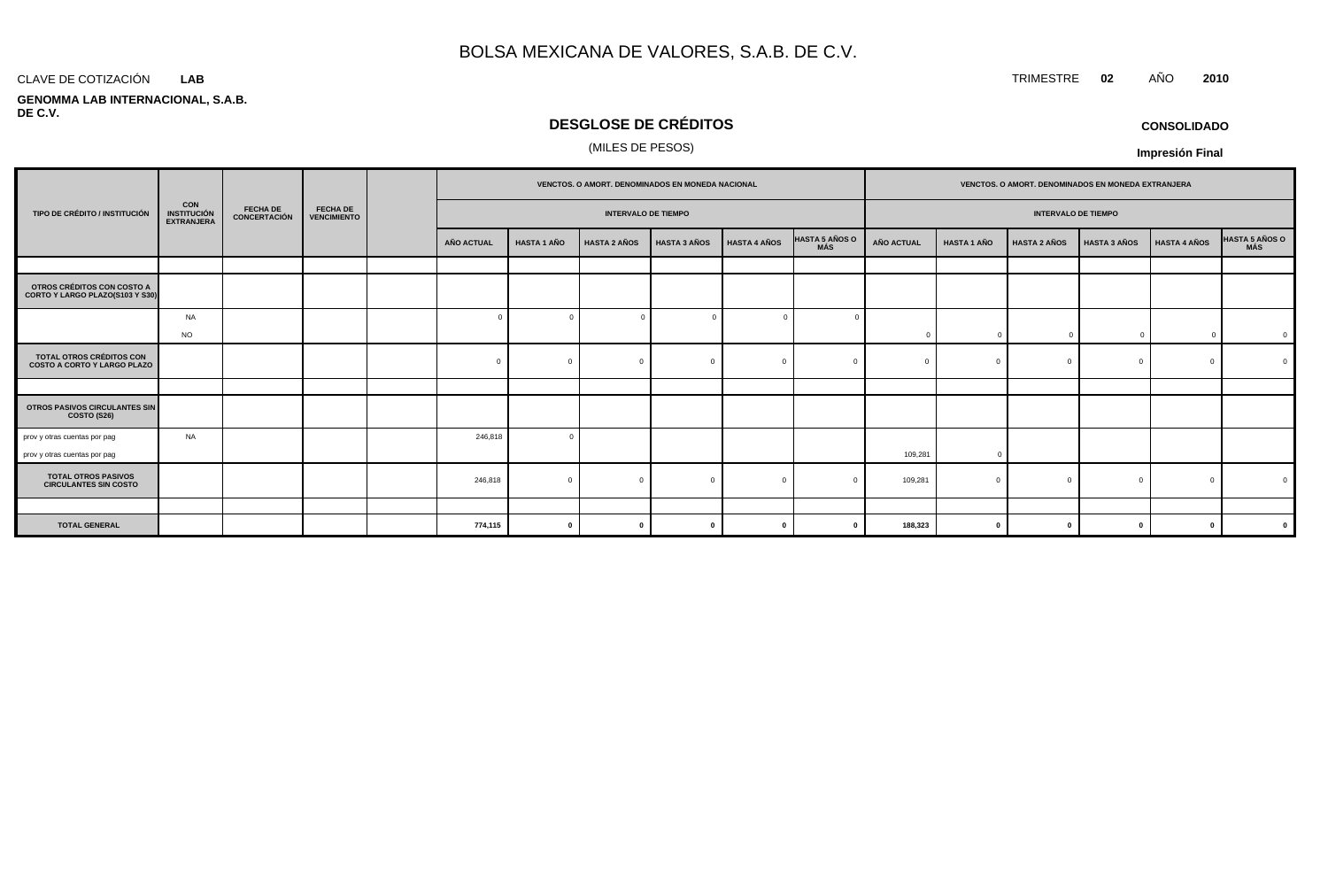# BOLSA MEXICANA DE VALORES, S.A.B. DE C.V.

CLAVE DE COTIZACIÓN **LAB**

TRIMESTRE **02** AÑO **2010**

**GENOMMA LAB INTERNACIONAL, S.A.B. DE C.V.**

## DESGLOSE DE CRÉDITOS

(MILES DE PESOS)

**CONSOLIDADO**

**Impresión Final**

| TIPO DE CRÉDITO / INSTITUCIÓN | CON INSTITUCIÓN EXTRANJERA | FECHA DE CONCERTACIÓN | FECHA DE VENCIMIENTO | | VENCTOS. O AMORT. DENOMINADOS EN MONEDA NACIONAL | | | | | | VENCTOS. O AMORT. DENOMINADOS EN MONEDA EXTRANJERA | | | | | |
|---|---|---|---|---|---|---|---|---|---|---|---|---|---|---|---|---|
| | | | | | INTERVALO DE TIEMPO | | | | | | INTERVALO DE TIEMPO | | | | | |
| | | | | | AÑO ACTUAL | HASTA 1 AÑO | HASTA 2 AÑOS | HASTA 3 AÑOS | HASTA 4 AÑOS | HASTA 5 AÑOS O MÁS | AÑO ACTUAL | HASTA 1 AÑO | HASTA 2 AÑOS | HASTA 3 AÑOS | HASTA 4 AÑOS | HASTA 5 AÑOS O MÁS |
| **OTROS CRÉDITOS CON COSTO A CORTO Y LARGO PLAZO(S103 Y S30)** | | | | | | | | | | | | | | | | |
| | NA | | | | 0 | 0 | 0 | 0 | 0 | 0 | | | | | | |
| | NO | | | | | | | | | | 0 | 0 | 0 | 0 | 0 | 0 |
| **TOTAL OTROS CRÉDITOS CON COSTO A CORTO Y LARGO PLAZO** | | | | | 0 | 0 | 0 | 0 | 0 | 0 | 0 | 0 | 0 | 0 | 0 | 0 |
| **OTROS PASIVOS CIRCULANTES SIN COSTO (S26)** | | | | | | | | | | | | | | | | |
| prov y otras cuentas por pag | NA | | | | 246,818 | 0 | | | | | | | | | | |
| prov y otras cuentas por pag | | | | | | | | | | | 109,281 | 0 | | | | |
| **TOTAL OTROS PASIVOS CIRCULANTES SIN COSTO** | | | | | 246,818 | 0 | 0 | 0 | 0 | 0 | 109,281 | 0 | 0 | 0 | 0 | 0 |
| **TOTAL GENERAL** | | | | | **774,115** | **0** | **0** | **0** | **0** | **0** | **188,323** | **0** | **0** | **0** | **0** | **0** |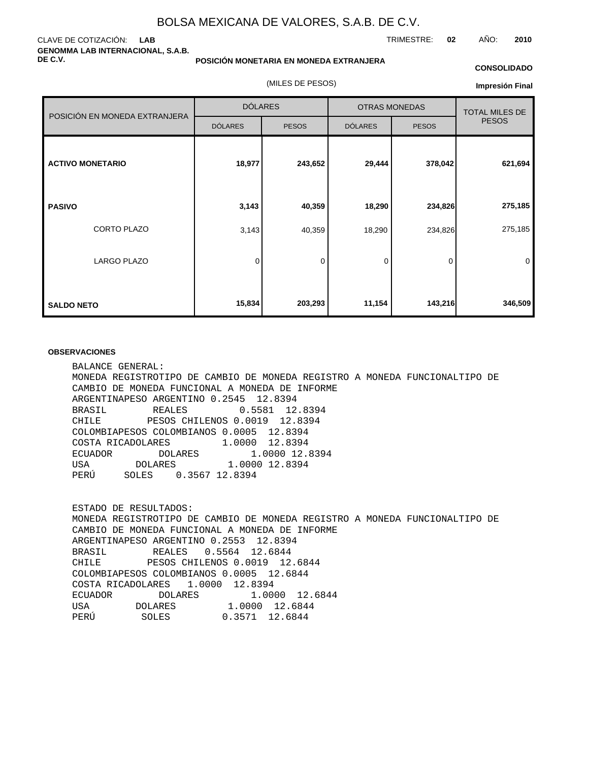# BOLSA MEXICANA DE VALORES, S.A.B. DE C.V.

CLAVE DE COTIZACIÓN: **LAB**

TRIMESTRE: **02** AÑO: **2010**

**GENOMMA LAB INTERNACIONAL, S.A.B. DE C.V.**

**POSICIÓN MONETARIA EN MONEDA EXTRANJERA**

**CONSOLIDADO**

(MILES DE PESOS)

**Impresión Final**

| POSICIÓN EN MONEDA EXTRANJERA | DÓLARES | | OTRAS MONEDAS | | TOTAL MILES DE PESOS |
|---|---|---|---|---|---|
| | DÓLARES | PESOS | DÓLARES | PESOS | |
| **ACTIVO MONETARIO** | **18,977** | **243,652** | **29,444** | **378,042** | **621,694** |
| **PASIVO** | **3,143** | **40,359** | **18,290** | **234,826** | **275,185** |
| CORTO PLAZO | 3,143 | 40,359 | 18,290 | 234,826 | 275,185 |
| LARGO PLAZO | 0 | 0 | 0 | 0 | 0 |
| **SALDO NETO** | **15,834** | **203,293** | **11,154** | **143,216** | **346,509** |

**OBSERVACIONES**

```
BALANCE GENERAL:
MONEDA REGISTROTIPO DE CAMBIO DE MONEDA REGISTRO A MONEDA FUNCIONALTIPO DE
CAMBIO DE MONEDA FUNCIONAL A MONEDA DE INFORME
ARGENTINAPESO ARGENTINO 0.2545  12.8394
BRASIL        REALES         0.5581  12.8394
CHILE        PESOS CHILENOS 0.0019  12.8394
COLOMBIAPESOS COLOMBIANOS 0.0005  12.8394
COSTA RICADOLARES         1.0000  12.8394
ECUADOR        DOLARES         1.0000 12.8394
USA        DOLARES         1.0000 12.8394
PERÚ     SOLES    0.3567 12.8394


ESTADO DE RESULTADOS:
MONEDA REGISTROTIPO DE CAMBIO DE MONEDA REGISTRO A MONEDA FUNCIONALTIPO DE
CAMBIO DE MONEDA FUNCIONAL A MONEDA DE INFORME
ARGENTINAPESO ARGENTINO 0.2553  12.8394
BRASIL        REALES   0.5564  12.6844
CHILE        PESOS CHILENOS 0.0019  12.6844
COLOMBIAPESOS COLOMBIANOS 0.0005  12.6844
COSTA RICADOLARES   1.0000  12.8394
ECUADOR        DOLARES         1.0000  12.6844
USA        DOLARES         1.0000  12.6844
PERÚ        SOLES         0.3571  12.6844
```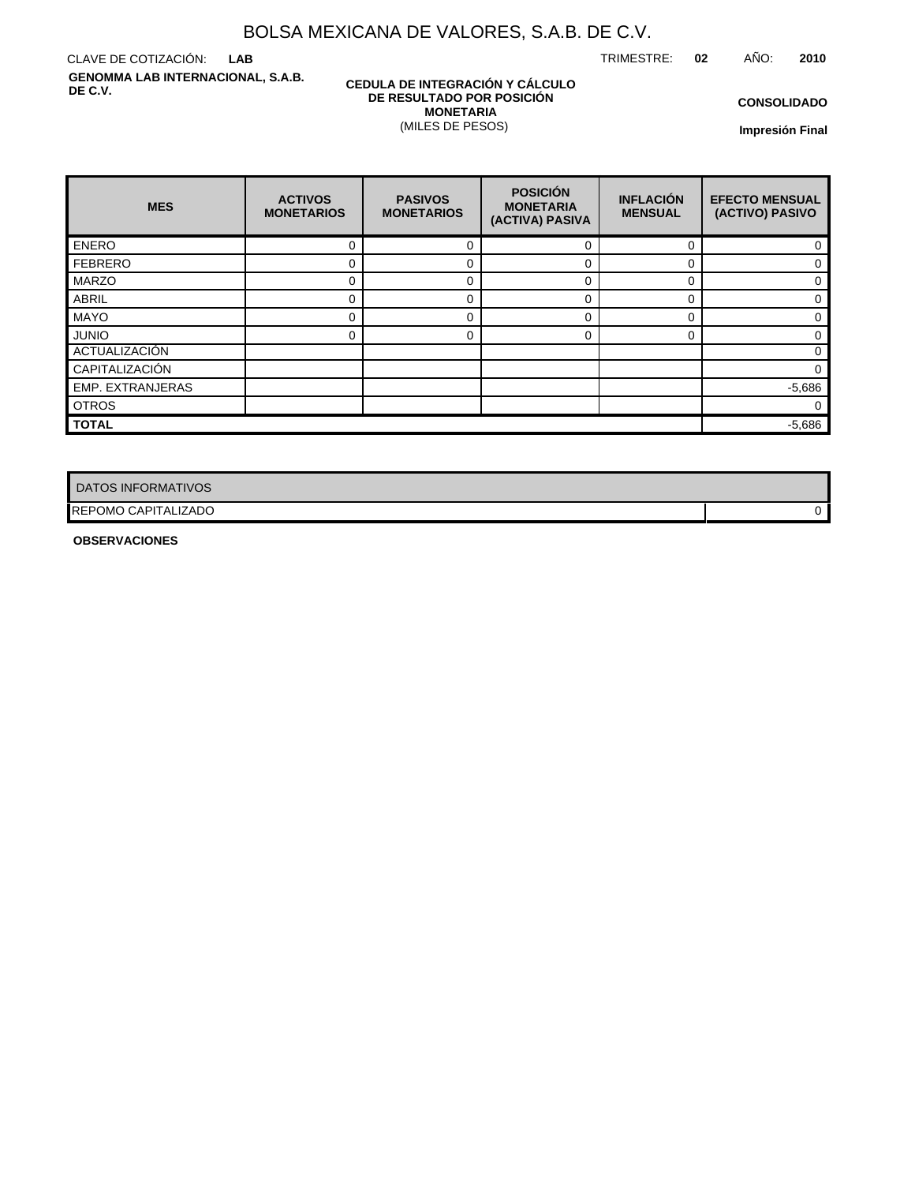# BOLSA MEXICANA DE VALORES, S.A.B. DE C.V.

CLAVE DE COTIZACIÓN: **LAB**

TRIMESTRE: **02** AÑO: **2010**

**GENOMMA LAB INTERNACIONAL, S.A.B. DE C.V.**

**CEDULA DE INTEGRACIÓN Y CÁLCULO DE RESULTADO POR POSICIÓN MONETARIA**
(MILES DE PESOS)

**CONSOLIDADO**

**Impresión Final**

| MES | ACTIVOS MONETARIOS | PASIVOS MONETARIOS | POSICIÓN MONETARIA (ACTIVA) PASIVA | INFLACIÓN MENSUAL | EFECTO MENSUAL (ACTIVO) PASIVO |
|---|---|---|---|---|---|
| ENERO | 0 | 0 | 0 | 0 | 0 |
| FEBRERO | 0 | 0 | 0 | 0 | 0 |
| MARZO | 0 | 0 | 0 | 0 | 0 |
| ABRIL | 0 | 0 | 0 | 0 | 0 |
| MAYO | 0 | 0 | 0 | 0 | 0 |
| JUNIO | 0 | 0 | 0 | 0 | 0 |
| ACTUALIZACIÓN | | | | | 0 |
| CAPITALIZACIÓN | | | | | 0 |
| EMP. EXTRANJERAS | | | | | -5,686 |
| OTROS | | | | | 0 |
| **TOTAL** | | | | | -5,686 |

| DATOS INFORMATIVOS | |
|---|---|
| REPOMO CAPITALIZADO | 0 |

**OBSERVACIONES**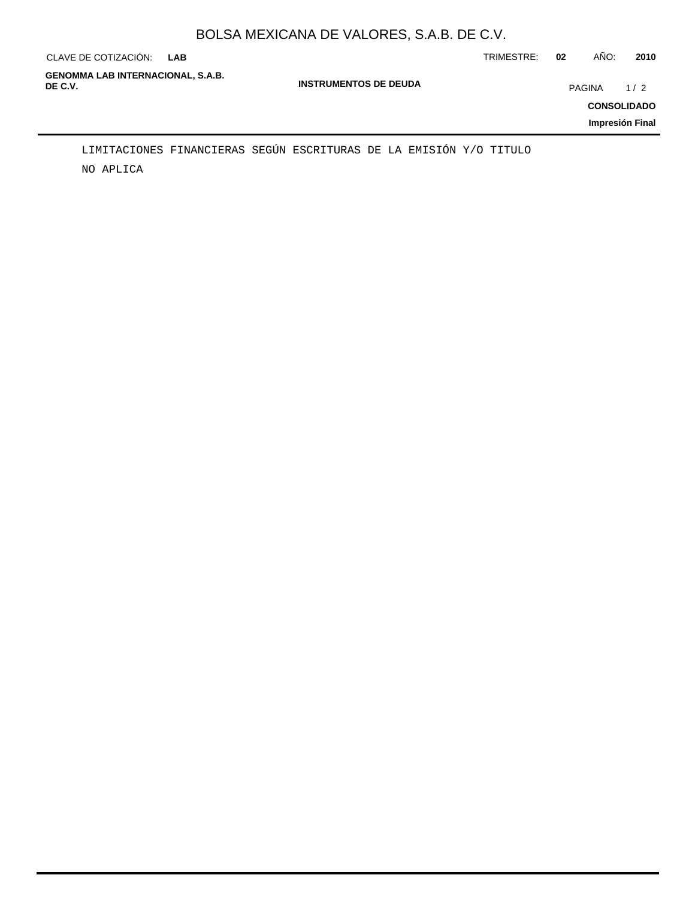LIMITACIONES FINANCIERAS SEGÚN ESCRITURAS DE LA EMISIÓN Y/O TITULO

NO APLICA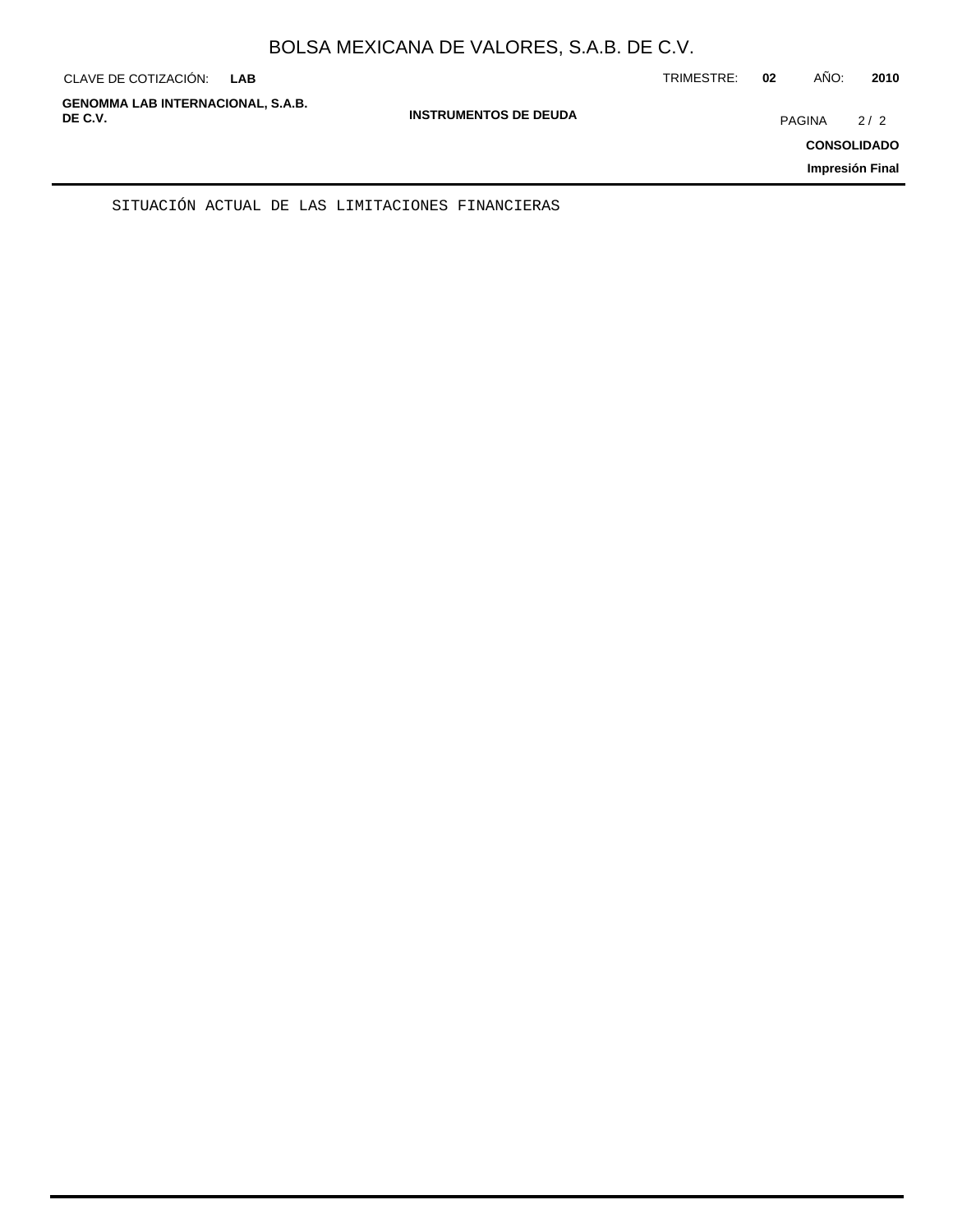SITUACIÓN ACTUAL DE LAS LIMITACIONES FINANCIERAS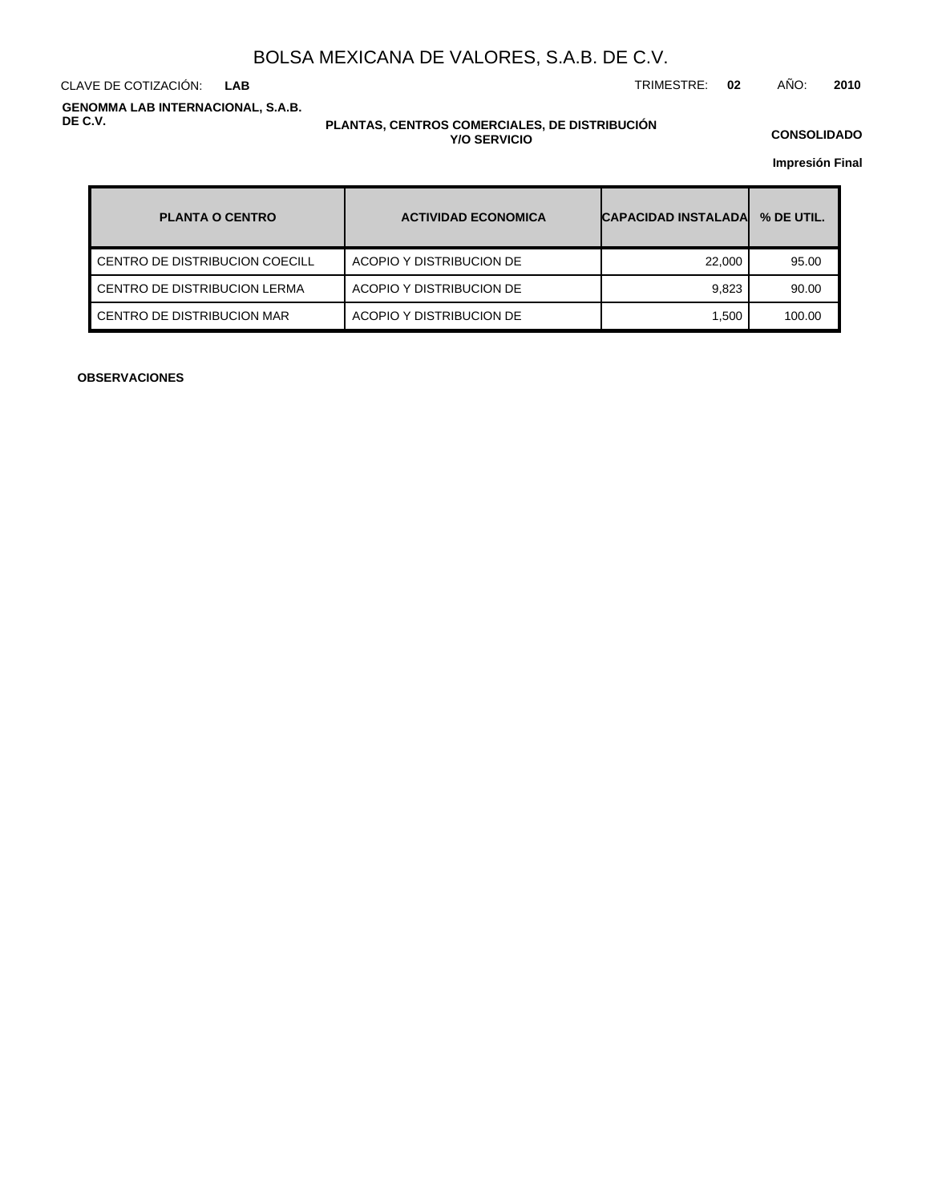# BOLSA MEXICANA DE VALORES, S.A.B. DE C.V.

CLAVE DE COTIZACIÓN: **LAB**

TRIMESTRE: **02** AÑO: **2010**

**GENOMMA LAB INTERNACIONAL, S.A.B. DE C.V.**

**PLANTAS, CENTROS COMERCIALES, DE DISTRIBUCIÓN Y/O SERVICIO**

**CONSOLIDADO**

**Impresión Final**

| PLANTA O CENTRO | ACTIVIDAD ECONOMICA | CAPACIDAD INSTALADA | % DE UTIL. |
|---|---|---|---|
| CENTRO DE DISTRIBUCION COECILL | ACOPIO Y DISTRIBUCION DE | 22,000 | 95.00 |
| CENTRO DE DISTRIBUCION LERMA | ACOPIO Y DISTRIBUCION DE | 9,823 | 90.00 |
| CENTRO DE DISTRIBUCION MAR | ACOPIO Y DISTRIBUCION DE | 1,500 | 100.00 |

**OBSERVACIONES**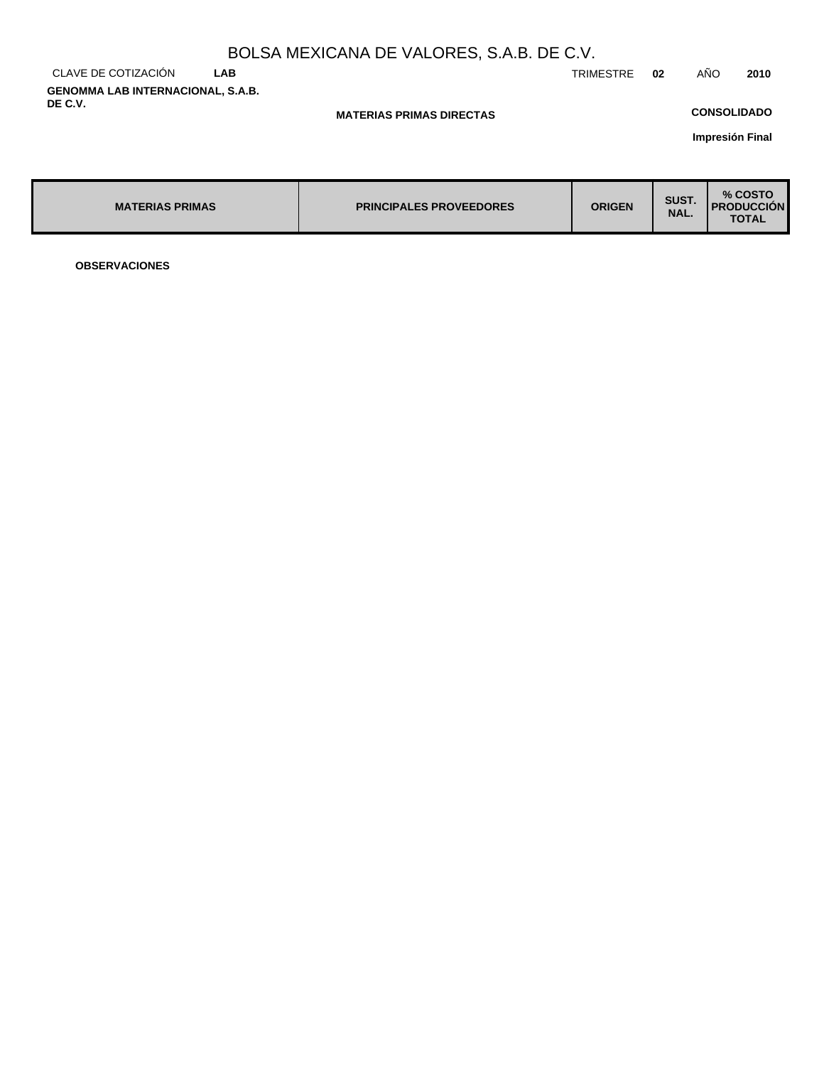# BOLSA MEXICANA DE VALORES, S.A.B. DE C.V.

CLAVE DE COTIZACIÓN **LAB** TRIMESTRE **02** AÑO **2010**

**GENOMMA LAB INTERNACIONAL, S.A.B. DE C.V.**

**MATERIAS PRIMAS DIRECTAS**

**CONSOLIDADO**

**Impresión Final**

| MATERIAS PRIMAS | PRINCIPALES PROVEEDORES | ORIGEN | SUST. NAL. | % COSTO PRODUCCIÓN TOTAL |
|---|---|---|---|---|

**OBSERVACIONES**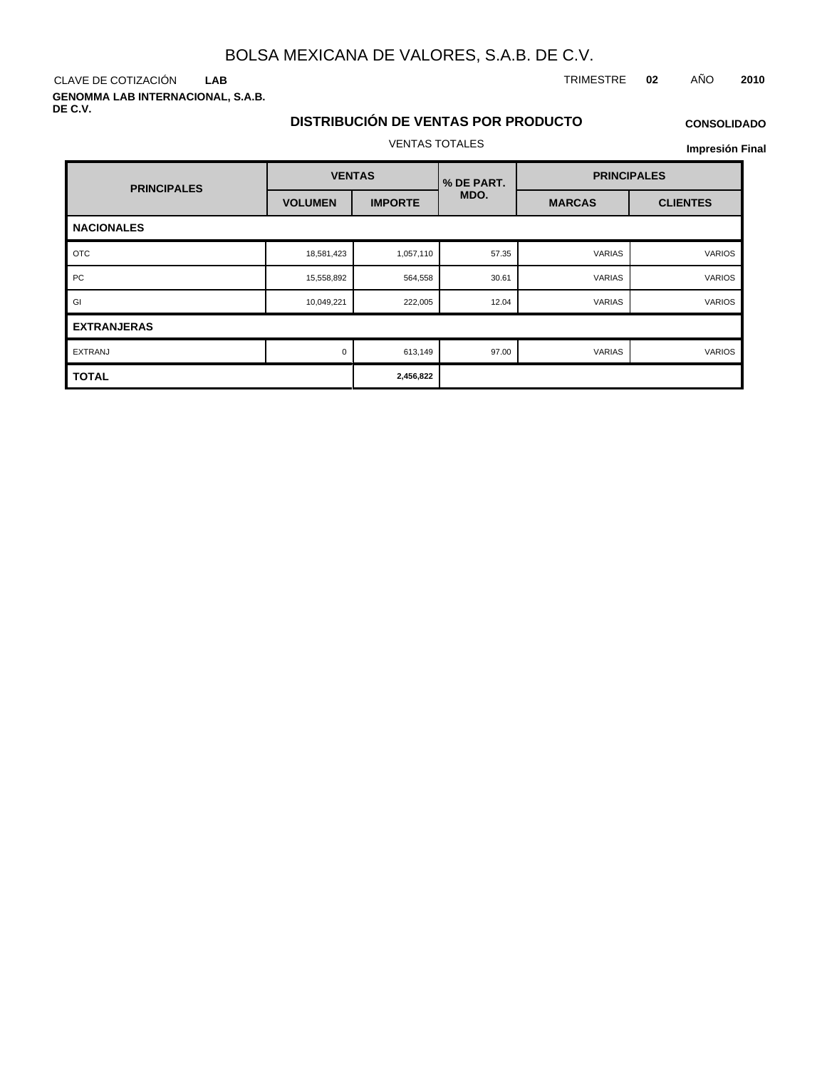# BOLSA MEXICANA DE VALORES, S.A.B. DE C.V.

CLAVE DE COTIZACIÓN **LAB**

TRIMESTRE **02** AÑO **2010**

**GENOMMA LAB INTERNACIONAL, S.A.B. DE C.V.**

## DISTRIBUCIÓN DE VENTAS POR PRODUCTO

**CONSOLIDADO**

VENTAS TOTALES

**Impresión Final**

| PRINCIPALES | VENTAS | | % DE PART. MDO. | PRINCIPALES | |
|---|---|---|---|---|---|
| | VOLUMEN | IMPORTE | | MARCAS | CLIENTES |
| **NACIONALES** | | | | | |
| OTC | 18,581,423 | 1,057,110 | 57.35 | VARIAS | VARIOS |
| PC | 15,558,892 | 564,558 | 30.61 | VARIAS | VARIOS |
| GI | 10,049,221 | 222,005 | 12.04 | VARIAS | VARIOS |
| **EXTRANJERAS** | | | | | |
| EXTRANJ | 0 | 613,149 | 97.00 | VARIAS | VARIOS |
| **TOTAL** | | **2,456,822** | | | |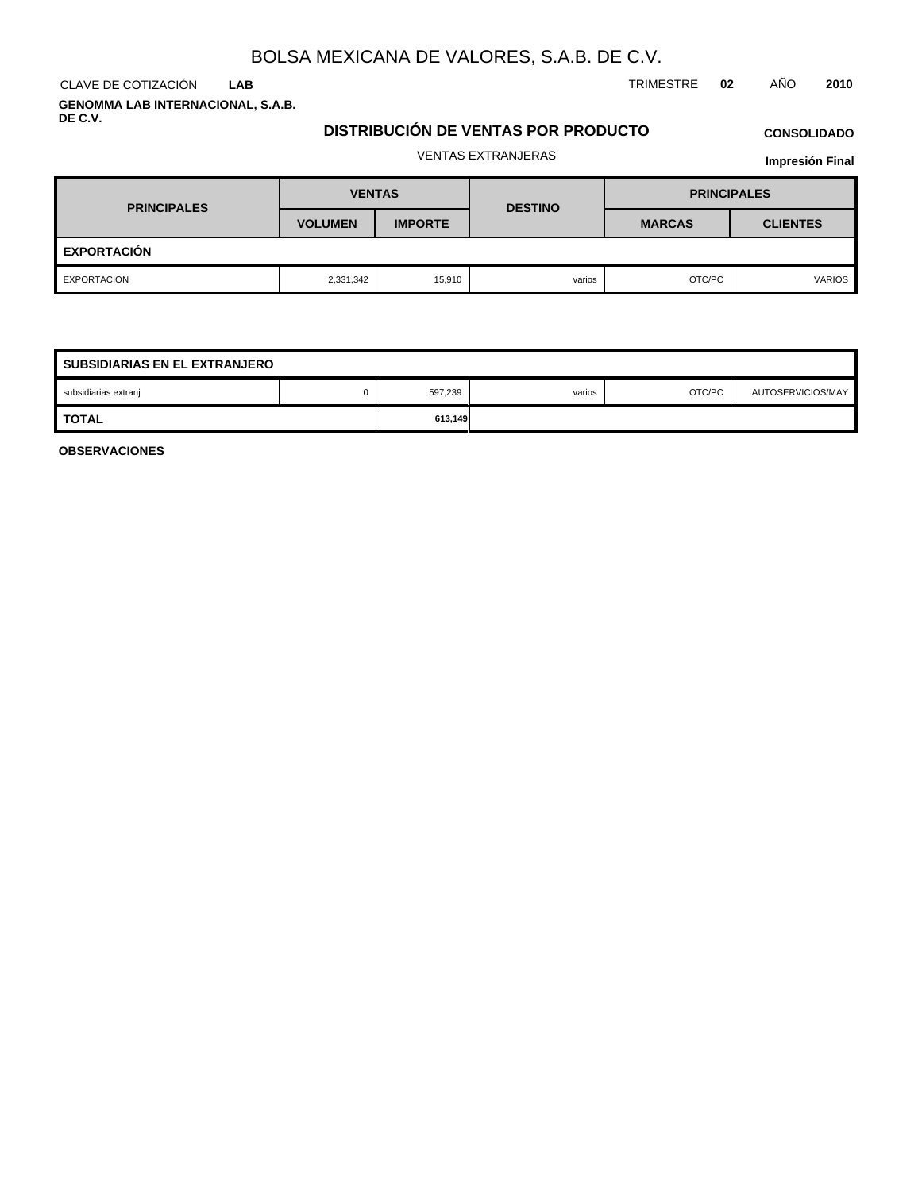# BOLSA MEXICANA DE VALORES, S.A.B. DE C.V.

CLAVE DE COTIZACIÓN **LAB**

TRIMESTRE **02** AÑO **2010**

**GENOMMA LAB INTERNACIONAL, S.A.B. DE C.V.**

## DISTRIBUCIÓN DE VENTAS POR PRODUCTO

**CONSOLIDADO**

VENTAS EXTRANJERAS

**Impresión Final**

| PRINCIPALES | VENTAS | | DESTINO | PRINCIPALES | |
|---|---|---|---|---|---|
| | VOLUMEN | IMPORTE | | MARCAS | CLIENTES |
| **EXPORTACIÓN** | | | | | |
| EXPORTACION | 2,331,342 | 15,910 | varios | OTC/PC | VARIOS |
| **SUBSIDIARIAS EN EL EXTRANJERO** | | | | | |
| subsidiarias extranj | 0 | 597,239 | varios | OTC/PC | AUTOSERVICIOS/MAY |
| **TOTAL** | | **613,149** | | | |

**OBSERVACIONES**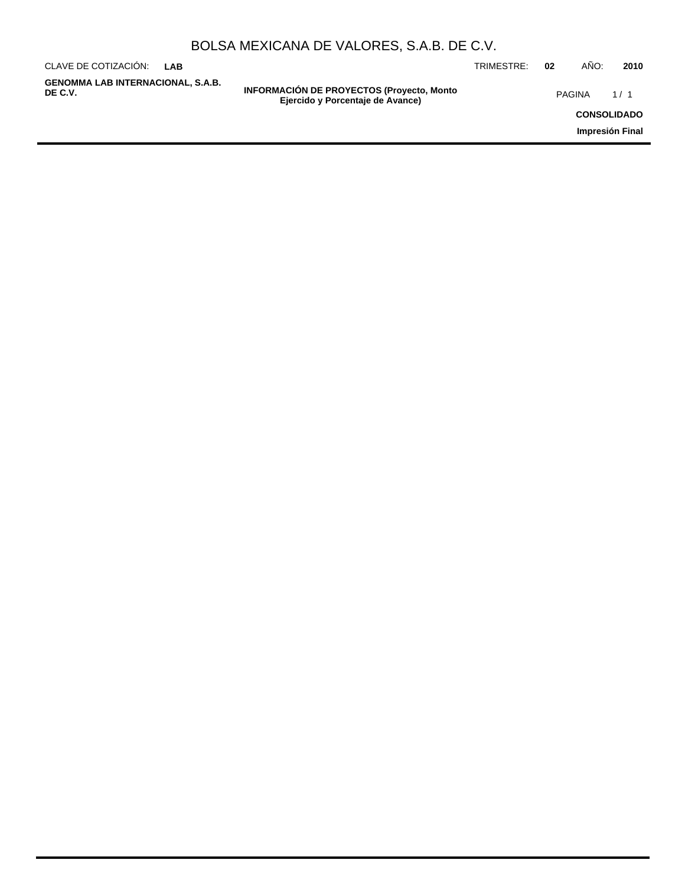## INFORMACIÓN DE PROYECTOS (Proyecto, Monto Ejercido y Porcentaje de Avance)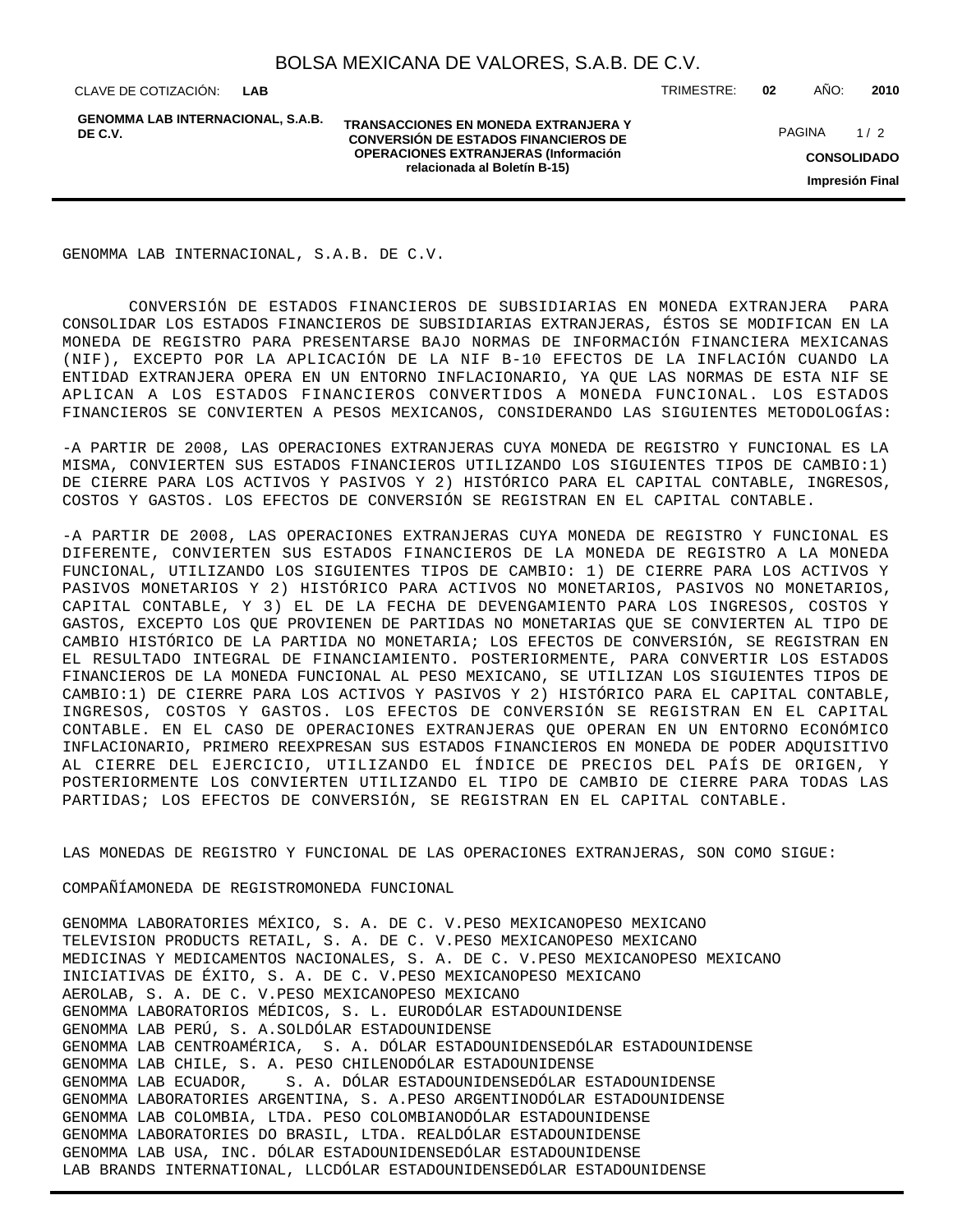GENOMMA LAB INTERNACIONAL, S.A.B. DE C.V.

CONVERSIÓN DE ESTADOS FINANCIEROS DE SUBSIDIARIAS EN MONEDA EXTRANJERA PARA CONSOLIDAR LOS ESTADOS FINANCIEROS DE SUBSIDIARIAS EXTRANJERAS, ÉSTOS SE MODIFICAN EN LA MONEDA DE REGISTRO PARA PRESENTARSE BAJO NORMAS DE INFORMACIÓN FINANCIERA MEXICANAS (NIF), EXCEPTO POR LA APLICACIÓN DE LA NIF B-10 EFECTOS DE LA INFLACIÓN CUANDO LA ENTIDAD EXTRANJERA OPERA EN UN ENTORNO INFLACIONARIO, YA QUE LAS NORMAS DE ESTA NIF SE APLICAN A LOS ESTADOS FINANCIEROS CONVERTIDOS A MONEDA FUNCIONAL. LOS ESTADOS FINANCIEROS SE CONVIERTEN A PESOS MEXICANOS, CONSIDERANDO LAS SIGUIENTES METODOLOGÍAS:

-A PARTIR DE 2008, LAS OPERACIONES EXTRANJERAS CUYA MONEDA DE REGISTRO Y FUNCIONAL ES LA MISMA, CONVIERTEN SUS ESTADOS FINANCIEROS UTILIZANDO LOS SIGUIENTES TIPOS DE CAMBIO:1) DE CIERRE PARA LOS ACTIVOS Y PASIVOS Y 2) HISTÓRICO PARA EL CAPITAL CONTABLE, INGRESOS, COSTOS Y GASTOS. LOS EFECTOS DE CONVERSIÓN SE REGISTRAN EN EL CAPITAL CONTABLE.

-A PARTIR DE 2008, LAS OPERACIONES EXTRANJERAS CUYA MONEDA DE REGISTRO Y FUNCIONAL ES DIFERENTE, CONVIERTEN SUS ESTADOS FINANCIEROS DE LA MONEDA DE REGISTRO A LA MONEDA FUNCIONAL, UTILIZANDO LOS SIGUIENTES TIPOS DE CAMBIO: 1) DE CIERRE PARA LOS ACTIVOS Y PASIVOS MONETARIOS Y 2) HISTÓRICO PARA ACTIVOS NO MONETARIOS, PASIVOS NO MONETARIOS, CAPITAL CONTABLE, Y 3) EL DE LA FECHA DE DEVENGAMIENTO PARA LOS INGRESOS, COSTOS Y GASTOS, EXCEPTO LOS QUE PROVIENEN DE PARTIDAS NO MONETARIAS QUE SE CONVIERTEN AL TIPO DE CAMBIO HISTÓRICO DE LA PARTIDA NO MONETARIA; LOS EFECTOS DE CONVERSIÓN, SE REGISTRAN EN EL RESULTADO INTEGRAL DE FINANCIAMIENTO. POSTERIORMENTE, PARA CONVERTIR LOS ESTADOS FINANCIEROS DE LA MONEDA FUNCIONAL AL PESO MEXICANO, SE UTILIZAN LOS SIGUIENTES TIPOS DE CAMBIO:1) DE CIERRE PARA LOS ACTIVOS Y PASIVOS Y 2) HISTÓRICO PARA EL CAPITAL CONTABLE, INGRESOS, COSTOS Y GASTOS. LOS EFECTOS DE CONVERSIÓN SE REGISTRAN EN EL CAPITAL CONTABLE. EN EL CASO DE OPERACIONES EXTRANJERAS QUE OPERAN EN UN ENTORNO ECONÓMICO INFLACIONARIO, PRIMERO REEXPRESAN SUS ESTADOS FINANCIEROS EN MONEDA DE PODER ADQUISITIVO AL CIERRE DEL EJERCICIO, UTILIZANDO EL ÍNDICE DE PRECIOS DEL PAÍS DE ORIGEN, Y POSTERIORMENTE LOS CONVIERTEN UTILIZANDO EL TIPO DE CAMBIO DE CIERRE PARA TODAS LAS PARTIDAS; LOS EFECTOS DE CONVERSIÓN, SE REGISTRAN EN EL CAPITAL CONTABLE.

LAS MONEDAS DE REGISTRO Y FUNCIONAL DE LAS OPERACIONES EXTRANJERAS, SON COMO SIGUE:

| COMPAÑÍA | MONEDA DE REGISTRO | MONEDA FUNCIONAL |
|---|---|---|
| GENOMMA LABORATORIES MÉXICO, S. A. DE C. V. | PESO MEXICANO | PESO MEXICANO |
| TELEVISION PRODUCTS RETAIL, S. A. DE C. V. | PESO MEXICANO | PESO MEXICANO |
| MEDICINAS Y MEDICAMENTOS NACIONALES, S. A. DE C. V. | PESO MEXICANO | PESO MEXICANO |
| INICIATIVAS DE ÉXITO, S. A. DE C. V. | PESO MEXICANO | PESO MEXICANO |
| AEROLAB, S. A. DE C. V. | PESO MEXICANO | PESO MEXICANO |
| GENOMMA LABORATORIOS MÉDICOS, S. L. | EURO | DÓLAR ESTADOUNIDENSE |
| GENOMMA LAB PERÚ, S. A. | SOL | DÓLAR ESTADOUNIDENSE |
| GENOMMA LAB CENTROAMÉRICA, S. A. | DÓLAR ESTADOUNIDENSE | DÓLAR ESTADOUNIDENSE |
| GENOMMA LAB CHILE, S. A. | PESO CHILENO | DÓLAR ESTADOUNIDENSE |
| GENOMMA LAB ECUADOR, S. A. | DÓLAR ESTADOUNIDENSE | DÓLAR ESTADOUNIDENSE |
| GENOMMA LABORATORIES ARGENTINA, S. A. | PESO ARGENTINO | DÓLAR ESTADOUNIDENSE |
| GENOMMA LAB COLOMBIA, LTDA. | PESO COLOMBIANO | DÓLAR ESTADOUNIDENSE |
| GENOMMA LABORATORIES DO BRASIL, LTDA. | REAL | DÓLAR ESTADOUNIDENSE |
| GENOMMA LAB USA, INC. | DÓLAR ESTADOUNIDENSE | DÓLAR ESTADOUNIDENSE |
| LAB BRANDS INTERNATIONAL, LLC | DÓLAR ESTADOUNIDENSE | DÓLAR ESTADOUNIDENSE |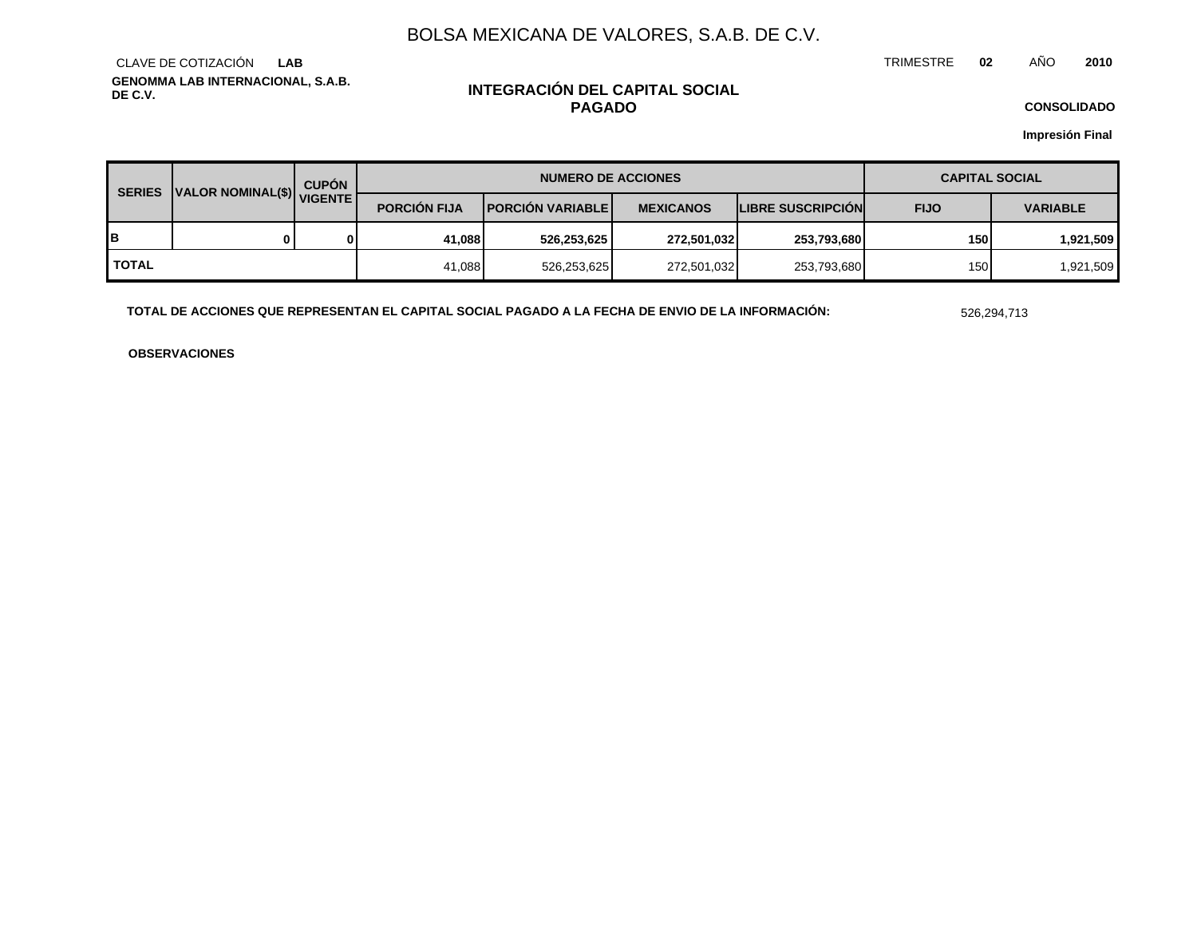# BOLSA MEXICANA DE VALORES, S.A.B. DE C.V.

CLAVE DE COTIZACIÓN **LAB**

TRIMESTRE **02** AÑO **2010**

**GENOMMA LAB INTERNACIONAL, S.A.B. DE C.V.**

## INTEGRACIÓN DEL CAPITAL SOCIAL PAGADO

**CONSOLIDADO**

**Impresión Final**

| SERIES | VALOR NOMINAL($) | CUPÓN VIGENTE | NUMERO DE ACCIONES | | | | CAPITAL SOCIAL | |
|---|---|---|---|---|---|---|---|---|
| | | | PORCIÓN FIJA | PORCIÓN VARIABLE | MEXICANOS | LIBRE SUSCRIPCIÓN | FIJO | VARIABLE |
| **B** | **0** | **0** | **41,088** | **526,253,625** | **272,501,032** | **253,793,680** | **150** | **1,921,509** |
| **TOTAL** | | | 41,088 | 526,253,625 | 272,501,032 | 253,793,680 | 150 | 1,921,509 |

**TOTAL DE ACCIONES QUE REPRESENTAN EL CAPITAL SOCIAL PAGADO A LA FECHA DE ENVIO DE LA INFORMACIÓN:** 526,294,713

**OBSERVACIONES**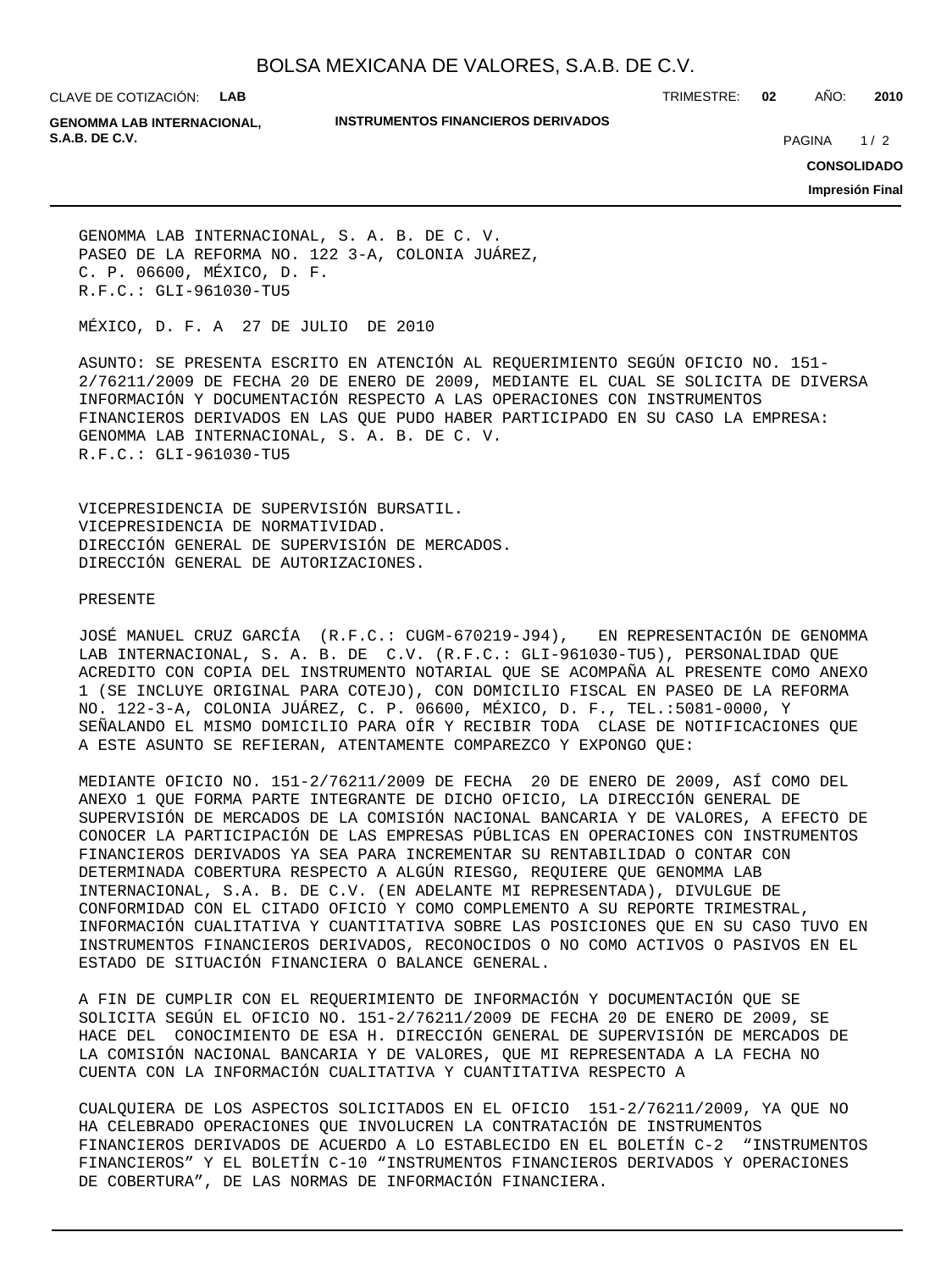GENOMMA LAB INTERNACIONAL, S. A. B. DE C. V.
PASEO DE LA REFORMA NO. 122 3-A, COLONIA JUÁREZ,
C. P. 06600, MÉXICO, D. F.
R.F.C.: GLI-961030-TU5

MÉXICO, D. F. A 27 DE JULIO DE 2010

ASUNTO: SE PRESENTA ESCRITO EN ATENCIÓN AL REQUERIMIENTO SEGÚN OFICIO NO. 151-2/76211/2009 DE FECHA 20 DE ENERO DE 2009, MEDIANTE EL CUAL SE SOLICITA DE DIVERSA INFORMACIÓN Y DOCUMENTACIÓN RESPECTO A LAS OPERACIONES CON INSTRUMENTOS FINANCIEROS DERIVADOS EN LAS QUE PUDO HABER PARTICIPADO EN SU CASO LA EMPRESA: GENOMMA LAB INTERNACIONAL, S. A. B. DE C. V.
R.F.C.: GLI-961030-TU5

VICEPRESIDENCIA DE SUPERVISIÓN BURSATIL.
VICEPRESIDENCIA DE NORMATIVIDAD.
DIRECCIÓN GENERAL DE SUPERVISIÓN DE MERCADOS.
DIRECCIÓN GENERAL DE AUTORIZACIONES.

PRESENTE

JOSÉ MANUEL CRUZ GARCÍA (R.F.C.: CUGM-670219-J94), EN REPRESENTACIÓN DE GENOMMA LAB INTERNACIONAL, S. A. B. DE C.V. (R.F.C.: GLI-961030-TU5), PERSONALIDAD QUE ACREDITO CON COPIA DEL INSTRUMENTO NOTARIAL QUE SE ACOMPAÑA AL PRESENTE COMO ANEXO 1 (SE INCLUYE ORIGINAL PARA COTEJO), CON DOMICILIO FISCAL EN PASEO DE LA REFORMA NO. 122-3-A, COLONIA JUÁREZ, C. P. 06600, MÉXICO, D. F., TEL.:5081-0000, Y SEÑALANDO EL MISMO DOMICILIO PARA OÍR Y RECIBIR TODA CLASE DE NOTIFICACIONES QUE A ESTE ASUNTO SE REFIERAN, ATENTAMENTE COMPAREZCO Y EXPONGO QUE:

MEDIANTE OFICIO NO. 151-2/76211/2009 DE FECHA 20 DE ENERO DE 2009, ASÍ COMO DEL ANEXO 1 QUE FORMA PARTE INTEGRANTE DE DICHO OFICIO, LA DIRECCIÓN GENERAL DE SUPERVISIÓN DE MERCADOS DE LA COMISIÓN NACIONAL BANCARIA Y DE VALORES, A EFECTO DE CONOCER LA PARTICIPACIÓN DE LAS EMPRESAS PÚBLICAS EN OPERACIONES CON INSTRUMENTOS FINANCIEROS DERIVADOS YA SEA PARA INCREMENTAR SU RENTABILIDAD O CONTAR CON DETERMINADA COBERTURA RESPECTO A ALGÚN RIESGO, REQUIERE QUE GENOMMA LAB INTERNACIONAL, S.A. B. DE C.V. (EN ADELANTE MI REPRESENTADA), DIVULGUE DE CONFORMIDAD CON EL CITADO OFICIO Y COMO COMPLEMENTO A SU REPORTE TRIMESTRAL, INFORMACIÓN CUALITATIVA Y CUANTITATIVA SOBRE LAS POSICIONES QUE EN SU CASO TUVO EN INSTRUMENTOS FINANCIEROS DERIVADOS, RECONOCIDOS O NO COMO ACTIVOS O PASIVOS EN EL ESTADO DE SITUACIÓN FINANCIERA O BALANCE GENERAL.

A FIN DE CUMPLIR CON EL REQUERIMIENTO DE INFORMACIÓN Y DOCUMENTACIÓN QUE SE SOLICITA SEGÚN EL OFICIO NO. 151-2/76211/2009 DE FECHA 20 DE ENERO DE 2009, SE HACE DEL CONOCIMIENTO DE ESA H. DIRECCIÓN GENERAL DE SUPERVISIÓN DE MERCADOS DE LA COMISIÓN NACIONAL BANCARIA Y DE VALORES, QUE MI REPRESENTADA A LA FECHA NO CUENTA CON LA INFORMACIÓN CUALITATIVA Y CUANTITATIVA RESPECTO A

CUALQUIERA DE LOS ASPECTOS SOLICITADOS EN EL OFICIO 151-2/76211/2009, YA QUE NO HA CELEBRADO OPERACIONES QUE INVOLUCREN LA CONTRATACIÓN DE INSTRUMENTOS FINANCIEROS DERIVADOS DE ACUERDO A LO ESTABLECIDO EN EL BOLETÍN C-2 "INSTRUMENTOS FINANCIEROS" Y EL BOLETÍN C-10 "INSTRUMENTOS FINANCIEROS DERIVADOS Y OPERACIONES DE COBERTURA", DE LAS NORMAS DE INFORMACIÓN FINANCIERA.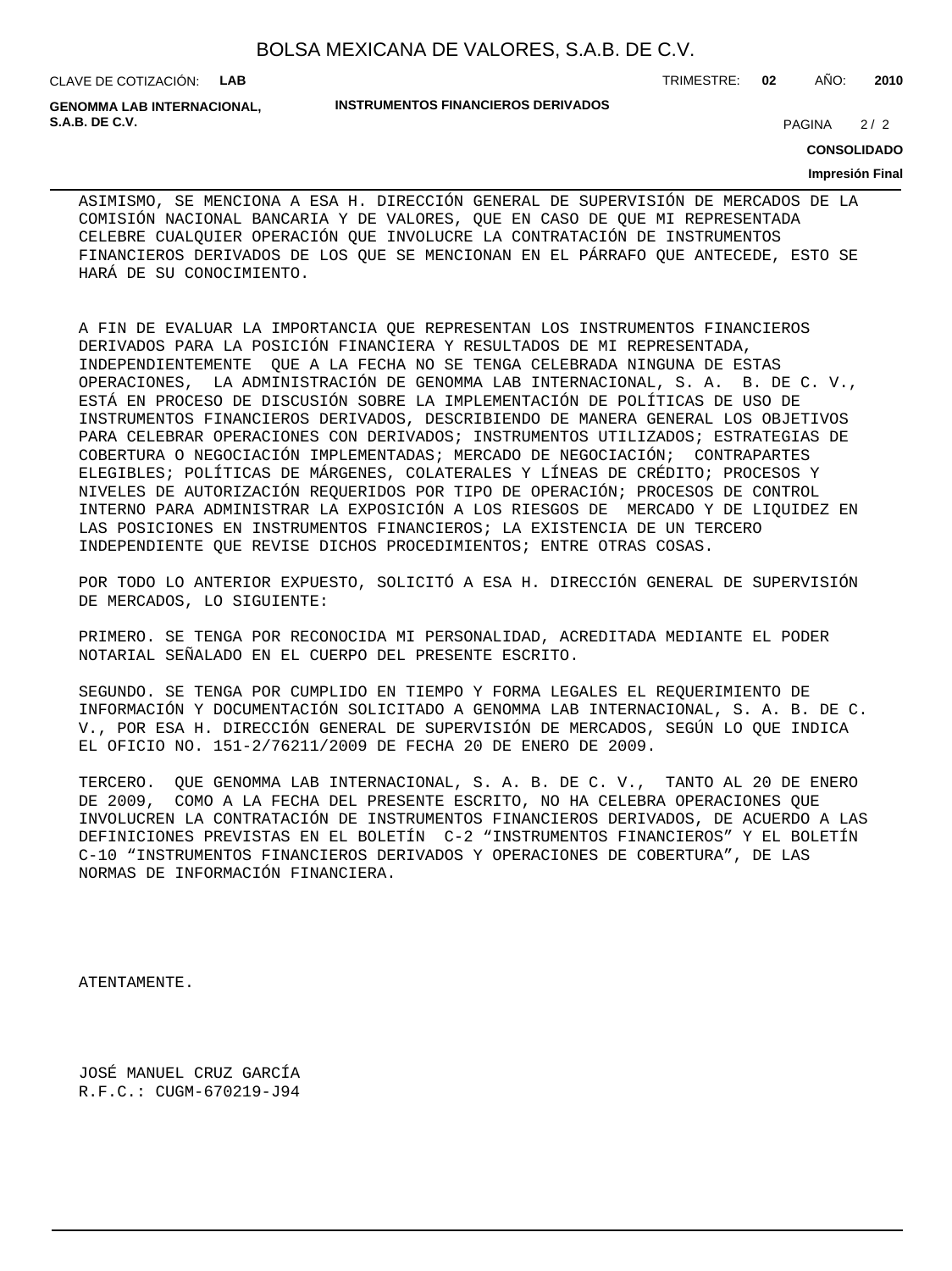ASIMISMO, SE MENCIONA A ESA H. DIRECCIÓN GENERAL DE SUPERVISIÓN DE MERCADOS DE LA COMISIÓN NACIONAL BANCARIA Y DE VALORES, QUE EN CASO DE QUE MI REPRESENTADA CELEBRE CUALQUIER OPERACIÓN QUE INVOLUCRE LA CONTRATACIÓN DE INSTRUMENTOS FINANCIEROS DERIVADOS DE LOS QUE SE MENCIONAN EN EL PÁRRAFO QUE ANTECEDE, ESTO SE HARÁ DE SU CONOCIMIENTO.

A FIN DE EVALUAR LA IMPORTANCIA QUE REPRESENTAN LOS INSTRUMENTOS FINANCIEROS DERIVADOS PARA LA POSICIÓN FINANCIERA Y RESULTADOS DE MI REPRESENTADA, INDEPENDIENTEMENTE QUE A LA FECHA NO SE TENGA CELEBRADA NINGUNA DE ESTAS OPERACIONES, LA ADMINISTRACIÓN DE GENOMMA LAB INTERNACIONAL, S. A. B. DE C. V., ESTÁ EN PROCESO DE DISCUSIÓN SOBRE LA IMPLEMENTACIÓN DE POLÍTICAS DE USO DE INSTRUMENTOS FINANCIEROS DERIVADOS, DESCRIBIENDO DE MANERA GENERAL LOS OBJETIVOS PARA CELEBRAR OPERACIONES CON DERIVADOS; INSTRUMENTOS UTILIZADOS; ESTRATEGIAS DE COBERTURA O NEGOCIACIÓN IMPLEMENTADAS; MERCADO DE NEGOCIACIÓN; CONTRAPARTES ELEGIBLES; POLÍTICAS DE MÁRGENES, COLATERALES Y LÍNEAS DE CRÉDITO; PROCESOS Y NIVELES DE AUTORIZACIÓN REQUERIDOS POR TIPO DE OPERACIÓN; PROCESOS DE CONTROL INTERNO PARA ADMINISTRAR LA EXPOSICIÓN A LOS RIESGOS DE MERCADO Y DE LIQUIDEZ EN LAS POSICIONES EN INSTRUMENTOS FINANCIEROS; LA EXISTENCIA DE UN TERCERO INDEPENDIENTE QUE REVISE DICHOS PROCEDIMIENTOS; ENTRE OTRAS COSAS.

POR TODO LO ANTERIOR EXPUESTO, SOLICITÓ A ESA H. DIRECCIÓN GENERAL DE SUPERVISIÓN DE MERCADOS, LO SIGUIENTE:

PRIMERO. SE TENGA POR RECONOCIDA MI PERSONALIDAD, ACREDITADA MEDIANTE EL PODER NOTARIAL SEÑALADO EN EL CUERPO DEL PRESENTE ESCRITO.

SEGUNDO. SE TENGA POR CUMPLIDO EN TIEMPO Y FORMA LEGALES EL REQUERIMIENTO DE INFORMACIÓN Y DOCUMENTACIÓN SOLICITADO A GENOMMA LAB INTERNACIONAL, S. A. B. DE C. V., POR ESA H. DIRECCIÓN GENERAL DE SUPERVISIÓN DE MERCADOS, SEGÚN LO QUE INDICA EL OFICIO NO. 151-2/76211/2009 DE FECHA 20 DE ENERO DE 2009.

TERCERO. QUE GENOMMA LAB INTERNACIONAL, S. A. B. DE C. V., TANTO AL 20 DE ENERO DE 2009, COMO A LA FECHA DEL PRESENTE ESCRITO, NO HA CELEBRA OPERACIONES QUE INVOLUCREN LA CONTRATACIÓN DE INSTRUMENTOS FINANCIEROS DERIVADOS, DE ACUERDO A LAS DEFINICIONES PREVISTAS EN EL BOLETÍN C-2 “INSTRUMENTOS FINANCIEROS” Y EL BOLETÍN C-10 “INSTRUMENTOS FINANCIEROS DERIVADOS Y OPERACIONES DE COBERTURA”, DE LAS NORMAS DE INFORMACIÓN FINANCIERA.

ATENTAMENTE.

JOSÉ MANUEL CRUZ GARCÍA
R.F.C.: CUGM-670219-J94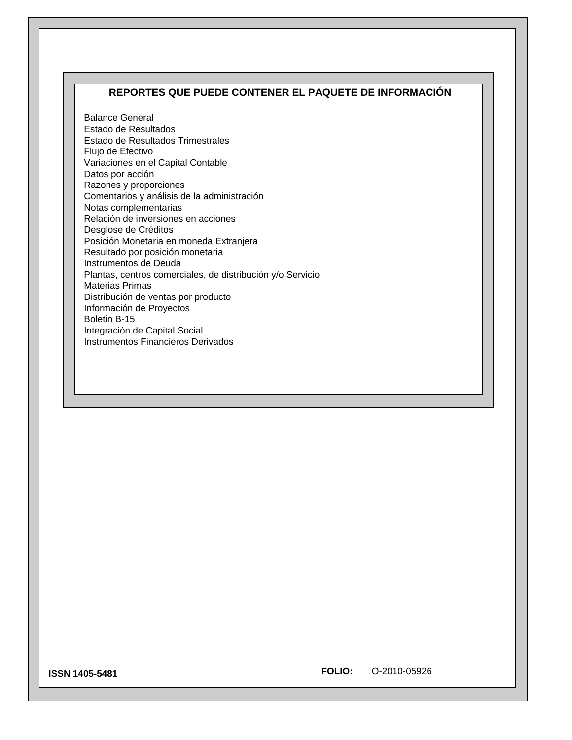## REPORTES QUE PUEDE CONTENER EL PAQUETE DE INFORMACIÓN

Balance General
Estado de Resultados
Estado de Resultados Trimestrales
Flujo de Efectivo
Variaciones en el Capital Contable
Datos por acción
Razones y proporciones
Comentarios y análisis de la administración
Notas complementarias
Relación de inversiones en acciones
Desglose de Créditos
Posición Monetaria en moneda Extranjera
Resultado por posición monetaria
Instrumentos de Deuda
Plantas, centros comerciales, de distribución y/o Servicio
Materias Primas
Distribución de ventas por producto
Información de Proyectos
Boletin B-15
Integración de Capital Social
Instrumentos Financieros Derivados

**ISSN 1405-5481**

**FOLIO:** O-2010-05926